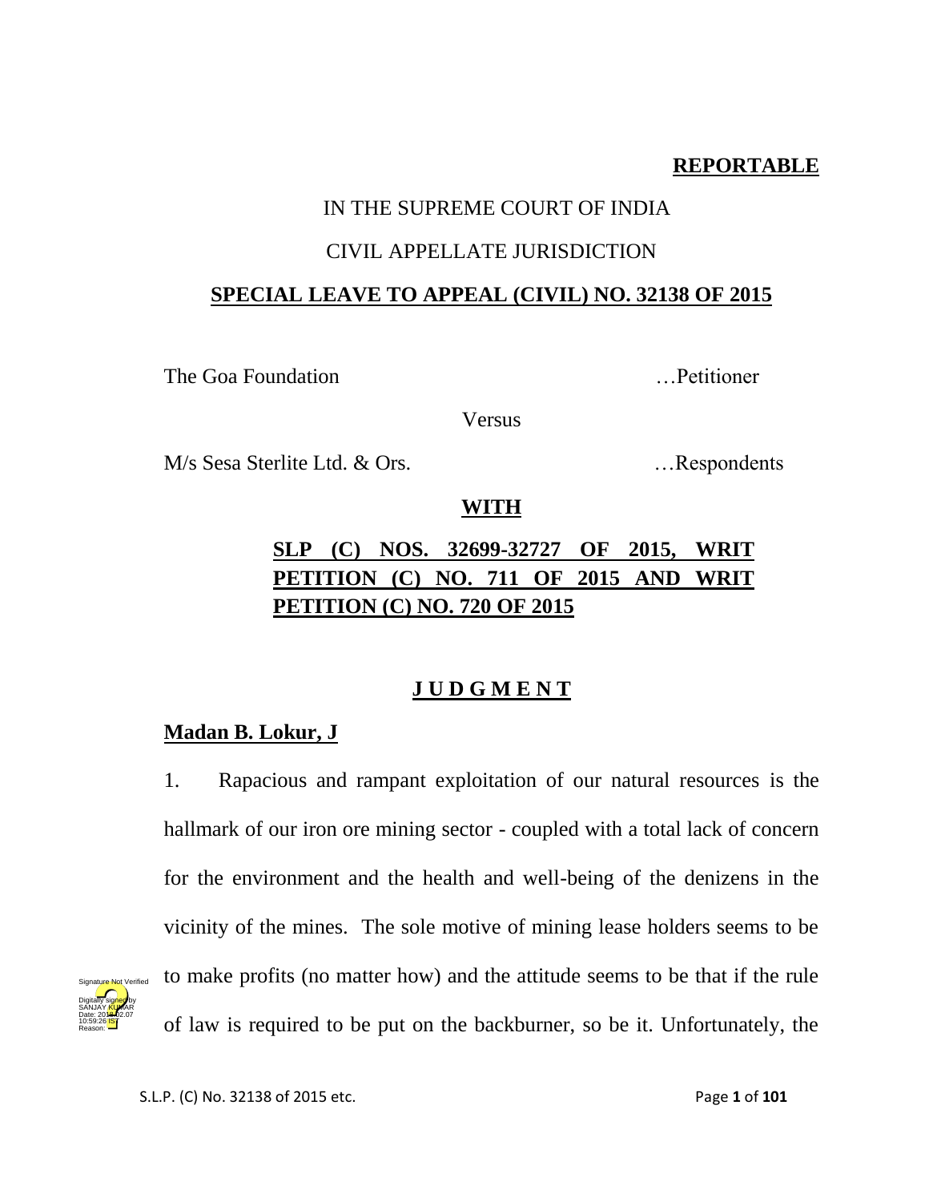**REPORTABLE**

IN THE SUPREME COURT OF INDIA

CIVIL APPELLATE JURISDICTION

**SPECIAL LEAVE TO APPEAL (CIVIL) NO. 32138 OF 2015**

The Goa Foundation …Petitioner

Versus

M/s Sesa Sterlite Ltd. & Ors. …Respondents

**WITH**

**SLP (C) NOS. 32699-32727 OF 2015, WRIT PETITION (C) NO. 711 OF 2015 AND WRIT PETITION (C) NO. 720 OF 2015**

**J U D G M E N T**

**Madan B. Lokur, J**

1. Rapacious and rampant exploitation of our natural resources is the hallmark of our iron ore mining sector - coupled with a total lack of concern for the environment and the health and well-being of the denizens in the vicinity of the mines. The sole motive of mining lease holders seems to be to make profits (no matter how) and the attitude seems to be that if the rule of law is required to be put on the backburner, so be it. Unfortunately, the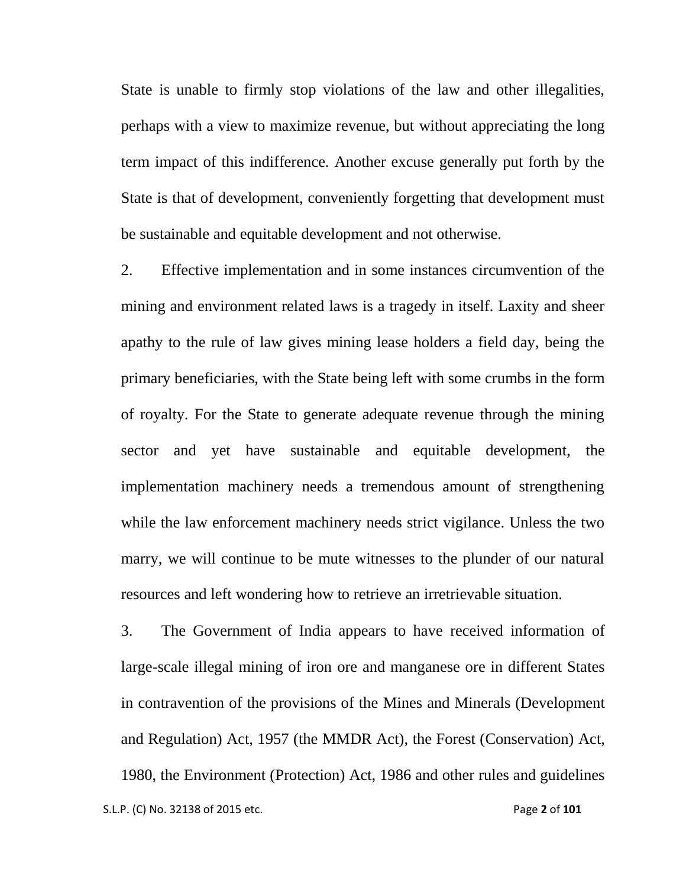State is unable to firmly stop violations of the law and other illegalities, perhaps with a view to maximize revenue, but without appreciating the long term impact of this indifference. Another excuse generally put forth by the State is that of development, conveniently forgetting that development must be sustainable and equitable development and not otherwise.

2. Effective implementation and in some instances circumvention of the mining and environment related laws is a tragedy in itself. Laxity and sheer apathy to the rule of law gives mining lease holders a field day, being the primary beneficiaries, with the State being left with some crumbs in the form of royalty. For the State to generate adequate revenue through the mining sector and yet have sustainable and equitable development, the implementation machinery needs a tremendous amount of strengthening while the law enforcement machinery needs strict vigilance. Unless the two marry, we will continue to be mute witnesses to the plunder of our natural resources and left wondering how to retrieve an irretrievable situation.

3. The Government of India appears to have received information of large-scale illegal mining of iron ore and manganese ore in different States in contravention of the provisions of the Mines and Minerals (Development and Regulation) Act, 1957 (the MMDR Act), the Forest (Conservation) Act, 1980, the Environment (Protection) Act, 1986 and other rules and guidelines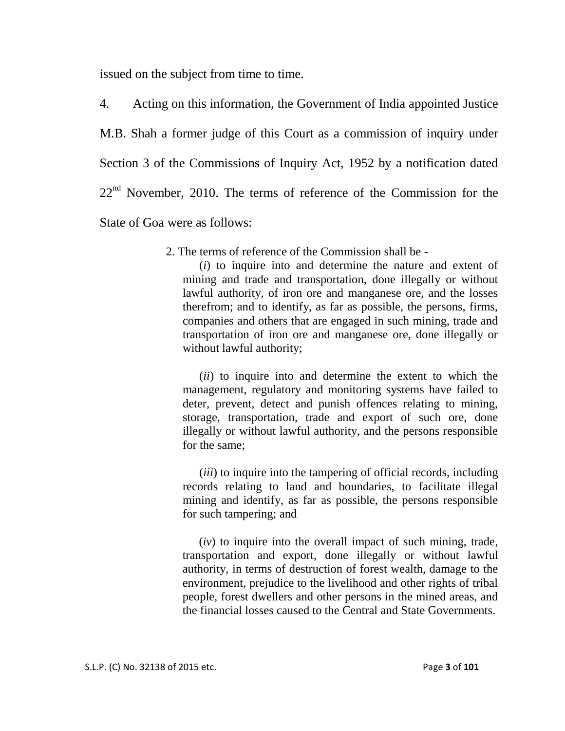issued on the subject from time to time.

4. Acting on this information, the Government of India appointed Justice M.B. Shah a former judge of this Court as a commission of inquiry under Section 3 of the Commissions of Inquiry Act, 1952 by a notification dated 22nd November, 2010. The terms of reference of the Commission for the State of Goa were as follows:

> 2. The terms of reference of the Commission shall be -
>
> (*i*) to inquire into and determine the nature and extent of mining and trade and transportation, done illegally or without lawful authority, of iron ore and manganese ore, and the losses therefrom; and to identify, as far as possible, the persons, firms, companies and others that are engaged in such mining, trade and transportation of iron ore and manganese ore, done illegally or without lawful authority;
>
> (*ii*) to inquire into and determine the extent to which the management, regulatory and monitoring systems have failed to deter, prevent, detect and punish offences relating to mining, storage, transportation, trade and export of such ore, done illegally or without lawful authority, and the persons responsible for the same;
>
> (*iii*) to inquire into the tampering of official records, including records relating to land and boundaries, to facilitate illegal mining and identify, as far as possible, the persons responsible for such tampering; and
>
> (*iv*) to inquire into the overall impact of such mining, trade, transportation and export, done illegally or without lawful authority, in terms of destruction of forest wealth, damage to the environment, prejudice to the livelihood and other rights of tribal people, forest dwellers and other persons in the mined areas, and the financial losses caused to the Central and State Governments.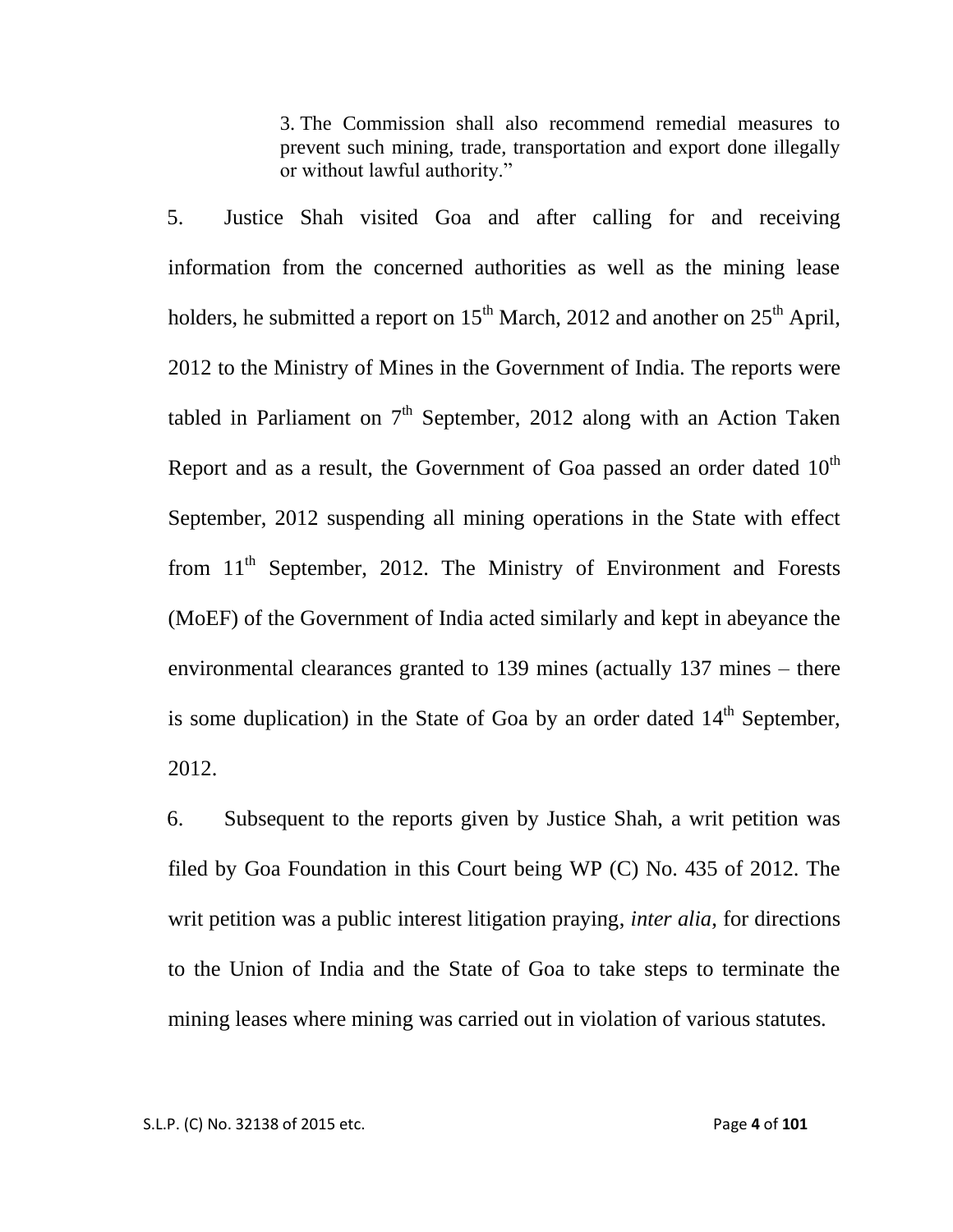> 3. The Commission shall also recommend remedial measures to prevent such mining, trade, transportation and export done illegally or without lawful authority."

5. Justice Shah visited Goa and after calling for and receiving information from the concerned authorities as well as the mining lease holders, he submitted a report on 15th March, 2012 and another on 25th April, 2012 to the Ministry of Mines in the Government of India. The reports were tabled in Parliament on 7th September, 2012 along with an Action Taken Report and as a result, the Government of Goa passed an order dated 10th September, 2012 suspending all mining operations in the State with effect from 11th September, 2012. The Ministry of Environment and Forests (MoEF) of the Government of India acted similarly and kept in abeyance the environmental clearances granted to 139 mines (actually 137 mines – there is some duplication) in the State of Goa by an order dated 14th September, 2012.

6. Subsequent to the reports given by Justice Shah, a writ petition was filed by Goa Foundation in this Court being WP (C) No. 435 of 2012. The writ petition was a public interest litigation praying, *inter alia*, for directions to the Union of India and the State of Goa to take steps to terminate the mining leases where mining was carried out in violation of various statutes.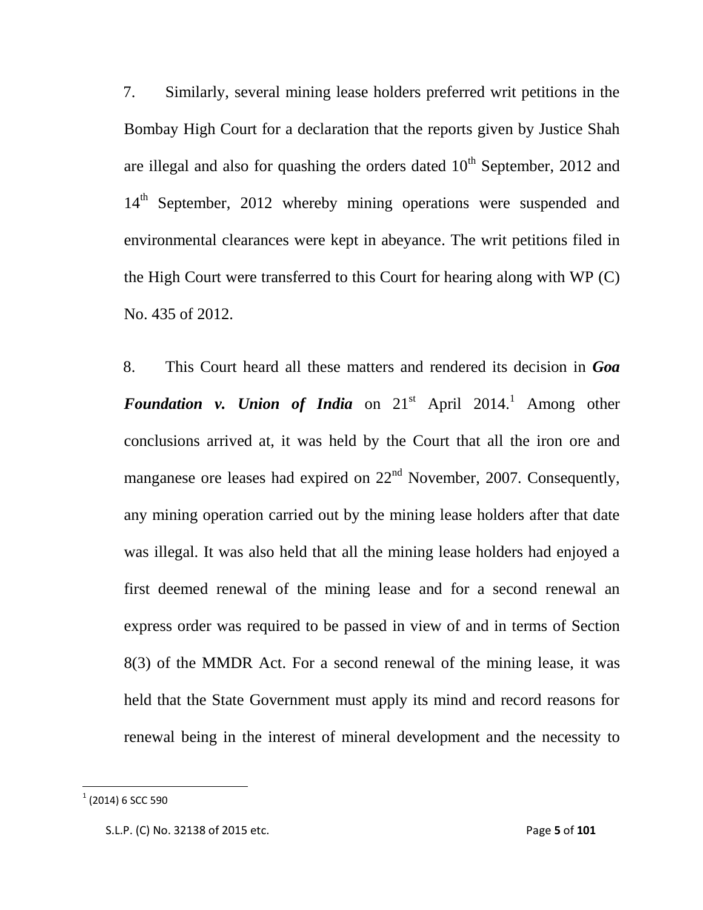7. Similarly, several mining lease holders preferred writ petitions in the Bombay High Court for a declaration that the reports given by Justice Shah are illegal and also for quashing the orders dated 10th September, 2012 and 14th September, 2012 whereby mining operations were suspended and environmental clearances were kept in abeyance. The writ petitions filed in the High Court were transferred to this Court for hearing along with WP (C) No. 435 of 2012.

8. This Court heard all these matters and rendered its decision in ***Goa Foundation v. Union of India*** on 21st April 2014.[1] Among other conclusions arrived at, it was held by the Court that all the iron ore and manganese ore leases had expired on 22nd November, 2007. Consequently, any mining operation carried out by the mining lease holders after that date was illegal. It was also held that all the mining lease holders had enjoyed a first deemed renewal of the mining lease and for a second renewal an express order was required to be passed in view of and in terms of Section 8(3) of the MMDR Act. For a second renewal of the mining lease, it was held that the State Government must apply its mind and record reasons for renewal being in the interest of mineral development and the necessity to

[1] (2014) 6 SCC 590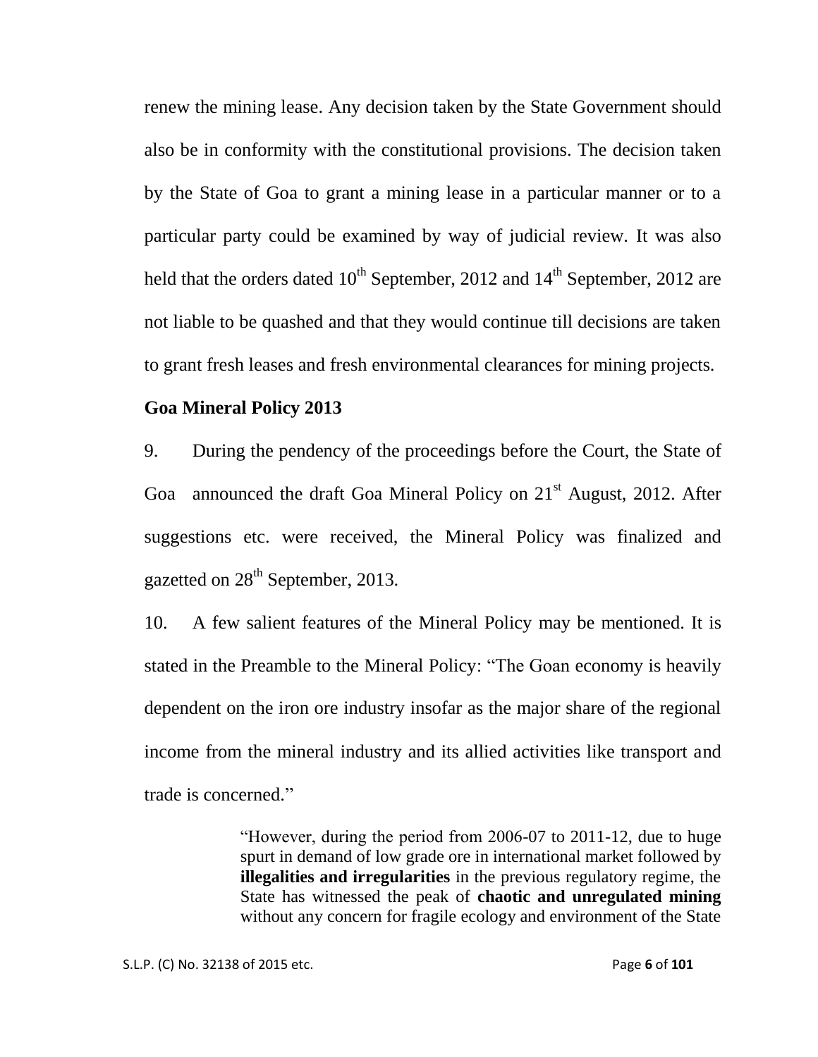renew the mining lease. Any decision taken by the State Government should also be in conformity with the constitutional provisions. The decision taken by the State of Goa to grant a mining lease in a particular manner or to a particular party could be examined by way of judicial review. It was also held that the orders dated 10th September, 2012 and 14th September, 2012 are not liable to be quashed and that they would continue till decisions are taken to grant fresh leases and fresh environmental clearances for mining projects.

**Goa Mineral Policy 2013**

9. During the pendency of the proceedings before the Court, the State of Goa announced the draft Goa Mineral Policy on 21st August, 2012. After suggestions etc. were received, the Mineral Policy was finalized and gazetted on 28th September, 2013.

10. A few salient features of the Mineral Policy may be mentioned. It is stated in the Preamble to the Mineral Policy: "The Goan economy is heavily dependent on the iron ore industry insofar as the major share of the regional income from the mineral industry and its allied activities like transport and trade is concerned."

> "However, during the period from 2006-07 to 2011-12, due to huge spurt in demand of low grade ore in international market followed by **illegalities and irregularities** in the previous regulatory regime, the State has witnessed the peak of **chaotic and unregulated mining** without any concern for fragile ecology and environment of the State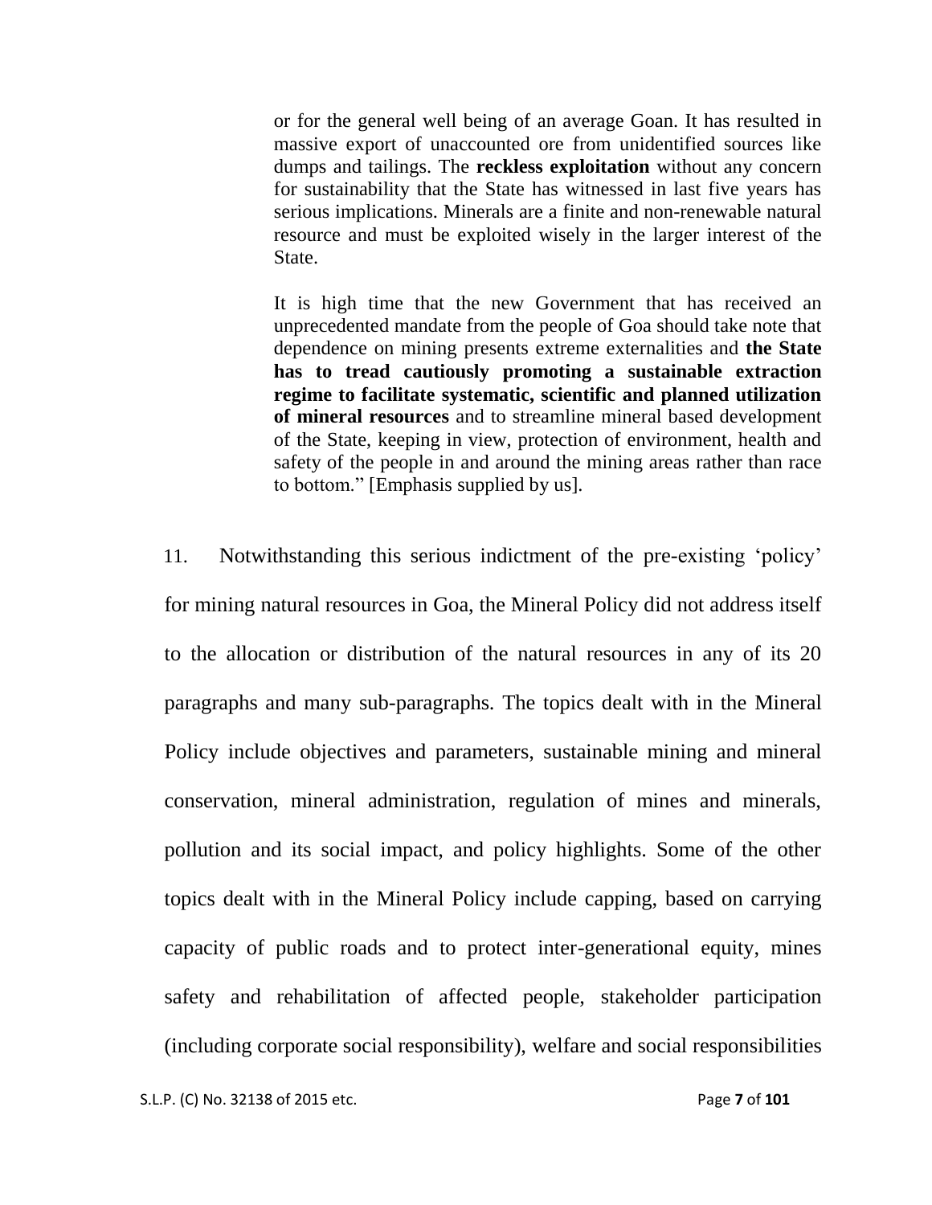> or for the general well being of an average Goan. It has resulted in massive export of unaccounted ore from unidentified sources like dumps and tailings. The **reckless exploitation** without any concern for sustainability that the State has witnessed in last five years has serious implications. Minerals are a finite and non-renewable natural resource and must be exploited wisely in the larger interest of the State.
>
> It is high time that the new Government that has received an unprecedented mandate from the people of Goa should take note that dependence on mining presents extreme externalities and **the State has to tread cautiously promoting a sustainable extraction regime to facilitate systematic, scientific and planned utilization of mineral resources** and to streamline mineral based development of the State, keeping in view, protection of environment, health and safety of the people in and around the mining areas rather than race to bottom." [Emphasis supplied by us].

11. Notwithstanding this serious indictment of the pre-existing 'policy' for mining natural resources in Goa, the Mineral Policy did not address itself to the allocation or distribution of the natural resources in any of its 20 paragraphs and many sub-paragraphs. The topics dealt with in the Mineral Policy include objectives and parameters, sustainable mining and mineral conservation, mineral administration, regulation of mines and minerals, pollution and its social impact, and policy highlights. Some of the other topics dealt with in the Mineral Policy include capping, based on carrying capacity of public roads and to protect inter-generational equity, mines safety and rehabilitation of affected people, stakeholder participation (including corporate social responsibility), welfare and social responsibilities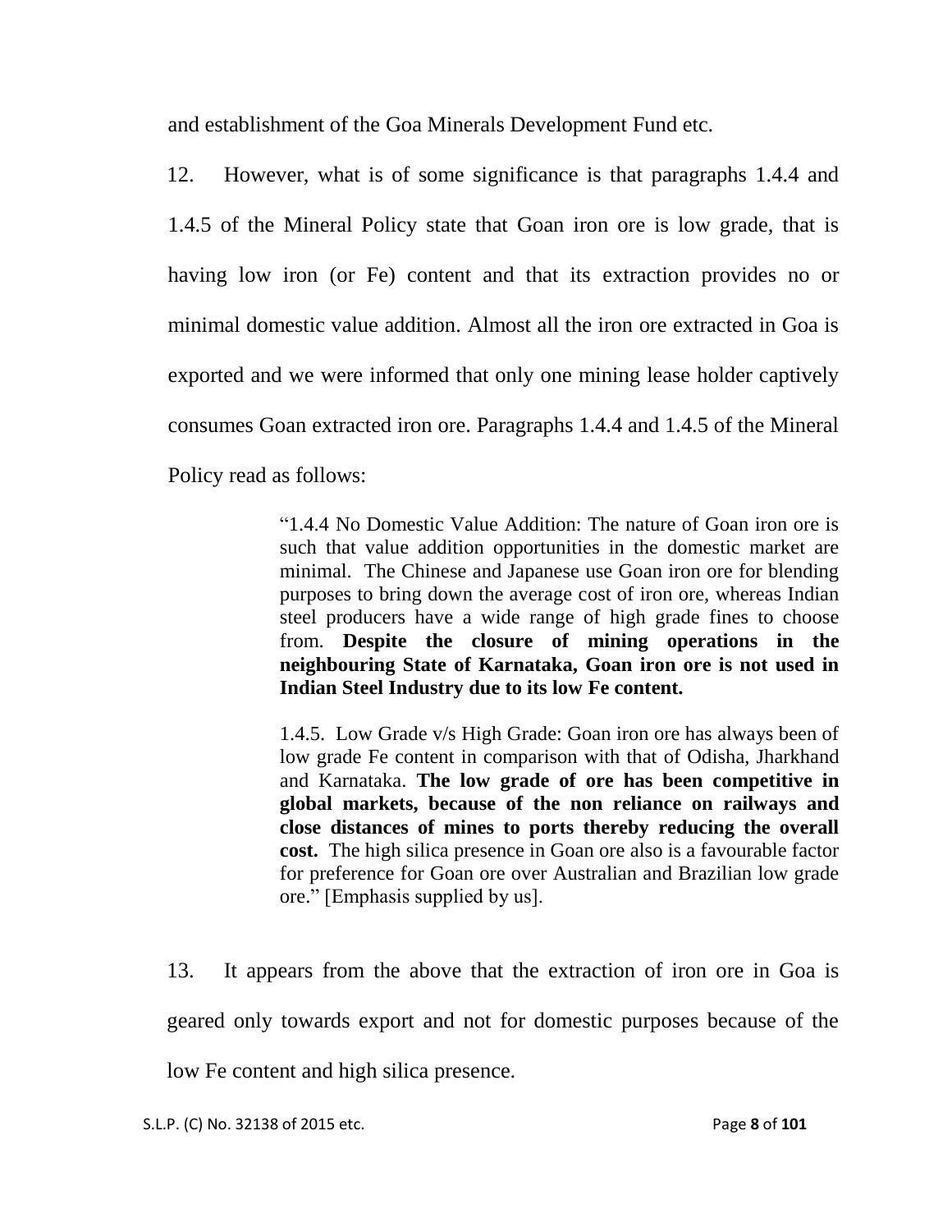and establishment of the Goa Minerals Development Fund etc.

12. However, what is of some significance is that paragraphs 1.4.4 and 1.4.5 of the Mineral Policy state that Goan iron ore is low grade, that is having low iron (or Fe) content and that its extraction provides no or minimal domestic value addition. Almost all the iron ore extracted in Goa is exported and we were informed that only one mining lease holder captively consumes Goan extracted iron ore. Paragraphs 1.4.4 and 1.4.5 of the Mineral Policy read as follows:

> "1.4.4 No Domestic Value Addition: The nature of Goan iron ore is such that value addition opportunities in the domestic market are minimal. The Chinese and Japanese use Goan iron ore for blending purposes to bring down the average cost of iron ore, whereas Indian steel producers have a wide range of high grade fines to choose from. **Despite the closure of mining operations in the neighbouring State of Karnataka, Goan iron ore is not used in Indian Steel Industry due to its low Fe content.**
>
> 1.4.5. Low Grade v/s High Grade: Goan iron ore has always been of low grade Fe content in comparison with that of Odisha, Jharkhand and Karnataka. **The low grade of ore has been competitive in global markets, because of the non reliance on railways and close distances of mines to ports thereby reducing the overall cost.** The high silica presence in Goan ore also is a favourable factor for preference for Goan ore over Australian and Brazilian low grade ore." [Emphasis supplied by us].

13. It appears from the above that the extraction of iron ore in Goa is geared only towards export and not for domestic purposes because of the low Fe content and high silica presence.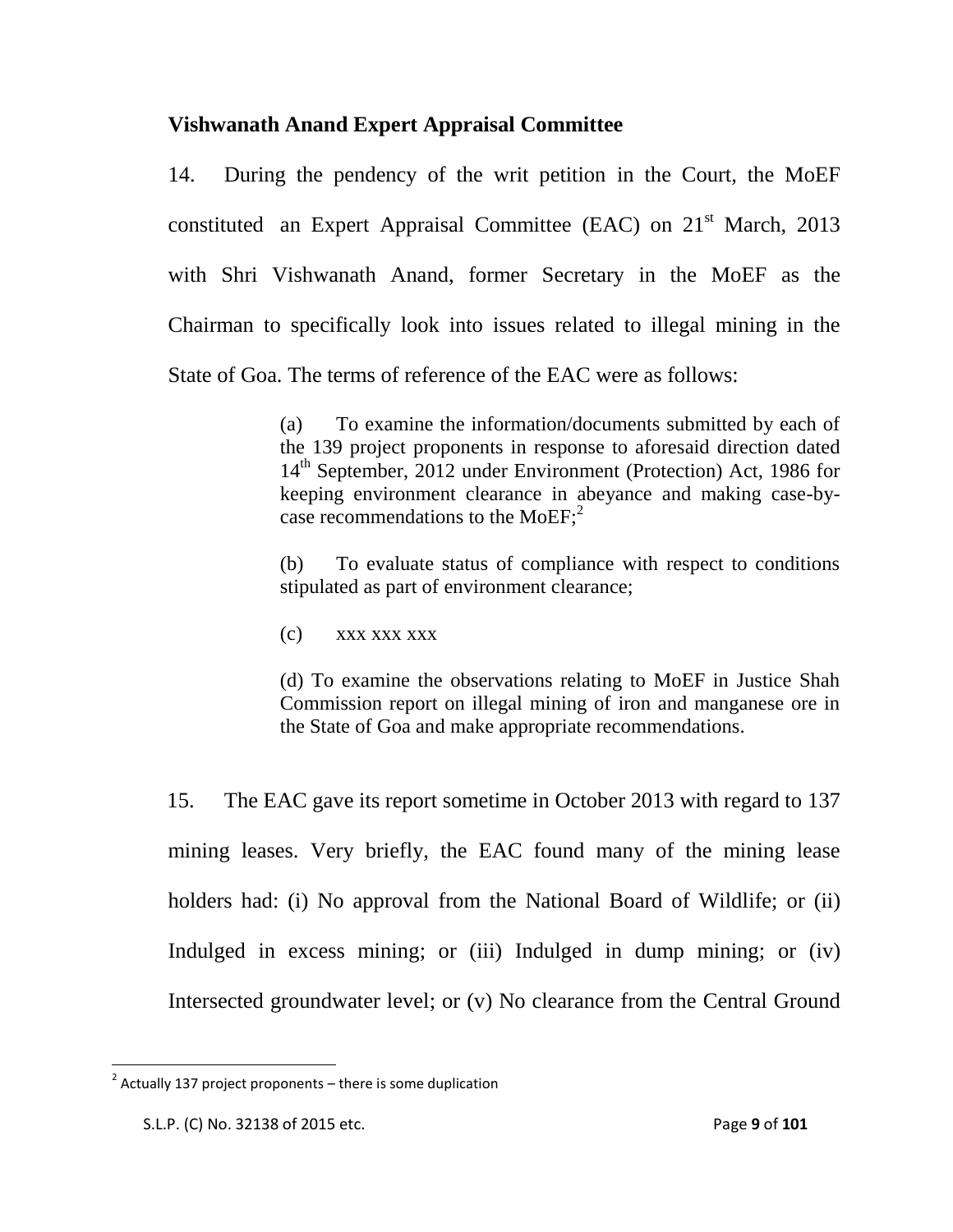## Vishwanath Anand Expert Appraisal Committee

14. During the pendency of the writ petition in the Court, the MoEF constituted an Expert Appraisal Committee (EAC) on 21st March, 2013 with Shri Vishwanath Anand, former Secretary in the MoEF as the Chairman to specifically look into issues related to illegal mining in the State of Goa. The terms of reference of the EAC were as follows:

> (a) To examine the information/documents submitted by each of the 139 project proponents in response to aforesaid direction dated 14th September, 2012 under Environment (Protection) Act, 1986 for keeping environment clearance in abeyance and making case-by-case recommendations to the MoEF;[2]
>
> (b) To evaluate status of compliance with respect to conditions stipulated as part of environment clearance;
>
> (c) xxx xxx xxx
>
> (d) To examine the observations relating to MoEF in Justice Shah Commission report on illegal mining of iron and manganese ore in the State of Goa and make appropriate recommendations.

15. The EAC gave its report sometime in October 2013 with regard to 137 mining leases. Very briefly, the EAC found many of the mining lease holders had: (i) No approval from the National Board of Wildlife; or (ii) Indulged in excess mining; or (iii) Indulged in dump mining; or (iv) Intersected groundwater level; or (v) No clearance from the Central Ground

---

[2] Actually 137 project proponents – there is some duplication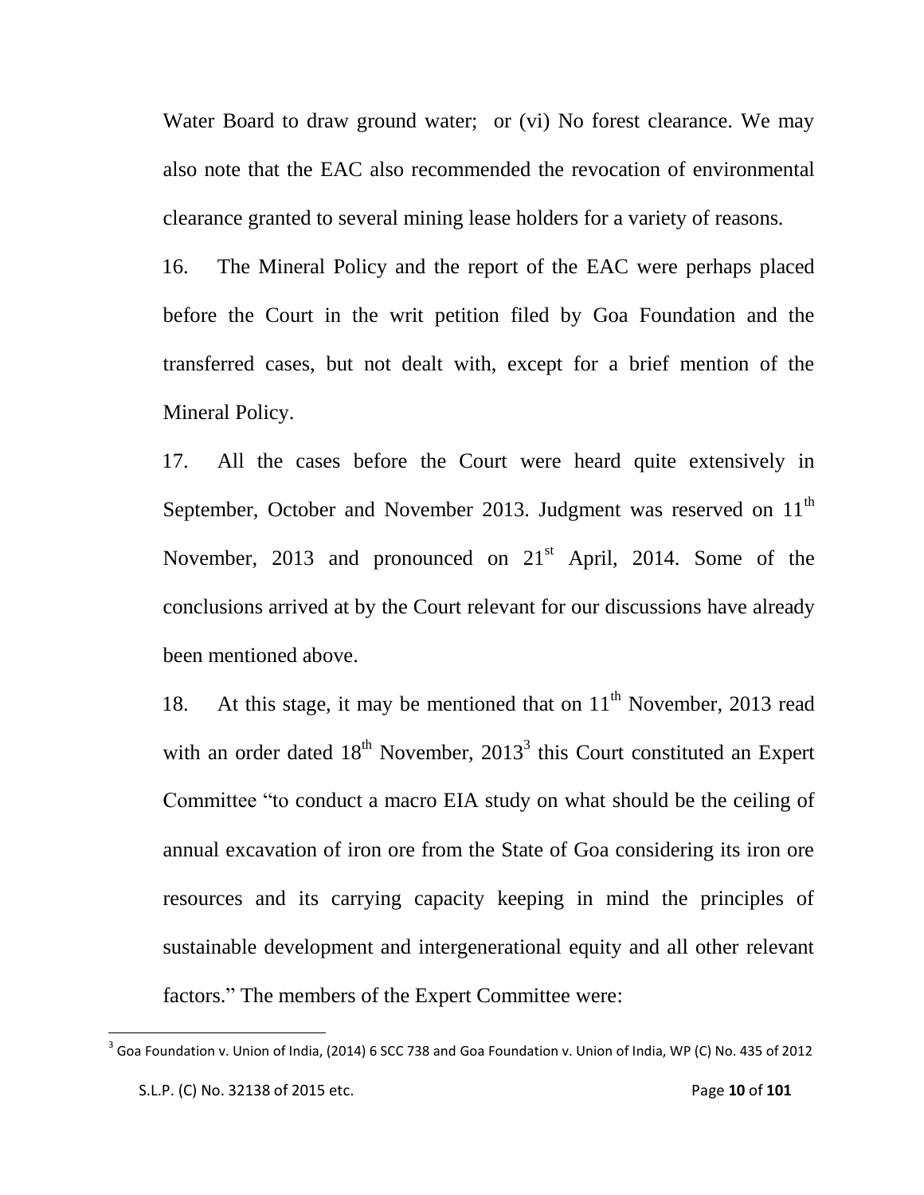Water Board to draw ground water; or (vi) No forest clearance. We may also note that the EAC also recommended the revocation of environmental clearance granted to several mining lease holders for a variety of reasons.

16. The Mineral Policy and the report of the EAC were perhaps placed before the Court in the writ petition filed by Goa Foundation and the transferred cases, but not dealt with, except for a brief mention of the Mineral Policy.

17. All the cases before the Court were heard quite extensively in September, October and November 2013. Judgment was reserved on 11th November, 2013 and pronounced on 21st April, 2014. Some of the conclusions arrived at by the Court relevant for our discussions have already been mentioned above.

18. At this stage, it may be mentioned that on 11th November, 2013 read with an order dated 18th November, 2013[3] this Court constituted an Expert Committee "to conduct a macro EIA study on what should be the ceiling of annual excavation of iron ore from the State of Goa considering its iron ore resources and its carrying capacity keeping in mind the principles of sustainable development and intergenerational equity and all other relevant factors." The members of the Expert Committee were:

---

[3] Goa Foundation v. Union of India, (2014) 6 SCC 738 and Goa Foundation v. Union of India, WP (C) No. 435 of 2012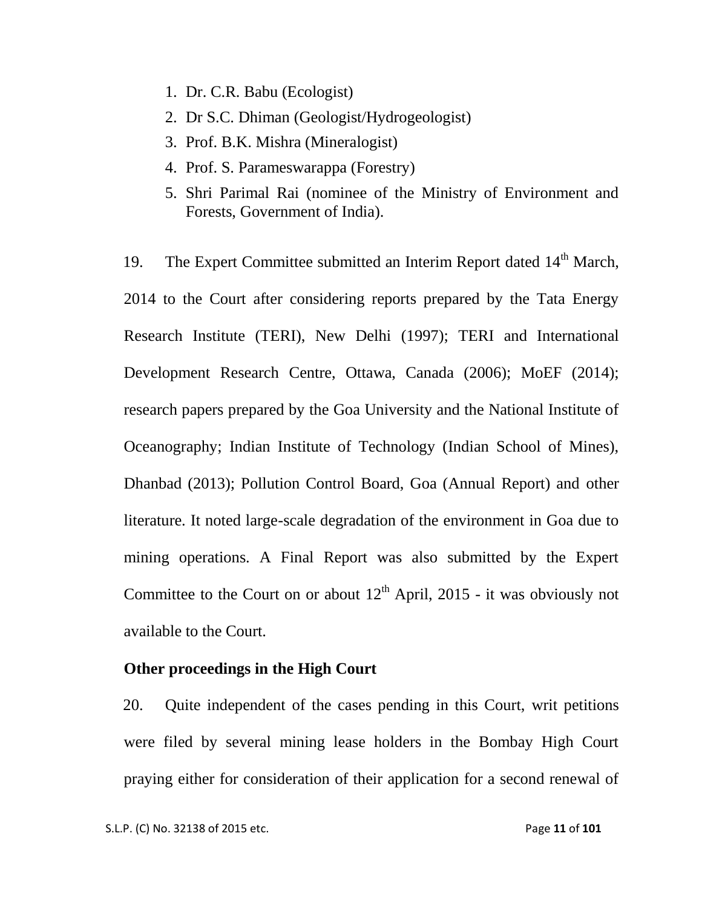1. Dr. C.R. Babu (Ecologist)
2. Dr S.C. Dhiman (Geologist/Hydrogeologist)
3. Prof. B.K. Mishra (Mineralogist)
4. Prof. S. Parameswarappa (Forestry)
5. Shri Parimal Rai (nominee of the Ministry of Environment and Forests, Government of India).

19. The Expert Committee submitted an Interim Report dated 14th March, 2014 to the Court after considering reports prepared by the Tata Energy Research Institute (TERI), New Delhi (1997); TERI and International Development Research Centre, Ottawa, Canada (2006); MoEF (2014); research papers prepared by the Goa University and the National Institute of Oceanography; Indian Institute of Technology (Indian School of Mines), Dhanbad (2013); Pollution Control Board, Goa (Annual Report) and other literature. It noted large-scale degradation of the environment in Goa due to mining operations. A Final Report was also submitted by the Expert Committee to the Court on or about 12th April, 2015 - it was obviously not available to the Court.

**Other proceedings in the High Court**

20. Quite independent of the cases pending in this Court, writ petitions were filed by several mining lease holders in the Bombay High Court praying either for consideration of their application for a second renewal of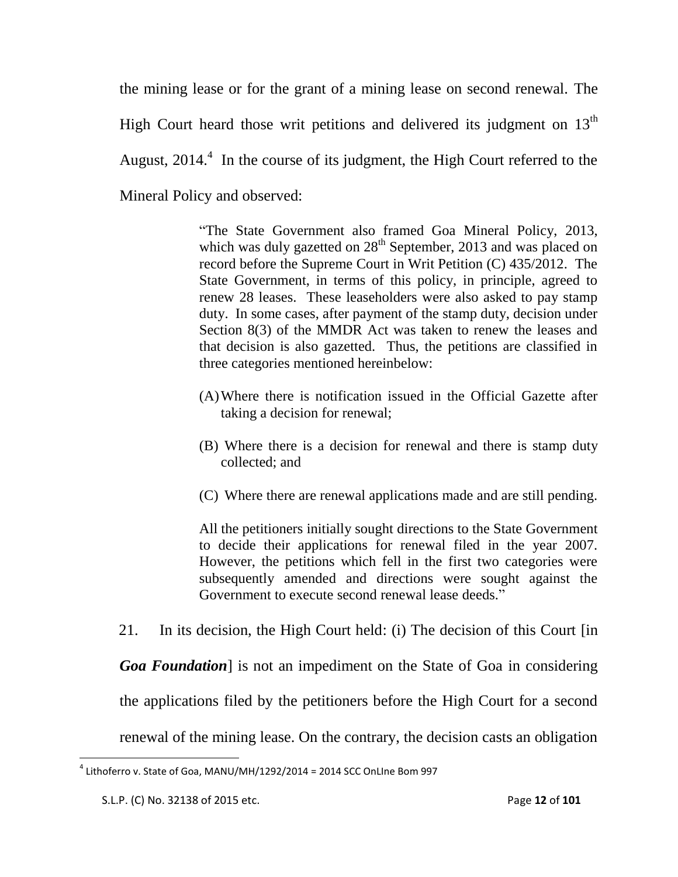the mining lease or for the grant of a mining lease on second renewal. The High Court heard those writ petitions and delivered its judgment on 13th August, 2014.[4] In the course of its judgment, the High Court referred to the Mineral Policy and observed:

> "The State Government also framed Goa Mineral Policy, 2013, which was duly gazetted on 28th September, 2013 and was placed on record before the Supreme Court in Writ Petition (C) 435/2012. The State Government, in terms of this policy, in principle, agreed to renew 28 leases. These leaseholders were also asked to pay stamp duty. In some cases, after payment of the stamp duty, decision under Section 8(3) of the MMDR Act was taken to renew the leases and that decision is also gazetted. Thus, the petitions are classified in three categories mentioned hereinbelow:
>
> (A) Where there is notification issued in the Official Gazette after taking a decision for renewal;
>
> (B) Where there is a decision for renewal and there is stamp duty collected; and
>
> (C) Where there are renewal applications made and are still pending.
>
> All the petitioners initially sought directions to the State Government to decide their applications for renewal filed in the year 2007. However, the petitions which fell in the first two categories were subsequently amended and directions were sought against the Government to execute second renewal lease deeds."

21. In its decision, the High Court held: (i) The decision of this Court [in ***Goa Foundation***] is not an impediment on the State of Goa in considering the applications filed by the petitioners before the High Court for a second renewal of the mining lease. On the contrary, the decision casts an obligation

---

[4] Lithoferro v. State of Goa, MANU/MH/1292/2014 = 2014 SCC OnLIne Bom 997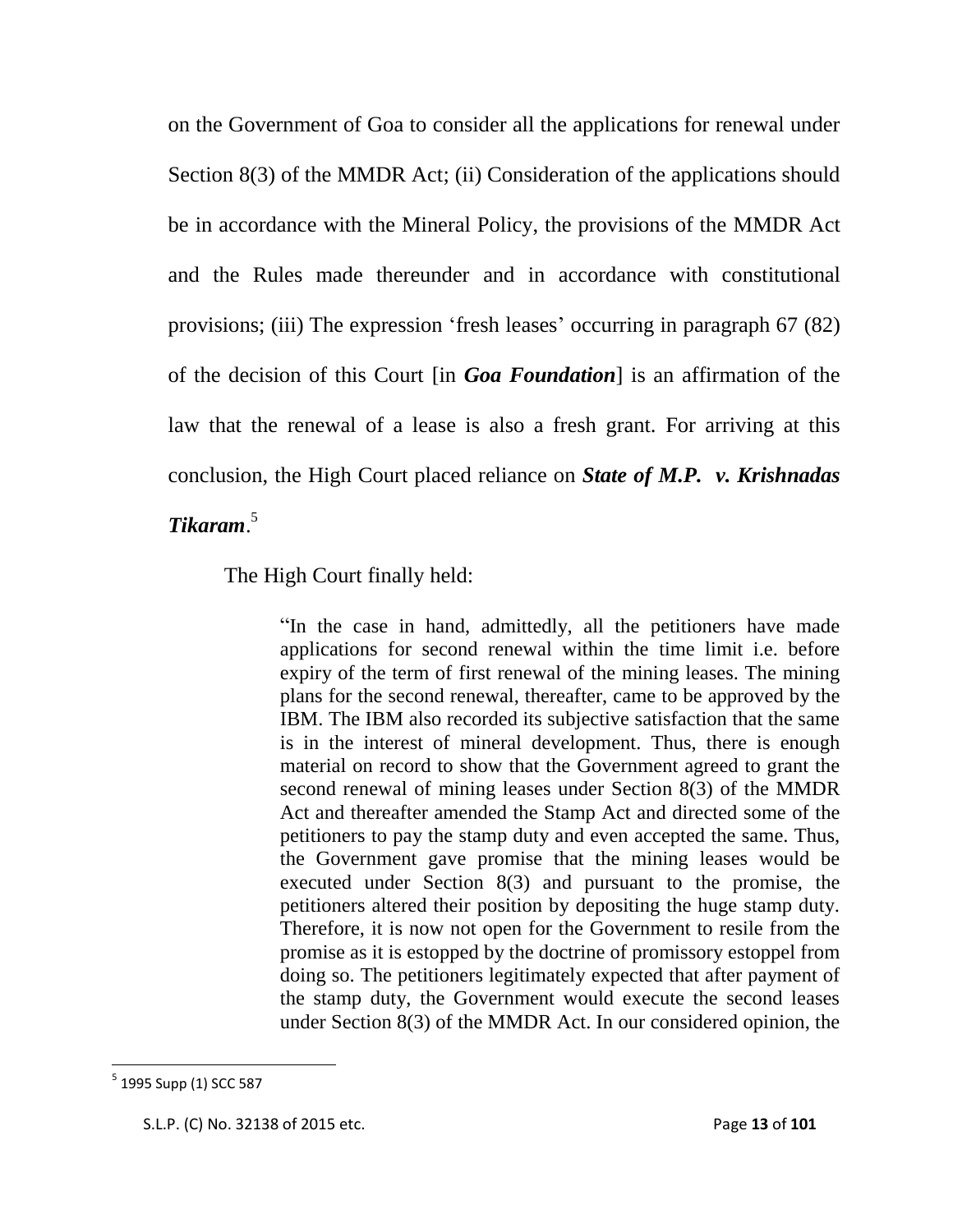on the Government of Goa to consider all the applications for renewal under Section 8(3) of the MMDR Act; (ii) Consideration of the applications should be in accordance with the Mineral Policy, the provisions of the MMDR Act and the Rules made thereunder and in accordance with constitutional provisions; (iii) The expression 'fresh leases' occurring in paragraph 67 (82) of the decision of this Court [in ***Goa Foundation***] is an affirmation of the law that the renewal of a lease is also a fresh grant. For arriving at this conclusion, the High Court placed reliance on ***State of M.P. v. Krishnadas Tikaram***.[5]

The High Court finally held:

> "In the case in hand, admittedly, all the petitioners have made applications for second renewal within the time limit i.e. before expiry of the term of first renewal of the mining leases. The mining plans for the second renewal, thereafter, came to be approved by the IBM. The IBM also recorded its subjective satisfaction that the same is in the interest of mineral development. Thus, there is enough material on record to show that the Government agreed to grant the second renewal of mining leases under Section 8(3) of the MMDR Act and thereafter amended the Stamp Act and directed some of the petitioners to pay the stamp duty and even accepted the same. Thus, the Government gave promise that the mining leases would be executed under Section 8(3) and pursuant to the promise, the petitioners altered their position by depositing the huge stamp duty. Therefore, it is now not open for the Government to resile from the promise as it is estopped by the doctrine of promissory estoppel from doing so. The petitioners legitimately expected that after payment of the stamp duty, the Government would execute the second leases under Section 8(3) of the MMDR Act. In our considered opinion, the

---

[5] 1995 Supp (1) SCC 587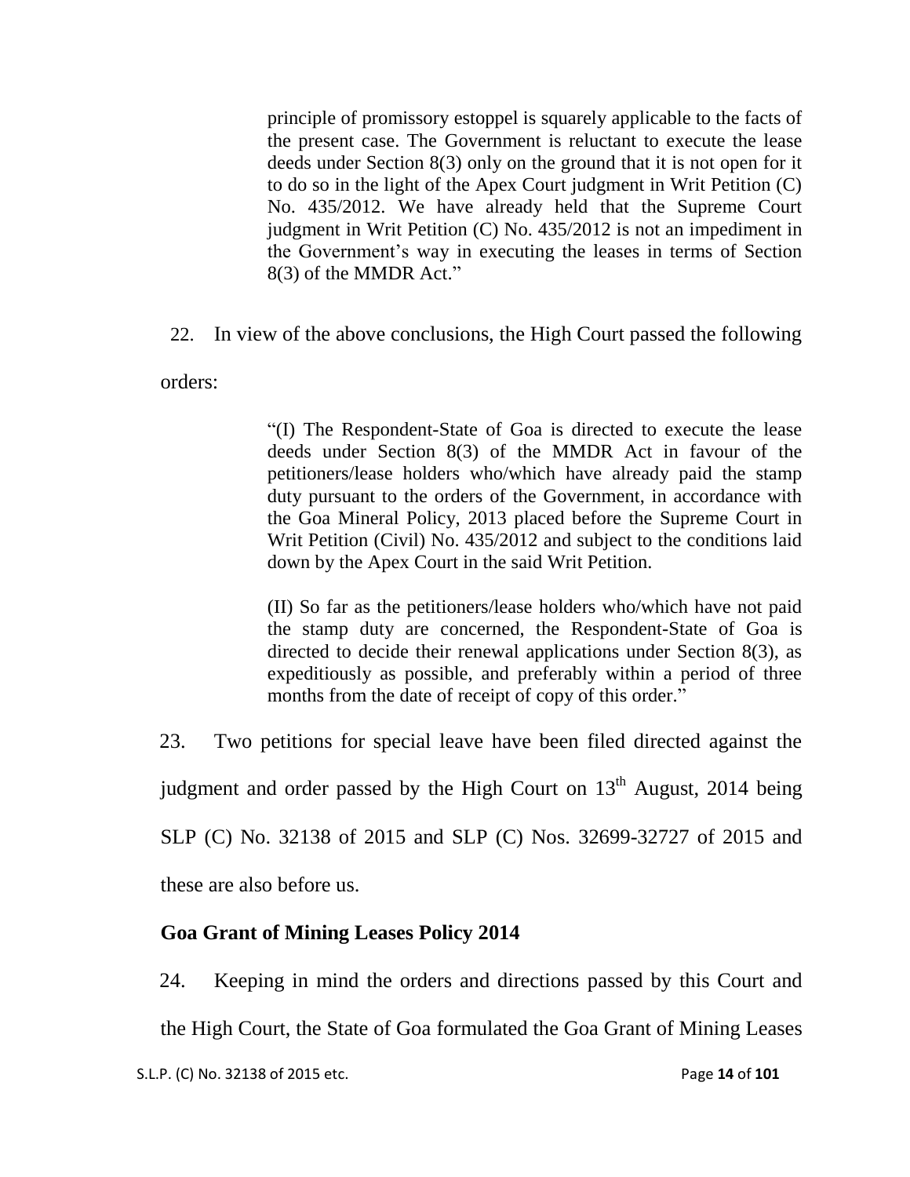> principle of promissory estoppel is squarely applicable to the facts of the present case. The Government is reluctant to execute the lease deeds under Section 8(3) only on the ground that it is not open for it to do so in the light of the Apex Court judgment in Writ Petition (C) No. 435/2012. We have already held that the Supreme Court judgment in Writ Petition (C) No. 435/2012 is not an impediment in the Government's way in executing the leases in terms of Section 8(3) of the MMDR Act."

22. In view of the above conclusions, the High Court passed the following orders:

> "(I) The Respondent-State of Goa is directed to execute the lease deeds under Section 8(3) of the MMDR Act in favour of the petitioners/lease holders who/which have already paid the stamp duty pursuant to the orders of the Government, in accordance with the Goa Mineral Policy, 2013 placed before the Supreme Court in Writ Petition (Civil) No. 435/2012 and subject to the conditions laid down by the Apex Court in the said Writ Petition.
>
> (II) So far as the petitioners/lease holders who/which have not paid the stamp duty are concerned, the Respondent-State of Goa is directed to decide their renewal applications under Section 8(3), as expeditiously as possible, and preferably within a period of three months from the date of receipt of copy of this order."

23. Two petitions for special leave have been filed directed against the judgment and order passed by the High Court on 13th August, 2014 being SLP (C) No. 32138 of 2015 and SLP (C) Nos. 32699-32727 of 2015 and these are also before us.

**Goa Grant of Mining Leases Policy 2014**

24. Keeping in mind the orders and directions passed by this Court and the High Court, the State of Goa formulated the Goa Grant of Mining Leases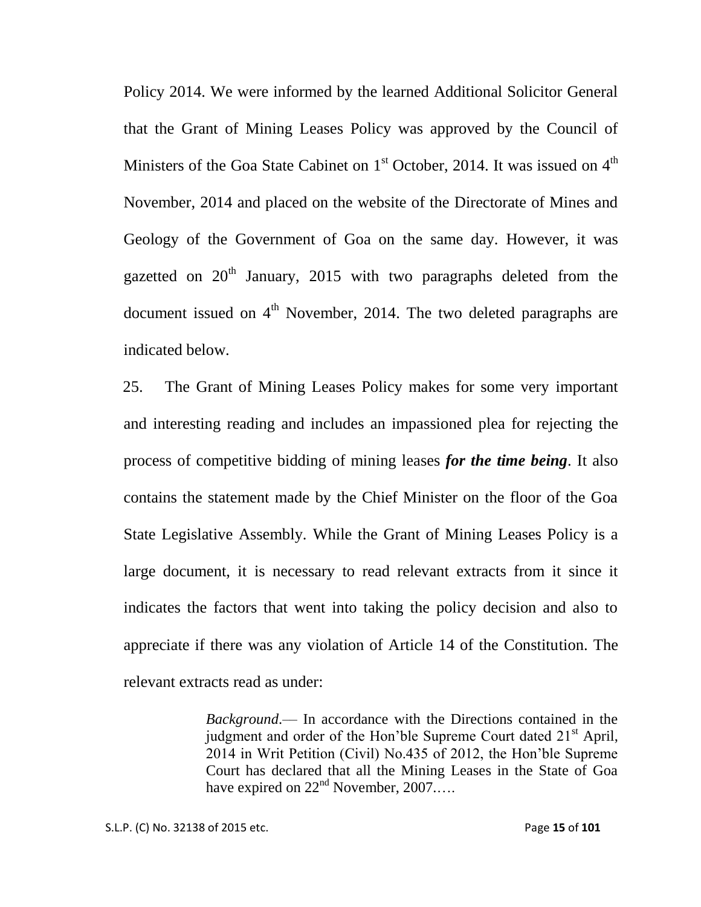Policy 2014. We were informed by the learned Additional Solicitor General that the Grant of Mining Leases Policy was approved by the Council of Ministers of the Goa State Cabinet on 1st October, 2014. It was issued on 4th November, 2014 and placed on the website of the Directorate of Mines and Geology of the Government of Goa on the same day. However, it was gazetted on 20th January, 2015 with two paragraphs deleted from the document issued on 4th November, 2014. The two deleted paragraphs are indicated below.

25. The Grant of Mining Leases Policy makes for some very important and interesting reading and includes an impassioned plea for rejecting the process of competitive bidding of mining leases ***for the time being***. It also contains the statement made by the Chief Minister on the floor of the Goa State Legislative Assembly. While the Grant of Mining Leases Policy is a large document, it is necessary to read relevant extracts from it since it indicates the factors that went into taking the policy decision and also to appreciate if there was any violation of Article 14 of the Constitution. The relevant extracts read as under:

> *Background*.— In accordance with the Directions contained in the judgment and order of the Hon'ble Supreme Court dated 21st April, 2014 in Writ Petition (Civil) No.435 of 2012, the Hon'ble Supreme Court has declared that all the Mining Leases in the State of Goa have expired on 22nd November, 2007.….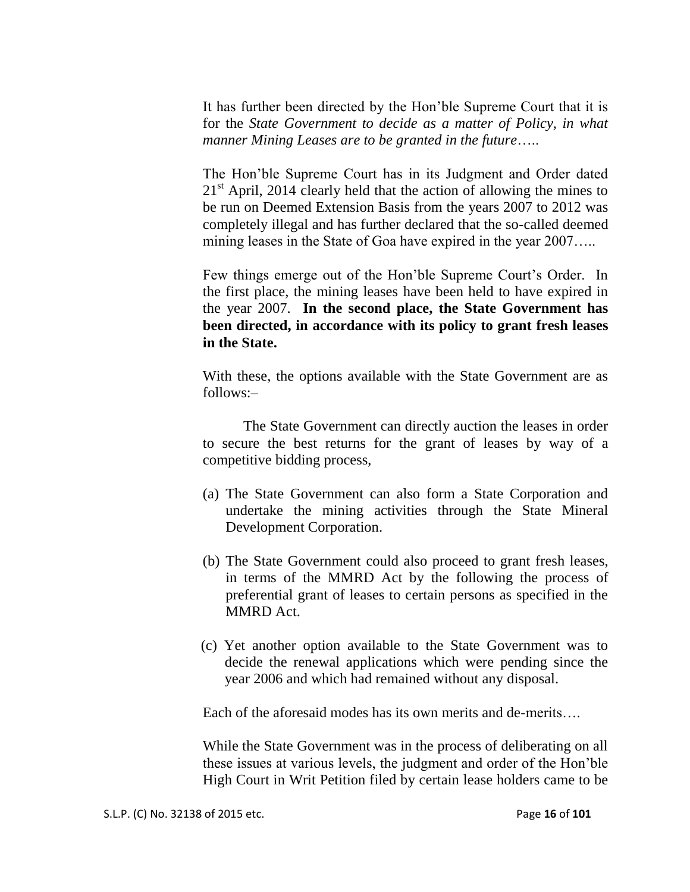It has further been directed by the Hon'ble Supreme Court that it is for the *State Government to decide as a matter of Policy, in what manner Mining Leases are to be granted in the future*…..

The Hon'ble Supreme Court has in its Judgment and Order dated 21st April, 2014 clearly held that the action of allowing the mines to be run on Deemed Extension Basis from the years 2007 to 2012 was completely illegal and has further declared that the so-called deemed mining leases in the State of Goa have expired in the year 2007…..

Few things emerge out of the Hon'ble Supreme Court's Order. In the first place, the mining leases have been held to have expired in the year 2007. **In the second place, the State Government has been directed, in accordance with its policy to grant fresh leases in the State.**

With these, the options available with the State Government are as follows:–

The State Government can directly auction the leases in order to secure the best returns for the grant of leases by way of a competitive bidding process,

(a) The State Government can also form a State Corporation and undertake the mining activities through the State Mineral Development Corporation.

(b) The State Government could also proceed to grant fresh leases, in terms of the MMRD Act by the following the process of preferential grant of leases to certain persons as specified in the MMRD Act.

(c) Yet another option available to the State Government was to decide the renewal applications which were pending since the year 2006 and which had remained without any disposal.

Each of the aforesaid modes has its own merits and de-merits….

While the State Government was in the process of deliberating on all these issues at various levels, the judgment and order of the Hon'ble High Court in Writ Petition filed by certain lease holders came to be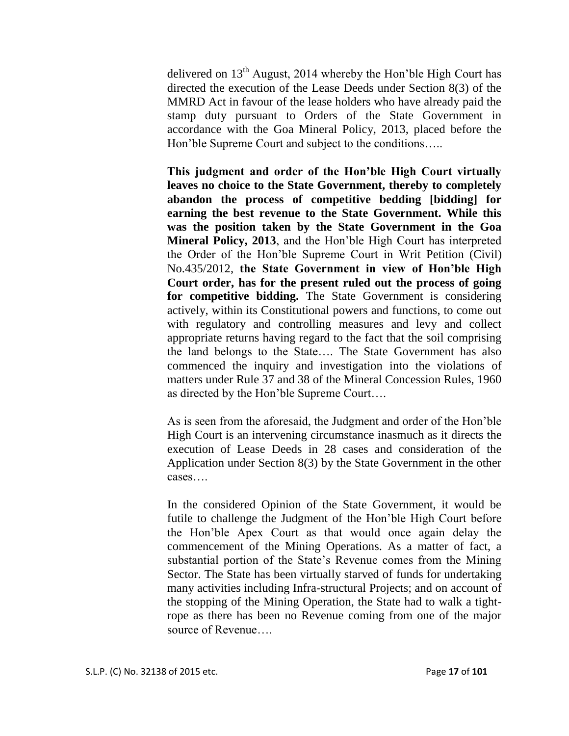delivered on 13th August, 2014 whereby the Hon'ble High Court has directed the execution of the Lease Deeds under Section 8(3) of the MMRD Act in favour of the lease holders who have already paid the stamp duty pursuant to Orders of the State Government in accordance with the Goa Mineral Policy, 2013, placed before the Hon'ble Supreme Court and subject to the conditions…..

**This judgment and order of the Hon'ble High Court virtually leaves no choice to the State Government, thereby to completely abandon the process of competitive bedding [bidding] for earning the best revenue to the State Government. While this was the position taken by the State Government in the Goa Mineral Policy, 2013**, and the Hon'ble High Court has interpreted the Order of the Hon'ble Supreme Court in Writ Petition (Civil) No.435/2012, **the State Government in view of Hon'ble High Court order, has for the present ruled out the process of going for competitive bidding.** The State Government is considering actively, within its Constitutional powers and functions, to come out with regulatory and controlling measures and levy and collect appropriate returns having regard to the fact that the soil comprising the land belongs to the State…. The State Government has also commenced the inquiry and investigation into the violations of matters under Rule 37 and 38 of the Mineral Concession Rules, 1960 as directed by the Hon'ble Supreme Court….

As is seen from the aforesaid, the Judgment and order of the Hon'ble High Court is an intervening circumstance inasmuch as it directs the execution of Lease Deeds in 28 cases and consideration of the Application under Section 8(3) by the State Government in the other cases….

In the considered Opinion of the State Government, it would be futile to challenge the Judgment of the Hon'ble High Court before the Hon'ble Apex Court as that would once again delay the commencement of the Mining Operations. As a matter of fact, a substantial portion of the State's Revenue comes from the Mining Sector. The State has been virtually starved of funds for undertaking many activities including Infra-structural Projects; and on account of the stopping of the Mining Operation, the State had to walk a tight-rope as there has been no Revenue coming from one of the major source of Revenue….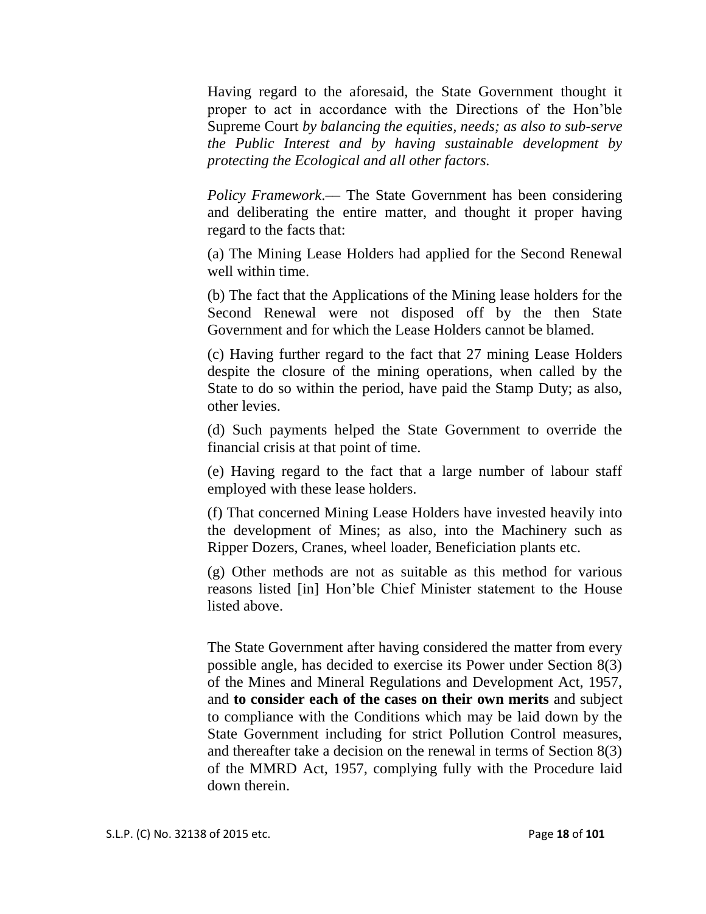Having regard to the aforesaid, the State Government thought it proper to act in accordance with the Directions of the Hon'ble Supreme Court *by balancing the equities, needs; as also to sub-serve the Public Interest and by having sustainable development by protecting the Ecological and all other factors.*

*Policy Framework*.— The State Government has been considering and deliberating the entire matter, and thought it proper having regard to the facts that:

(a) The Mining Lease Holders had applied for the Second Renewal well within time.

(b) The fact that the Applications of the Mining lease holders for the Second Renewal were not disposed off by the then State Government and for which the Lease Holders cannot be blamed.

(c) Having further regard to the fact that 27 mining Lease Holders despite the closure of the mining operations, when called by the State to do so within the period, have paid the Stamp Duty; as also, other levies.

(d) Such payments helped the State Government to override the financial crisis at that point of time.

(e) Having regard to the fact that a large number of labour staff employed with these lease holders.

(f) That concerned Mining Lease Holders have invested heavily into the development of Mines; as also, into the Machinery such as Ripper Dozers, Cranes, wheel loader, Beneficiation plants etc.

(g) Other methods are not as suitable as this method for various reasons listed [in] Hon'ble Chief Minister statement to the House listed above.

The State Government after having considered the matter from every possible angle, has decided to exercise its Power under Section 8(3) of the Mines and Mineral Regulations and Development Act, 1957, and **to consider each of the cases on their own merits** and subject to compliance with the Conditions which may be laid down by the State Government including for strict Pollution Control measures, and thereafter take a decision on the renewal in terms of Section 8(3) of the MMRD Act, 1957, complying fully with the Procedure laid down therein.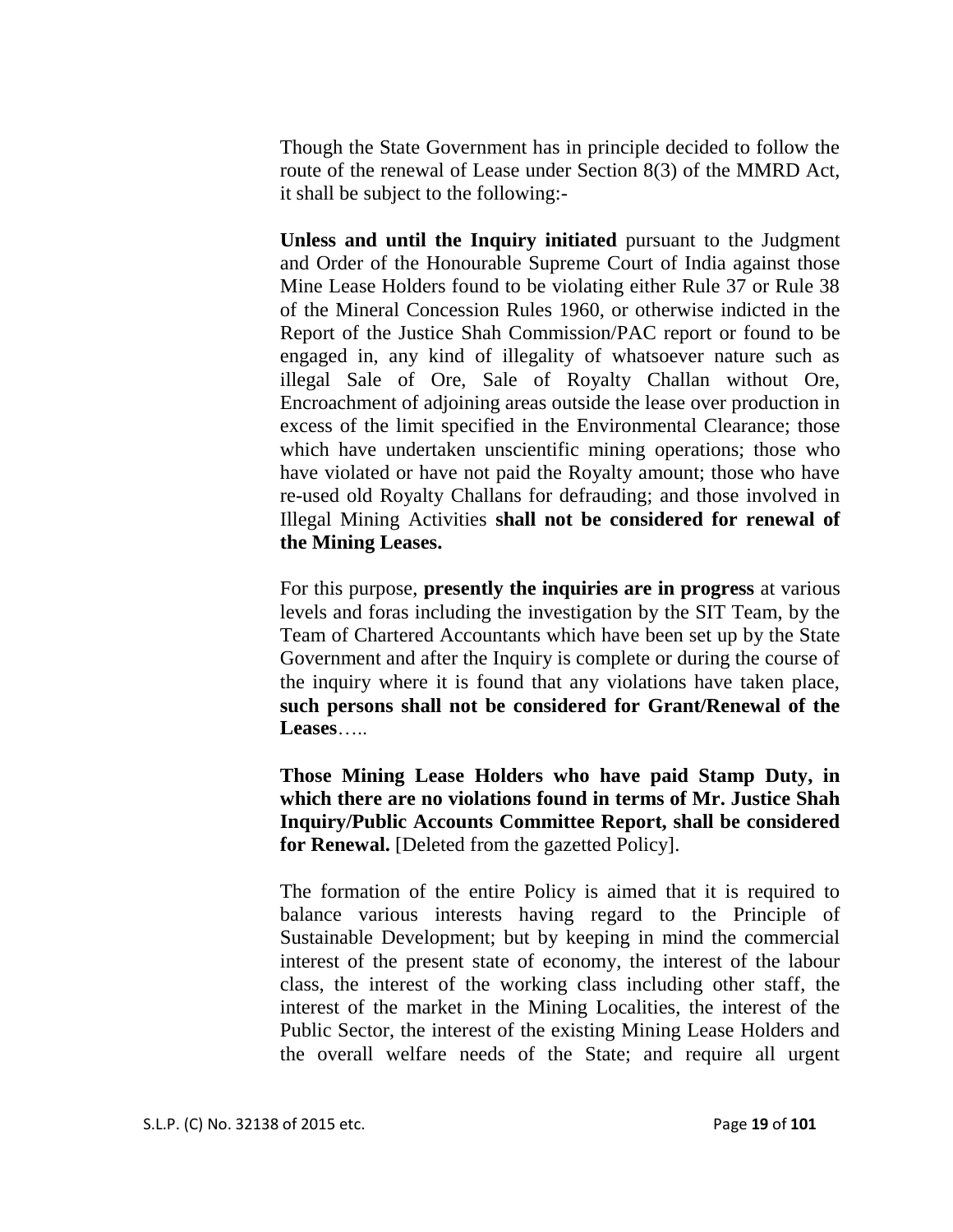Though the State Government has in principle decided to follow the route of the renewal of Lease under Section 8(3) of the MMRD Act, it shall be subject to the following:-

**Unless and until the Inquiry initiated** pursuant to the Judgment and Order of the Honourable Supreme Court of India against those Mine Lease Holders found to be violating either Rule 37 or Rule 38 of the Mineral Concession Rules 1960, or otherwise indicted in the Report of the Justice Shah Commission/PAC report or found to be engaged in, any kind of illegality of whatsoever nature such as illegal Sale of Ore, Sale of Royalty Challan without Ore, Encroachment of adjoining areas outside the lease over production in excess of the limit specified in the Environmental Clearance; those which have undertaken unscientific mining operations; those who have violated or have not paid the Royalty amount; those who have re-used old Royalty Challans for defrauding; and those involved in Illegal Mining Activities **shall not be considered for renewal of the Mining Leases.**

For this purpose, **presently the inquiries are in progress** at various levels and foras including the investigation by the SIT Team, by the Team of Chartered Accountants which have been set up by the State Government and after the Inquiry is complete or during the course of the inquiry where it is found that any violations have taken place, **such persons shall not be considered for Grant/Renewal of the Leases**…..

**Those Mining Lease Holders who have paid Stamp Duty, in which there are no violations found in terms of Mr. Justice Shah Inquiry/Public Accounts Committee Report, shall be considered for Renewal.** [Deleted from the gazetted Policy].

The formation of the entire Policy is aimed that it is required to balance various interests having regard to the Principle of Sustainable Development; but by keeping in mind the commercial interest of the present state of economy, the interest of the labour class, the interest of the working class including other staff, the interest of the market in the Mining Localities, the interest of the Public Sector, the interest of the existing Mining Lease Holders and the overall welfare needs of the State; and require all urgent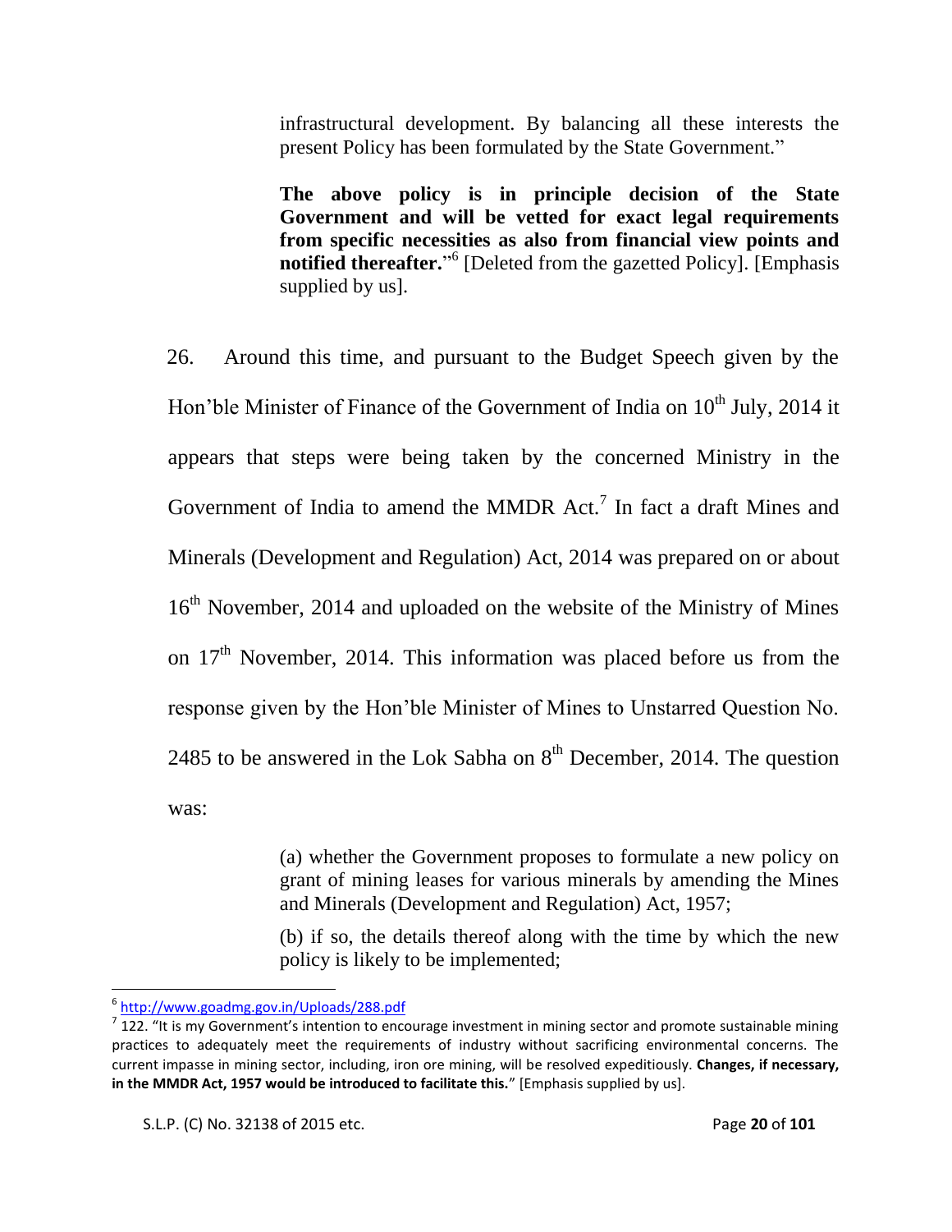> infrastructural development. By balancing all these interests the present Policy has been formulated by the State Government."
>
> **The above policy is in principle decision of the State Government and will be vetted for exact legal requirements from specific necessities as also from financial view points and notified thereafter.**"[6] [Deleted from the gazetted Policy]. [Emphasis supplied by us].

26. Around this time, and pursuant to the Budget Speech given by the Hon'ble Minister of Finance of the Government of India on 10th July, 2014 it appears that steps were being taken by the concerned Ministry in the Government of India to amend the MMDR Act.[7] In fact a draft Mines and Minerals (Development and Regulation) Act, 2014 was prepared on or about 16th November, 2014 and uploaded on the website of the Ministry of Mines on 17th November, 2014. This information was placed before us from the response given by the Hon'ble Minister of Mines to Unstarred Question No. 2485 to be answered in the Lok Sabha on 8th December, 2014. The question was:

> (a) whether the Government proposes to formulate a new policy on grant of mining leases for various minerals by amending the Mines and Minerals (Development and Regulation) Act, 1957;
>
> (b) if so, the details thereof along with the time by which the new policy is likely to be implemented;

---

[6] http://www.goadmg.gov.in/Uploads/288.pdf

[7] 122. "It is my Government's intention to encourage investment in mining sector and promote sustainable mining practices to adequately meet the requirements of industry without sacrificing environmental concerns. The current impasse in mining sector, including, iron ore mining, will be resolved expeditiously. **Changes, if necessary, in the MMDR Act, 1957 would be introduced to facilitate this.**" [Emphasis supplied by us].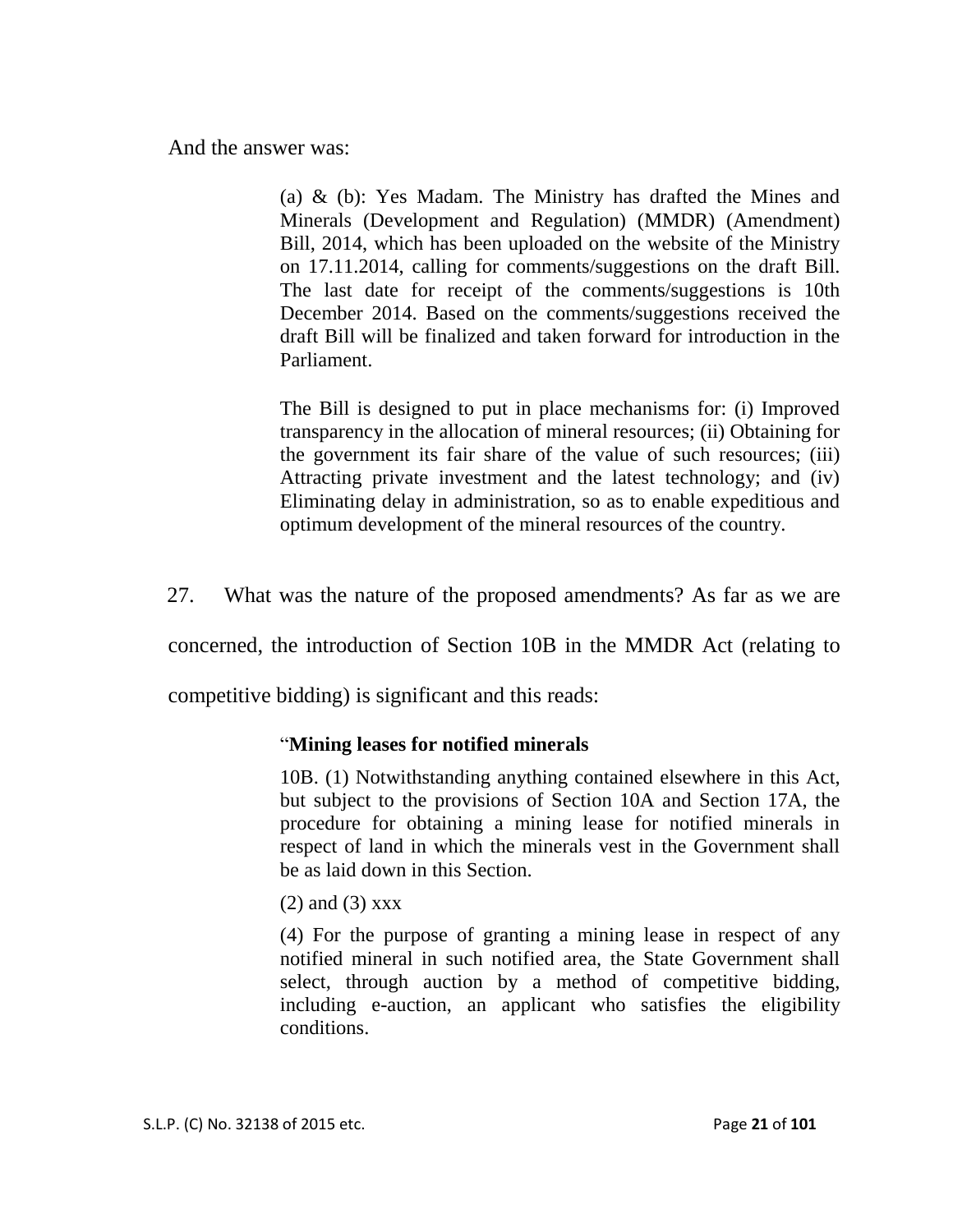And the answer was:

> (a) & (b): Yes Madam. The Ministry has drafted the Mines and Minerals (Development and Regulation) (MMDR) (Amendment) Bill, 2014, which has been uploaded on the website of the Ministry on 17.11.2014, calling for comments/suggestions on the draft Bill. The last date for receipt of the comments/suggestions is 10th December 2014. Based on the comments/suggestions received the draft Bill will be finalized and taken forward for introduction in the Parliament.
>
> The Bill is designed to put in place mechanisms for: (i) Improved transparency in the allocation of mineral resources; (ii) Obtaining for the government its fair share of the value of such resources; (iii) Attracting private investment and the latest technology; and (iv) Eliminating delay in administration, so as to enable expeditious and optimum development of the mineral resources of the country.

27. What was the nature of the proposed amendments? As far as we are concerned, the introduction of Section 10B in the MMDR Act (relating to competitive bidding) is significant and this reads:

> "**Mining leases for notified minerals**
>
> 10B. (1) Notwithstanding anything contained elsewhere in this Act, but subject to the provisions of Section 10A and Section 17A, the procedure for obtaining a mining lease for notified minerals in respect of land in which the minerals vest in the Government shall be as laid down in this Section.
>
> (2) and (3) xxx
>
> (4) For the purpose of granting a mining lease in respect of any notified mineral in such notified area, the State Government shall select, through auction by a method of competitive bidding, including e-auction, an applicant who satisfies the eligibility conditions.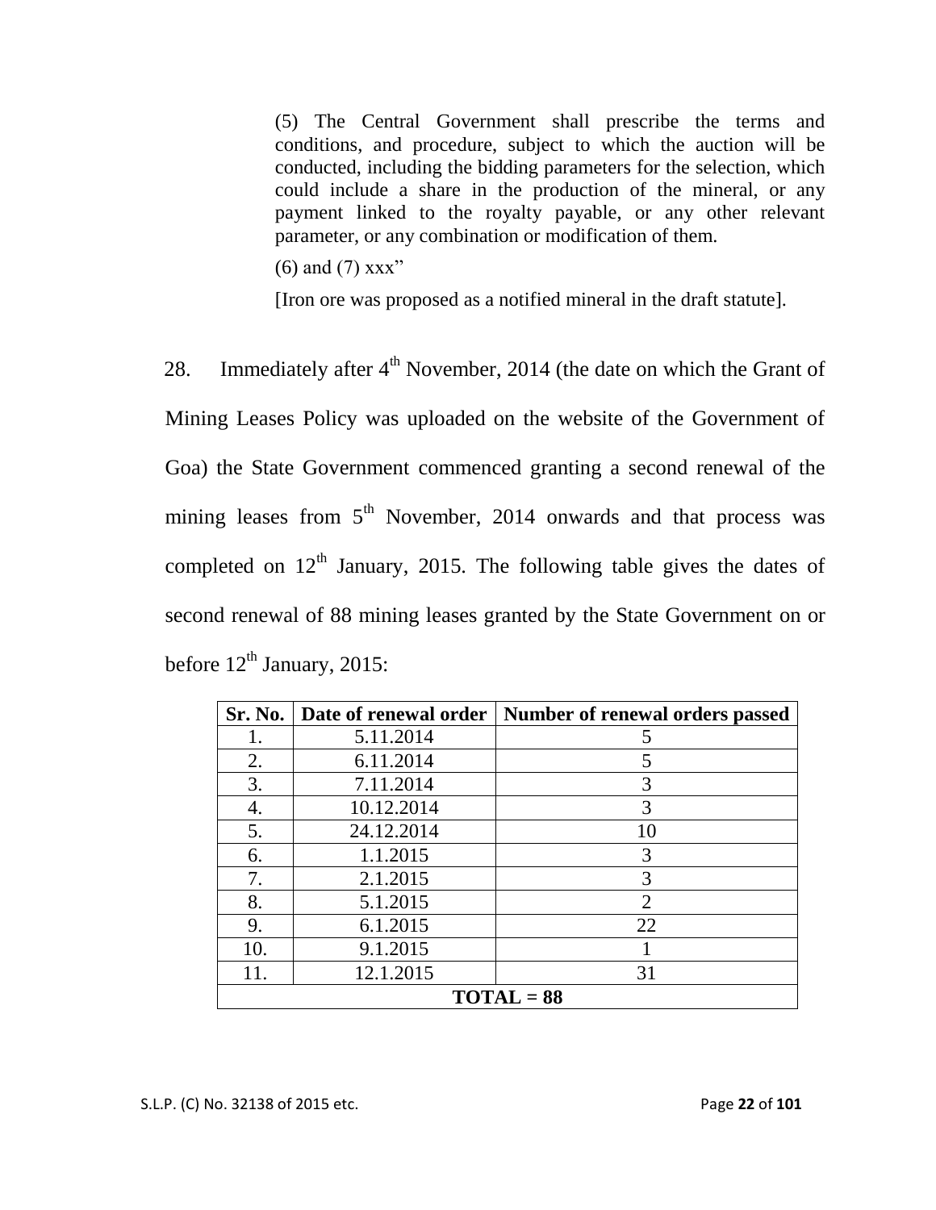(5) The Central Government shall prescribe the terms and conditions, and procedure, subject to which the auction will be conducted, including the bidding parameters for the selection, which could include a share in the production of the mineral, or any payment linked to the royalty payable, or any other relevant parameter, or any combination or modification of them.

(6) and (7) xxx"

[Iron ore was proposed as a notified mineral in the draft statute].

28. Immediately after 4th November, 2014 (the date on which the Grant of Mining Leases Policy was uploaded on the website of the Government of Goa) the State Government commenced granting a second renewal of the mining leases from 5th November, 2014 onwards and that process was completed on 12th January, 2015. The following table gives the dates of second renewal of 88 mining leases granted by the State Government on or before 12th January, 2015:

| Sr. No. | Date of renewal order | Number of renewal orders passed |
|---|---|---|
| 1. | 5.11.2014 | 5 |
| 2. | 6.11.2014 | 5 |
| 3. | 7.11.2014 | 3 |
| 4. | 10.12.2014 | 3 |
| 5. | 24.12.2014 | 10 |
| 6. | 1.1.2015 | 3 |
| 7. | 2.1.2015 | 3 |
| 8. | 5.1.2015 | 2 |
| 9. | 6.1.2015 | 22 |
| 10. | 9.1.2015 | 1 |
| 11. | 12.1.2015 | 31 |
| **TOTAL = 88** | | |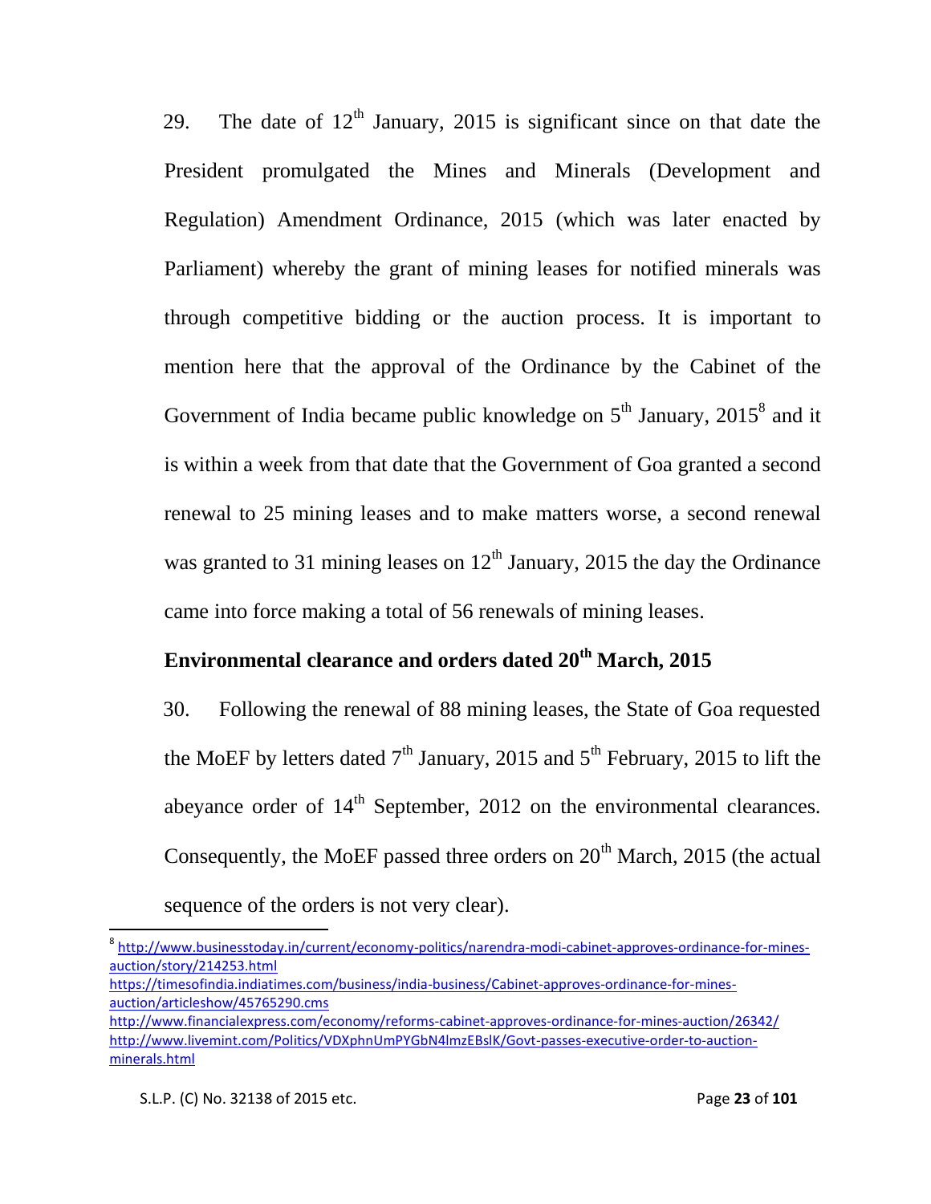29. The date of 12th January, 2015 is significant since on that date the President promulgated the Mines and Minerals (Development and Regulation) Amendment Ordinance, 2015 (which was later enacted by Parliament) whereby the grant of mining leases for notified minerals was through competitive bidding or the auction process. It is important to mention here that the approval of the Ordinance by the Cabinet of the Government of India became public knowledge on 5th January, 2015[8] and it is within a week from that date that the Government of Goa granted a second renewal to 25 mining leases and to make matters worse, a second renewal was granted to 31 mining leases on 12th January, 2015 the day the Ordinance came into force making a total of 56 renewals of mining leases.

**Environmental clearance and orders dated 20th March, 2015**

30. Following the renewal of 88 mining leases, the State of Goa requested the MoEF by letters dated 7th January, 2015 and 5th February, 2015 to lift the abeyance order of 14th September, 2012 on the environmental clearances. Consequently, the MoEF passed three orders on 20th March, 2015 (the actual sequence of the orders is not very clear).

---

[8] http://www.businesstoday.in/current/economy-politics/narendra-modi-cabinet-approves-ordinance-for-mines-auction/story/214253.html
https://timesofindia.indiatimes.com/business/india-business/Cabinet-approves-ordinance-for-mines-auction/articleshow/45765290.cms
http://www.financialexpress.com/economy/reforms-cabinet-approves-ordinance-for-mines-auction/26342/
http://www.livemint.com/Politics/VDXphnUmPYGbN4lmzEBslK/Govt-passes-executive-order-to-auction-minerals.html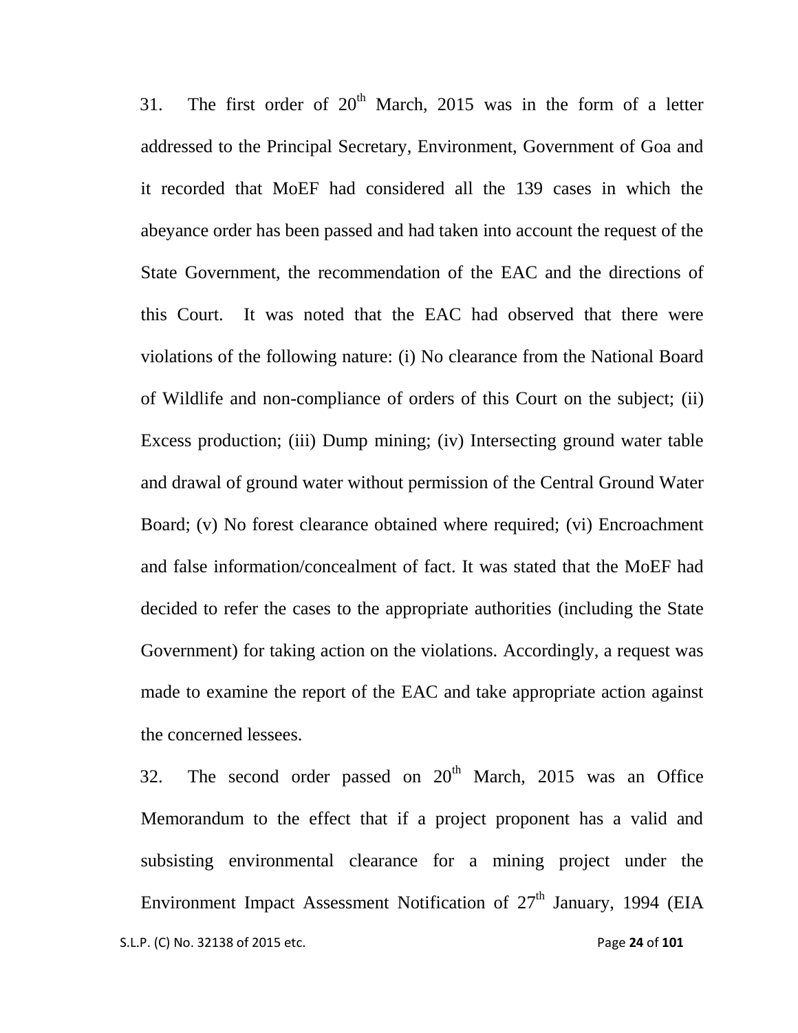31. The first order of 20th March, 2015 was in the form of a letter addressed to the Principal Secretary, Environment, Government of Goa and it recorded that MoEF had considered all the 139 cases in which the abeyance order has been passed and had taken into account the request of the State Government, the recommendation of the EAC and the directions of this Court. It was noted that the EAC had observed that there were violations of the following nature: (i) No clearance from the National Board of Wildlife and non-compliance of orders of this Court on the subject; (ii) Excess production; (iii) Dump mining; (iv) Intersecting ground water table and drawal of ground water without permission of the Central Ground Water Board; (v) No forest clearance obtained where required; (vi) Encroachment and false information/concealment of fact. It was stated that the MoEF had decided to refer the cases to the appropriate authorities (including the State Government) for taking action on the violations. Accordingly, a request was made to examine the report of the EAC and take appropriate action against the concerned lessees.

32. The second order passed on 20th March, 2015 was an Office Memorandum to the effect that if a project proponent has a valid and subsisting environmental clearance for a mining project under the Environment Impact Assessment Notification of 27th January, 1994 (EIA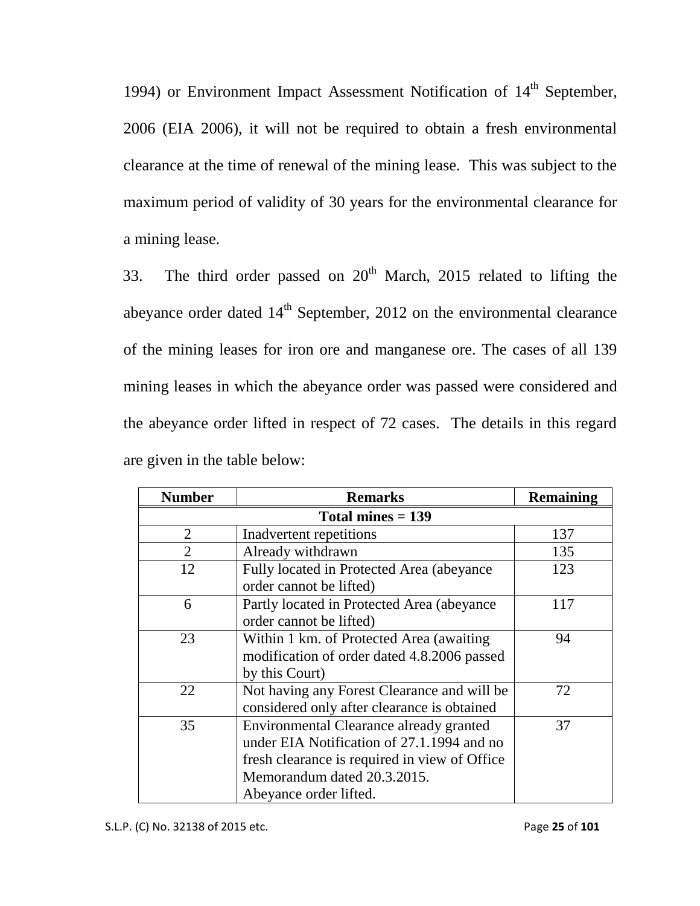1994) or Environment Impact Assessment Notification of 14th September, 2006 (EIA 2006), it will not be required to obtain a fresh environmental clearance at the time of renewal of the mining lease. This was subject to the maximum period of validity of 30 years for the environmental clearance for a mining lease.

33. The third order passed on 20th March, 2015 related to lifting the abeyance order dated 14th September, 2012 on the environmental clearance of the mining leases for iron ore and manganese ore. The cases of all 139 mining leases in which the abeyance order was passed were considered and the abeyance order lifted in respect of 72 cases. The details in this regard are given in the table below:

| Number | Remarks | Remaining |
|---|---|---|
| **Total mines = 139** | | |
| 2 | Inadvertent repetitions | 137 |
| 2 | Already withdrawn | 135 |
| 12 | Fully located in Protected Area (abeyance order cannot be lifted) | 123 |
| 6 | Partly located in Protected Area (abeyance order cannot be lifted) | 117 |
| 23 | Within 1 km. of Protected Area (awaiting modification of order dated 4.8.2006 passed by this Court) | 94 |
| 22 | Not having any Forest Clearance and will be considered only after clearance is obtained | 72 |
| 35 | Environmental Clearance already granted under EIA Notification of 27.1.1994 and no fresh clearance is required in view of Office Memorandum dated 20.3.2015. Abeyance order lifted. | 37 |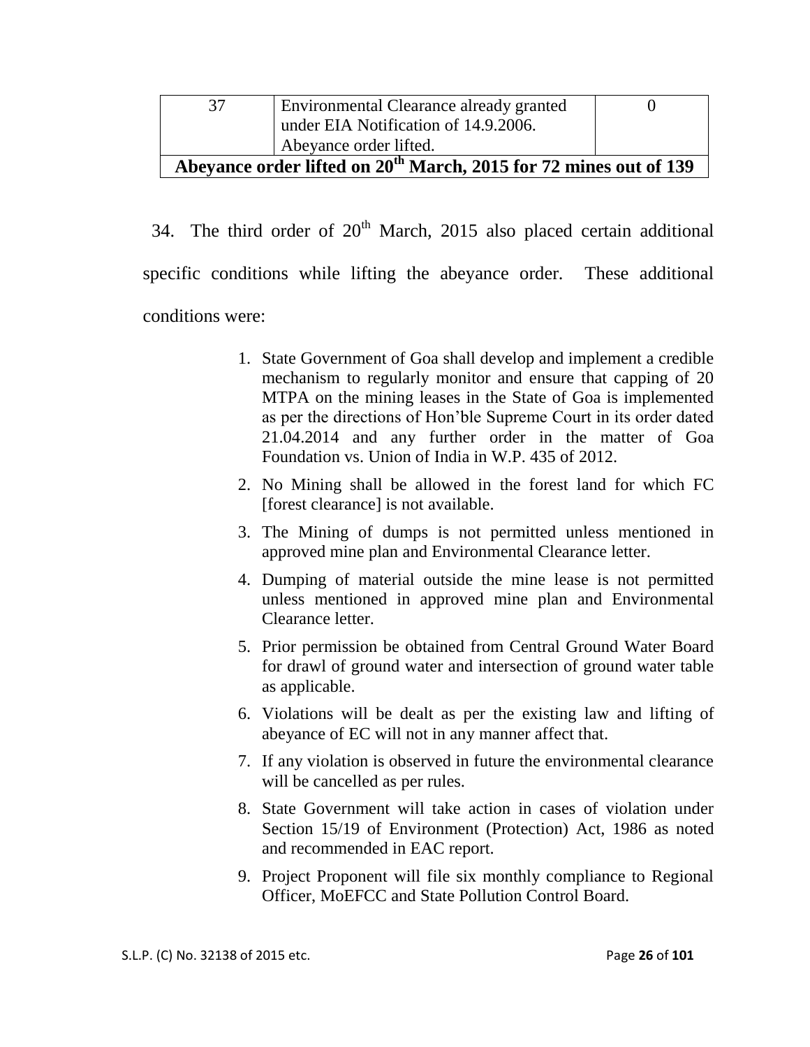| 37 | Environmental Clearance already granted under EIA Notification of 14.9.2006. Abeyance order lifted. | 0 |
|---|---|---|
| **Abeyance order lifted on 20th March, 2015 for 72 mines out of 139** | | |

34. The third order of 20th March, 2015 also placed certain additional specific conditions while lifting the abeyance order. These additional conditions were:

1. State Government of Goa shall develop and implement a credible mechanism to regularly monitor and ensure that capping of 20 MTPA on the mining leases in the State of Goa is implemented as per the directions of Hon'ble Supreme Court in its order dated 21.04.2014 and any further order in the matter of Goa Foundation vs. Union of India in W.P. 435 of 2012.
2. No Mining shall be allowed in the forest land for which FC [forest clearance] is not available.
3. The Mining of dumps is not permitted unless mentioned in approved mine plan and Environmental Clearance letter.
4. Dumping of material outside the mine lease is not permitted unless mentioned in approved mine plan and Environmental Clearance letter.
5. Prior permission be obtained from Central Ground Water Board for drawl of ground water and intersection of ground water table as applicable.
6. Violations will be dealt as per the existing law and lifting of abeyance of EC will not in any manner affect that.
7. If any violation is observed in future the environmental clearance will be cancelled as per rules.
8. State Government will take action in cases of violation under Section 15/19 of Environment (Protection) Act, 1986 as noted and recommended in EAC report.
9. Project Proponent will file six monthly compliance to Regional Officer, MoEFCC and State Pollution Control Board.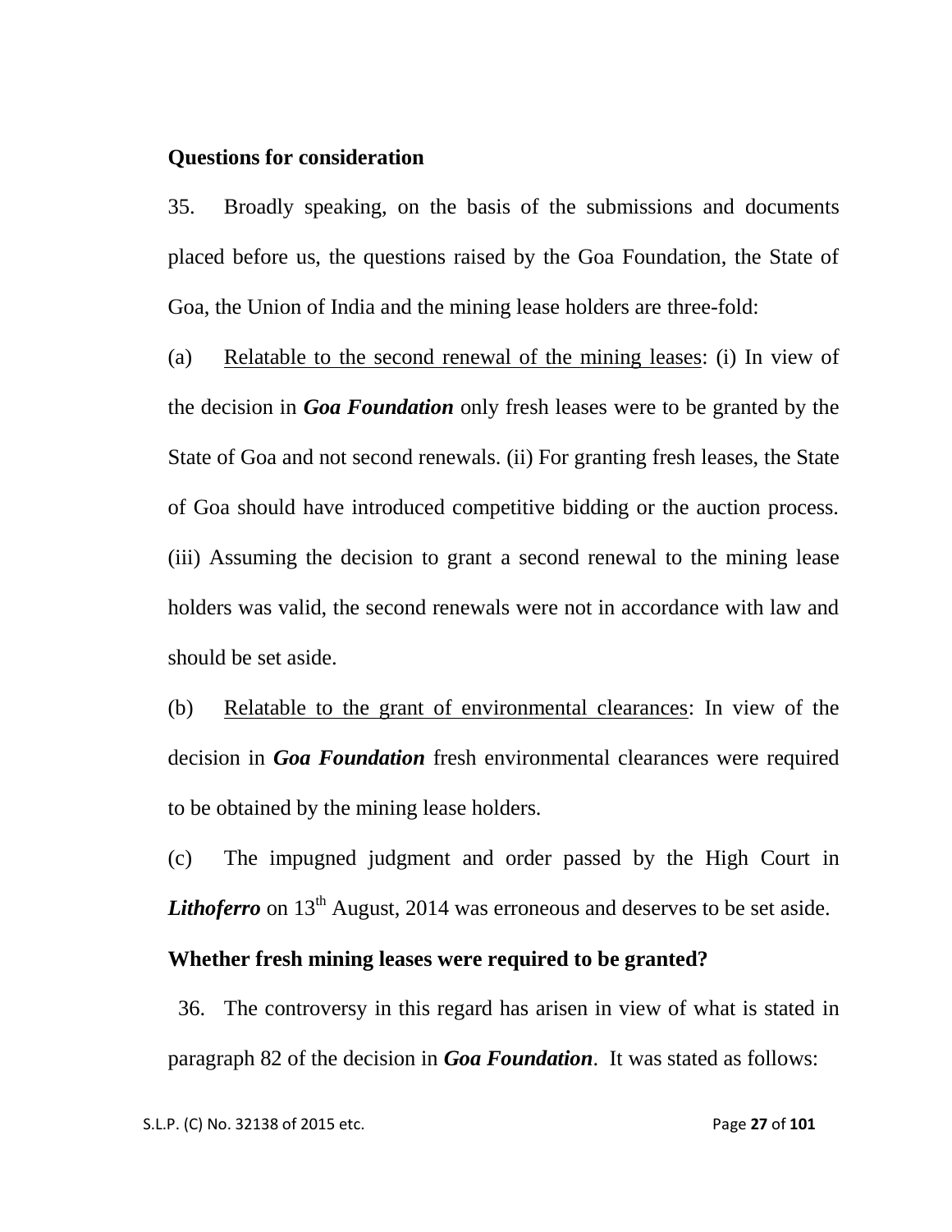**Questions for consideration**

35. Broadly speaking, on the basis of the submissions and documents placed before us, the questions raised by the Goa Foundation, the State of Goa, the Union of India and the mining lease holders are three-fold:

(a) Relatable to the second renewal of the mining leases: (i) In view of the decision in ***Goa Foundation*** only fresh leases were to be granted by the State of Goa and not second renewals. (ii) For granting fresh leases, the State of Goa should have introduced competitive bidding or the auction process. (iii) Assuming the decision to grant a second renewal to the mining lease holders was valid, the second renewals were not in accordance with law and should be set aside.

(b) Relatable to the grant of environmental clearances: In view of the decision in ***Goa Foundation*** fresh environmental clearances were required to be obtained by the mining lease holders.

(c) The impugned judgment and order passed by the High Court in ***Lithoferro*** on 13th August, 2014 was erroneous and deserves to be set aside.

**Whether fresh mining leases were required to be granted?**

36. The controversy in this regard has arisen in view of what is stated in paragraph 82 of the decision in ***Goa Foundation***. It was stated as follows: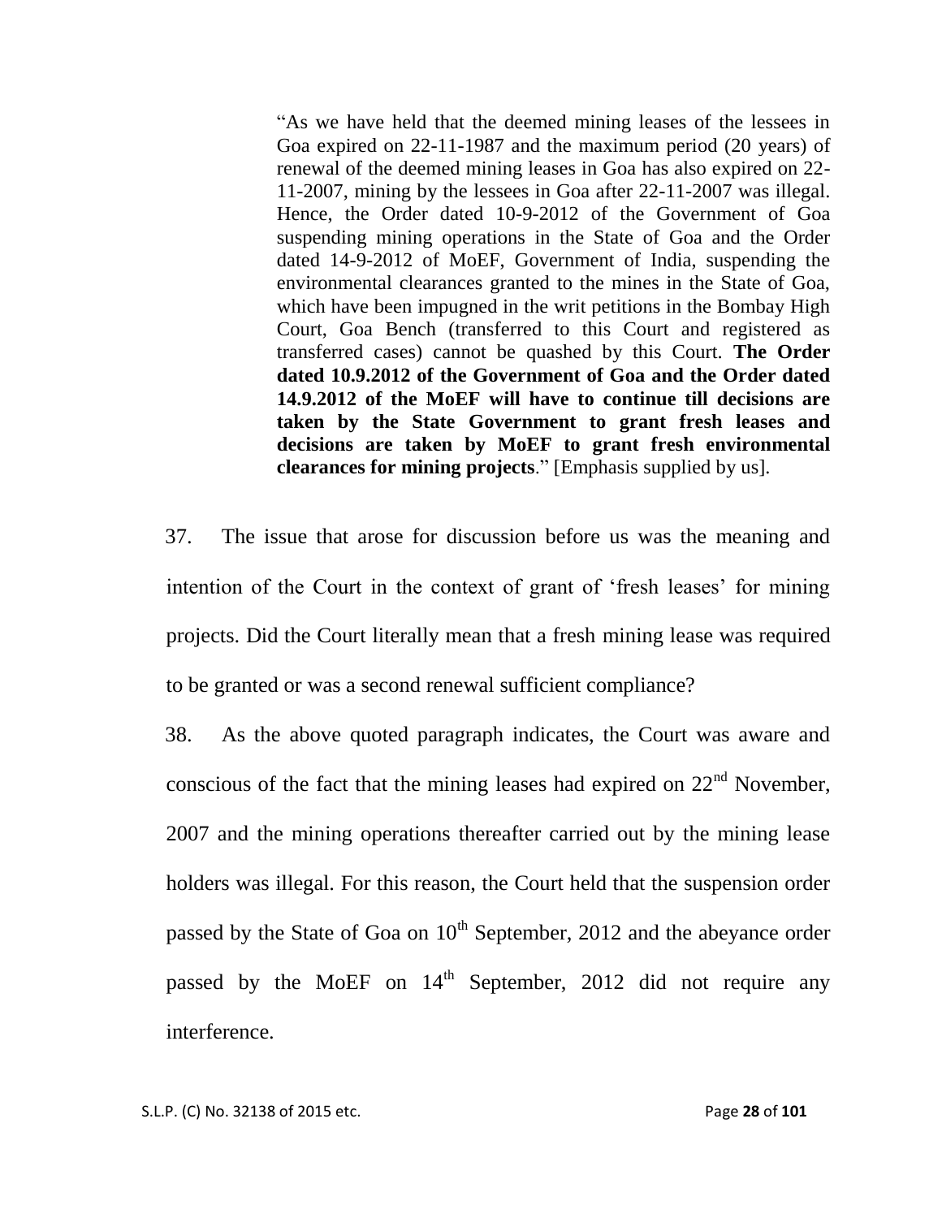> "As we have held that the deemed mining leases of the lessees in Goa expired on 22-11-1987 and the maximum period (20 years) of renewal of the deemed mining leases in Goa has also expired on 22-11-2007, mining by the lessees in Goa after 22-11-2007 was illegal. Hence, the Order dated 10-9-2012 of the Government of Goa suspending mining operations in the State of Goa and the Order dated 14-9-2012 of MoEF, Government of India, suspending the environmental clearances granted to the mines in the State of Goa, which have been impugned in the writ petitions in the Bombay High Court, Goa Bench (transferred to this Court and registered as transferred cases) cannot be quashed by this Court. **The Order dated 10.9.2012 of the Government of Goa and the Order dated 14.9.2012 of the MoEF will have to continue till decisions are taken by the State Government to grant fresh leases and decisions are taken by MoEF to grant fresh environmental clearances for mining projects**." [Emphasis supplied by us].

37. The issue that arose for discussion before us was the meaning and intention of the Court in the context of grant of 'fresh leases' for mining projects. Did the Court literally mean that a fresh mining lease was required to be granted or was a second renewal sufficient compliance?

38. As the above quoted paragraph indicates, the Court was aware and conscious of the fact that the mining leases had expired on 22nd November, 2007 and the mining operations thereafter carried out by the mining lease holders was illegal. For this reason, the Court held that the suspension order passed by the State of Goa on 10th September, 2012 and the abeyance order passed by the MoEF on 14th September, 2012 did not require any interference.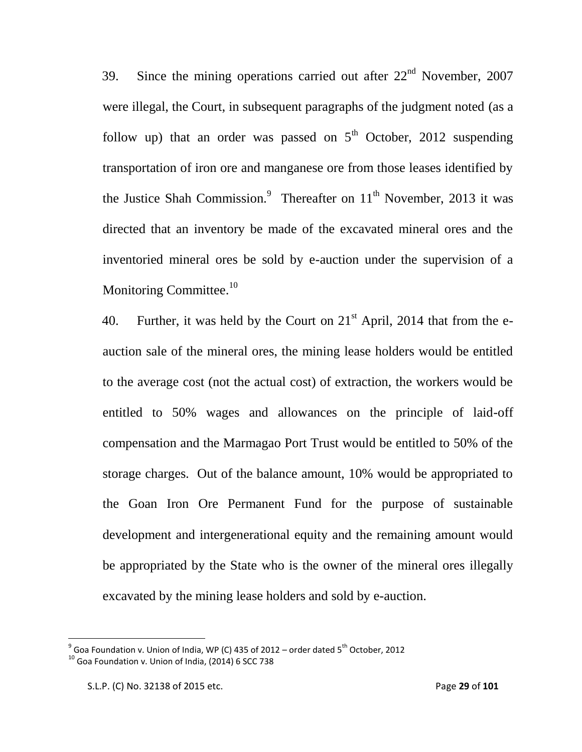39. Since the mining operations carried out after 22nd November, 2007 were illegal, the Court, in subsequent paragraphs of the judgment noted (as a follow up) that an order was passed on 5th October, 2012 suspending transportation of iron ore and manganese ore from those leases identified by the Justice Shah Commission.[9] Thereafter on 11th November, 2013 it was directed that an inventory be made of the excavated mineral ores and the inventoried mineral ores be sold by e-auction under the supervision of a Monitoring Committee.[10]

40. Further, it was held by the Court on 21st April, 2014 that from the e-auction sale of the mineral ores, the mining lease holders would be entitled to the average cost (not the actual cost) of extraction, the workers would be entitled to 50% wages and allowances on the principle of laid-off compensation and the Marmagao Port Trust would be entitled to 50% of the storage charges. Out of the balance amount, 10% would be appropriated to the Goan Iron Ore Permanent Fund for the purpose of sustainable development and intergenerational equity and the remaining amount would be appropriated by the State who is the owner of the mineral ores illegally excavated by the mining lease holders and sold by e-auction.

---

[9] Goa Foundation v. Union of India, WP (C) 435 of 2012 – order dated 5th October, 2012

[10] Goa Foundation v. Union of India, (2014) 6 SCC 738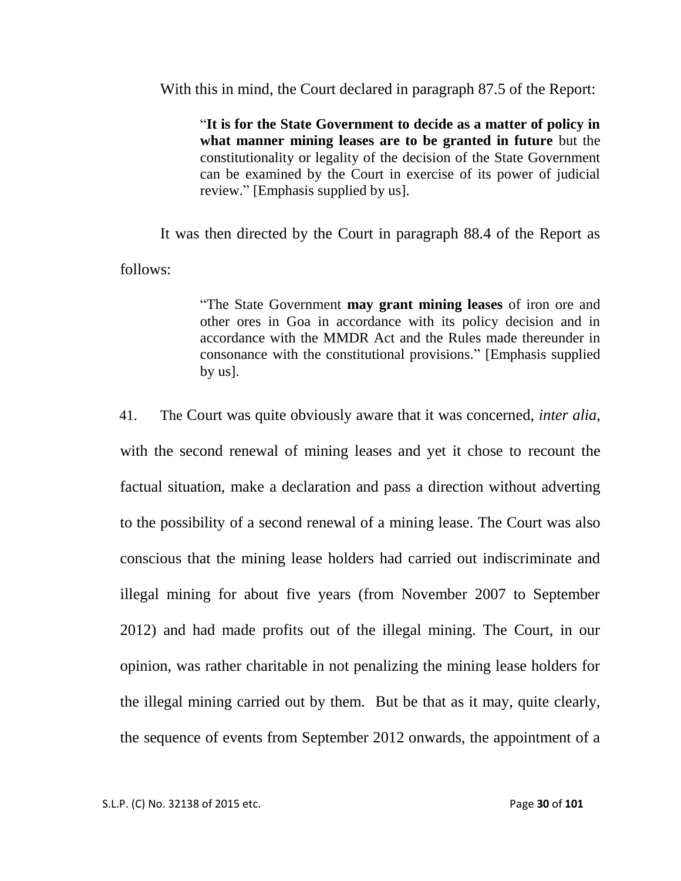With this in mind, the Court declared in paragraph 87.5 of the Report:

> "**It is for the State Government to decide as a matter of policy in what manner mining leases are to be granted in future** but the constitutionality or legality of the decision of the State Government can be examined by the Court in exercise of its power of judicial review." [Emphasis supplied by us].

It was then directed by the Court in paragraph 88.4 of the Report as follows:

> "The State Government **may grant mining leases** of iron ore and other ores in Goa in accordance with its policy decision and in accordance with the MMDR Act and the Rules made thereunder in consonance with the constitutional provisions." [Emphasis supplied by us].

41. The Court was quite obviously aware that it was concerned, *inter alia*, with the second renewal of mining leases and yet it chose to recount the factual situation, make a declaration and pass a direction without adverting to the possibility of a second renewal of a mining lease. The Court was also conscious that the mining lease holders had carried out indiscriminate and illegal mining for about five years (from November 2007 to September 2012) and had made profits out of the illegal mining. The Court, in our opinion, was rather charitable in not penalizing the mining lease holders for the illegal mining carried out by them. But be that as it may, quite clearly, the sequence of events from September 2012 onwards, the appointment of a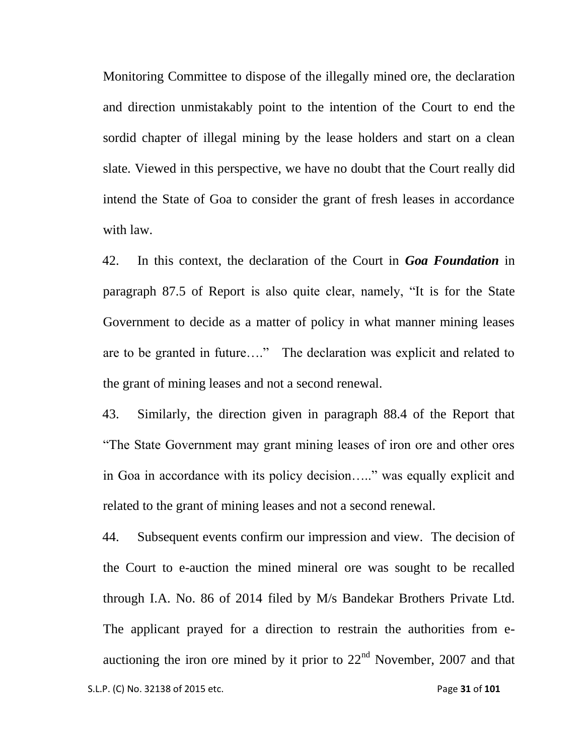Monitoring Committee to dispose of the illegally mined ore, the declaration and direction unmistakably point to the intention of the Court to end the sordid chapter of illegal mining by the lease holders and start on a clean slate. Viewed in this perspective, we have no doubt that the Court really did intend the State of Goa to consider the grant of fresh leases in accordance with law.

42. In this context, the declaration of the Court in ***Goa Foundation*** in paragraph 87.5 of Report is also quite clear, namely, "It is for the State Government to decide as a matter of policy in what manner mining leases are to be granted in future…." The declaration was explicit and related to the grant of mining leases and not a second renewal.

43. Similarly, the direction given in paragraph 88.4 of the Report that "The State Government may grant mining leases of iron ore and other ores in Goa in accordance with its policy decision….." was equally explicit and related to the grant of mining leases and not a second renewal.

44. Subsequent events confirm our impression and view. The decision of the Court to e-auction the mined mineral ore was sought to be recalled through I.A. No. 86 of 2014 filed by M/s Bandekar Brothers Private Ltd. The applicant prayed for a direction to restrain the authorities from e-auctioning the iron ore mined by it prior to 22nd November, 2007 and that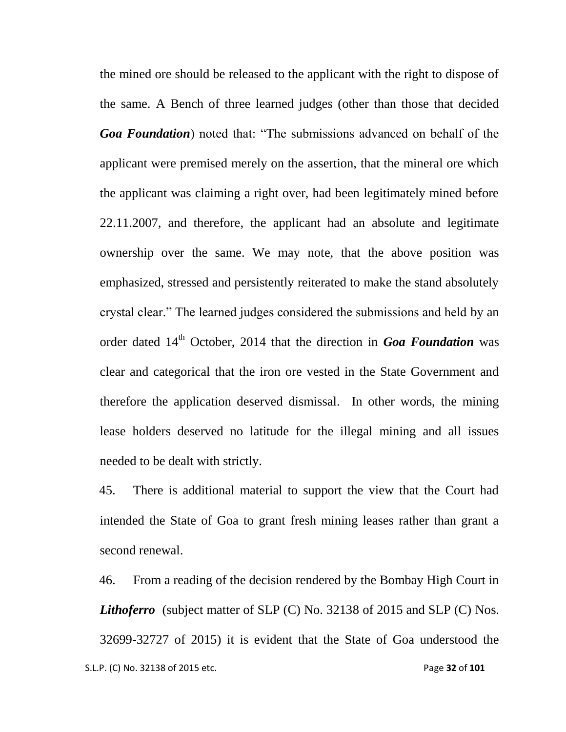the mined ore should be released to the applicant with the right to dispose of the same. A Bench of three learned judges (other than those that decided ***Goa Foundation***) noted that: "The submissions advanced on behalf of the applicant were premised merely on the assertion, that the mineral ore which the applicant was claiming a right over, had been legitimately mined before 22.11.2007, and therefore, the applicant had an absolute and legitimate ownership over the same. We may note, that the above position was emphasized, stressed and persistently reiterated to make the stand absolutely crystal clear." The learned judges considered the submissions and held by an order dated 14th October, 2014 that the direction in ***Goa Foundation*** was clear and categorical that the iron ore vested in the State Government and therefore the application deserved dismissal. In other words, the mining lease holders deserved no latitude for the illegal mining and all issues needed to be dealt with strictly.

45. There is additional material to support the view that the Court had intended the State of Goa to grant fresh mining leases rather than grant a second renewal.

46. From a reading of the decision rendered by the Bombay High Court in ***Lithoferro*** (subject matter of SLP (C) No. 32138 of 2015 and SLP (C) Nos. 32699-32727 of 2015) it is evident that the State of Goa understood the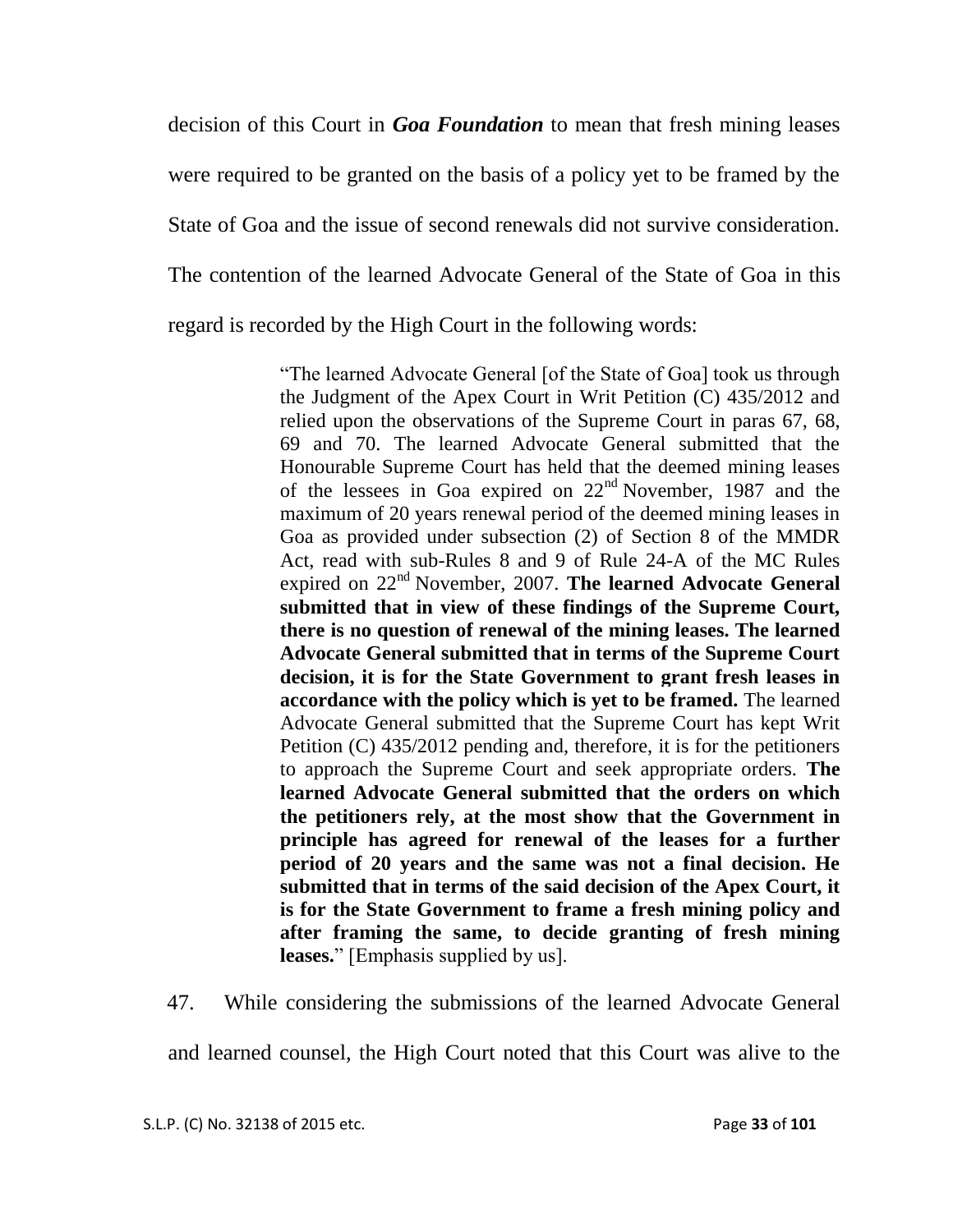decision of this Court in ***Goa Foundation*** to mean that fresh mining leases were required to be granted on the basis of a policy yet to be framed by the State of Goa and the issue of second renewals did not survive consideration. The contention of the learned Advocate General of the State of Goa in this regard is recorded by the High Court in the following words:

> "The learned Advocate General [of the State of Goa] took us through the Judgment of the Apex Court in Writ Petition (C) 435/2012 and relied upon the observations of the Supreme Court in paras 67, 68, 69 and 70. The learned Advocate General submitted that the Honourable Supreme Court has held that the deemed mining leases of the lessees in Goa expired on 22nd November, 1987 and the maximum of 20 years renewal period of the deemed mining leases in Goa as provided under subsection (2) of Section 8 of the MMDR Act, read with sub-Rules 8 and 9 of Rule 24-A of the MC Rules expired on 22nd November, 2007. **The learned Advocate General submitted that in view of these findings of the Supreme Court, there is no question of renewal of the mining leases. The learned Advocate General submitted that in terms of the Supreme Court decision, it is for the State Government to grant fresh leases in accordance with the policy which is yet to be framed.** The learned Advocate General submitted that the Supreme Court has kept Writ Petition (C) 435/2012 pending and, therefore, it is for the petitioners to approach the Supreme Court and seek appropriate orders. **The learned Advocate General submitted that the orders on which the petitioners rely, at the most show that the Government in principle has agreed for renewal of the leases for a further period of 20 years and the same was not a final decision. He submitted that in terms of the said decision of the Apex Court, it is for the State Government to frame a fresh mining policy and after framing the same, to decide granting of fresh mining leases.**" [Emphasis supplied by us].

47. While considering the submissions of the learned Advocate General and learned counsel, the High Court noted that this Court was alive to the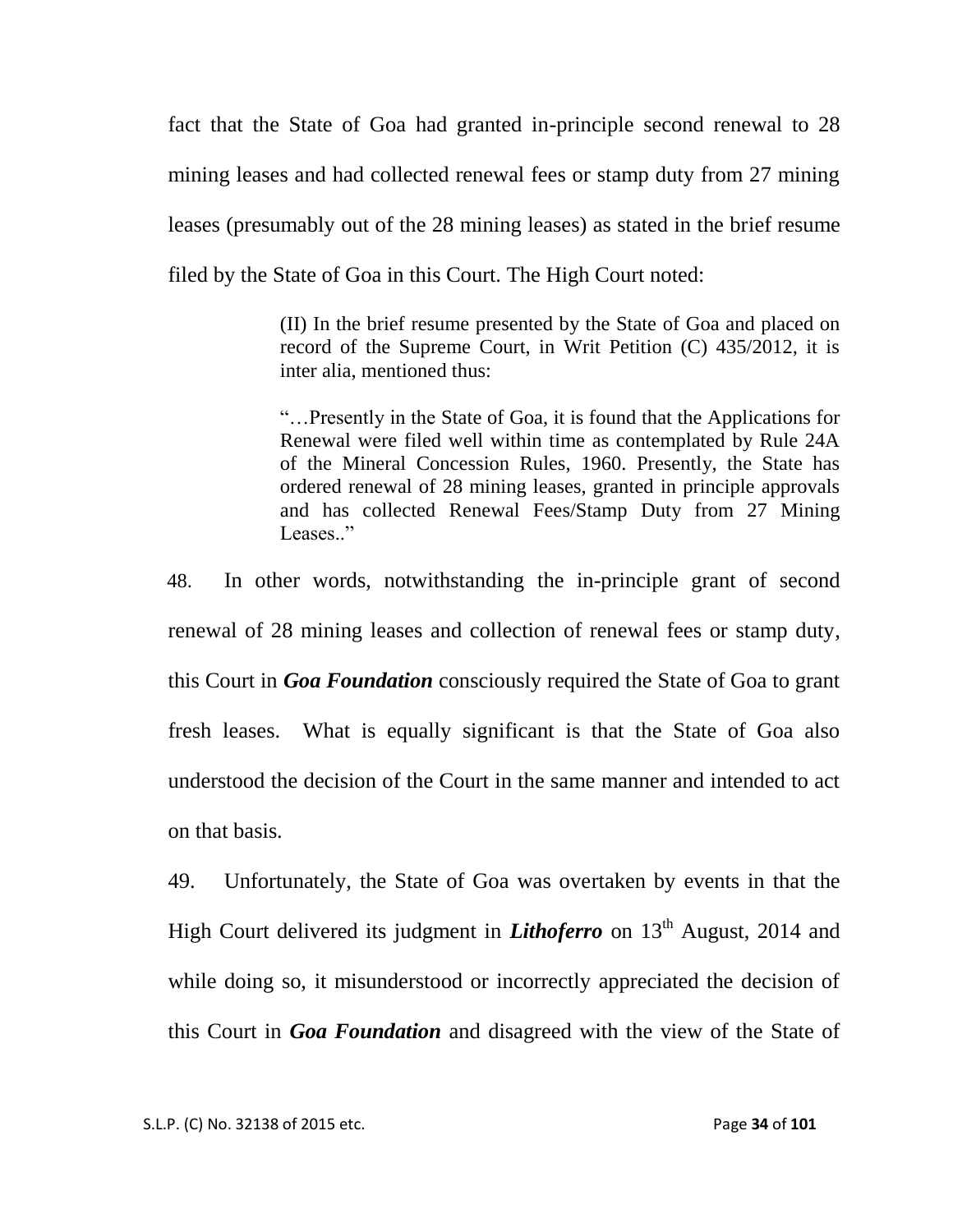fact that the State of Goa had granted in-principle second renewal to 28 mining leases and had collected renewal fees or stamp duty from 27 mining leases (presumably out of the 28 mining leases) as stated in the brief resume filed by the State of Goa in this Court. The High Court noted:

> (II) In the brief resume presented by the State of Goa and placed on record of the Supreme Court, in Writ Petition (C) 435/2012, it is inter alia, mentioned thus:
>
> "…Presently in the State of Goa, it is found that the Applications for Renewal were filed well within time as contemplated by Rule 24A of the Mineral Concession Rules, 1960. Presently, the State has ordered renewal of 28 mining leases, granted in principle approvals and has collected Renewal Fees/Stamp Duty from 27 Mining Leases.."

48. In other words, notwithstanding the in-principle grant of second renewal of 28 mining leases and collection of renewal fees or stamp duty, this Court in ***Goa Foundation*** consciously required the State of Goa to grant fresh leases. What is equally significant is that the State of Goa also understood the decision of the Court in the same manner and intended to act on that basis.

49. Unfortunately, the State of Goa was overtaken by events in that the High Court delivered its judgment in ***Lithoferro*** on 13th August, 2014 and while doing so, it misunderstood or incorrectly appreciated the decision of this Court in ***Goa Foundation*** and disagreed with the view of the State of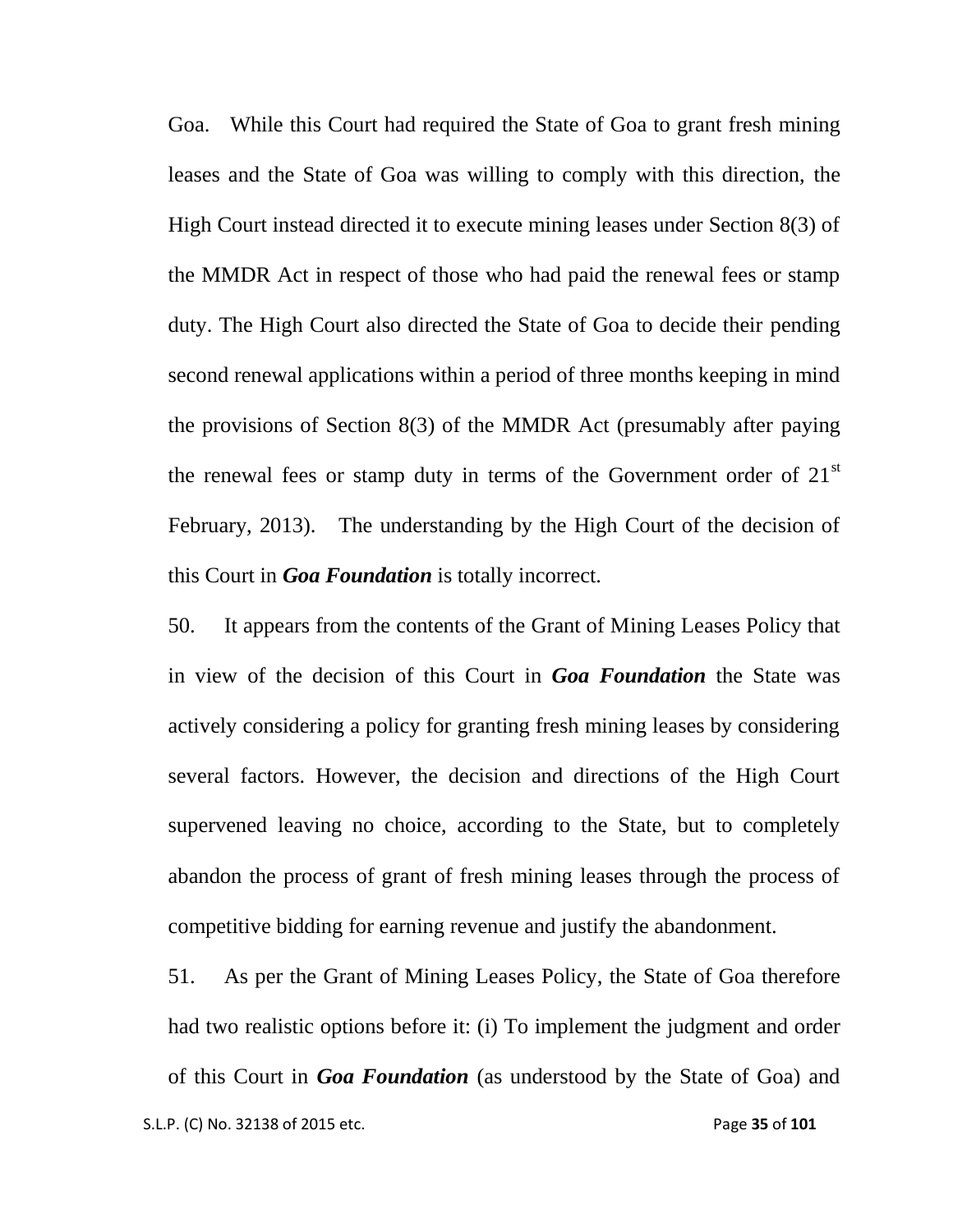Goa. While this Court had required the State of Goa to grant fresh mining leases and the State of Goa was willing to comply with this direction, the High Court instead directed it to execute mining leases under Section 8(3) of the MMDR Act in respect of those who had paid the renewal fees or stamp duty. The High Court also directed the State of Goa to decide their pending second renewal applications within a period of three months keeping in mind the provisions of Section 8(3) of the MMDR Act (presumably after paying the renewal fees or stamp duty in terms of the Government order of 21st February, 2013). The understanding by the High Court of the decision of this Court in ***Goa Foundation*** is totally incorrect.

50. It appears from the contents of the Grant of Mining Leases Policy that in view of the decision of this Court in ***Goa Foundation*** the State was actively considering a policy for granting fresh mining leases by considering several factors. However, the decision and directions of the High Court supervened leaving no choice, according to the State, but to completely abandon the process of grant of fresh mining leases through the process of competitive bidding for earning revenue and justify the abandonment.

51. As per the Grant of Mining Leases Policy, the State of Goa therefore had two realistic options before it: (i) To implement the judgment and order of this Court in ***Goa Foundation*** (as understood by the State of Goa) and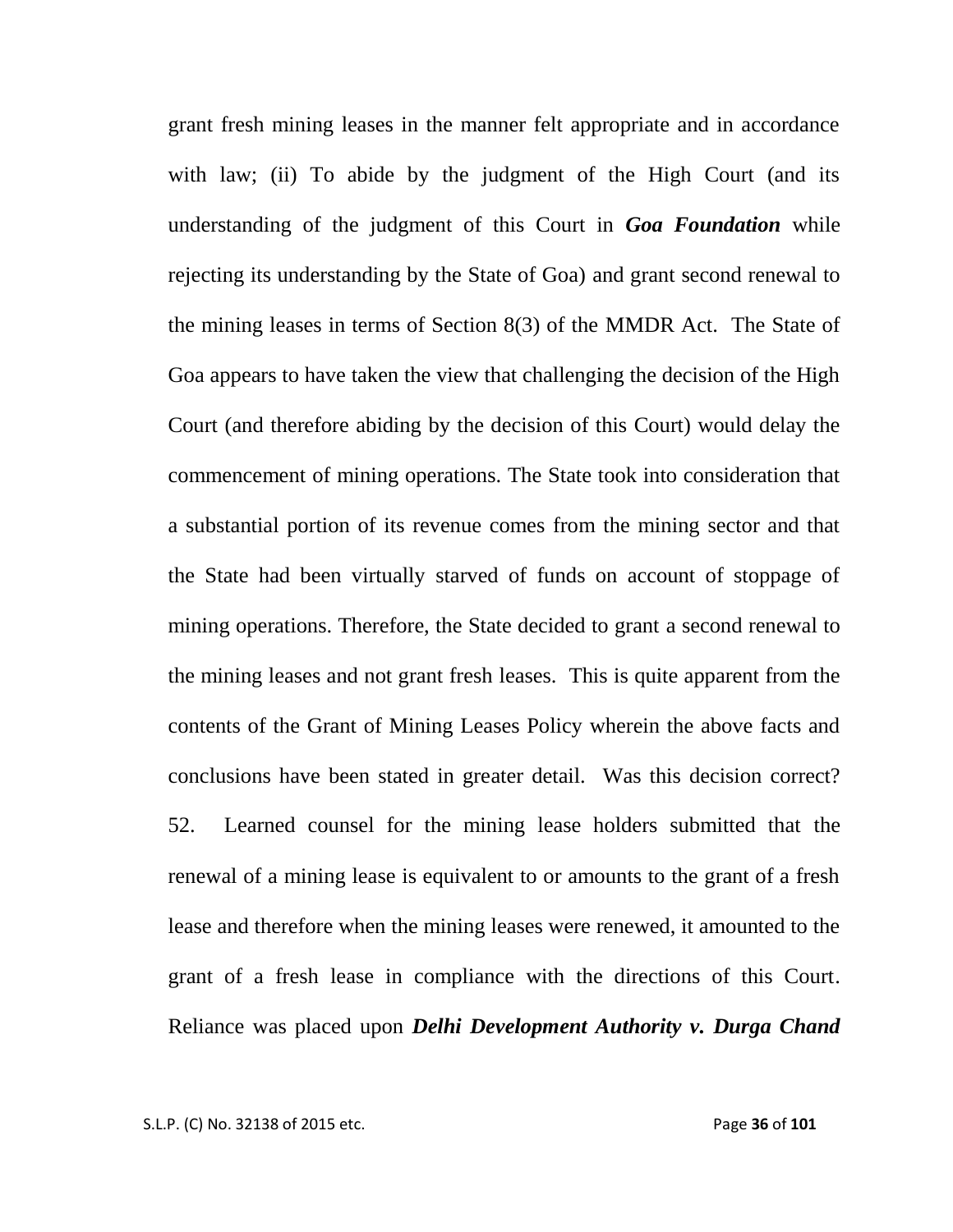grant fresh mining leases in the manner felt appropriate and in accordance with law; (ii) To abide by the judgment of the High Court (and its understanding of the judgment of this Court in ***Goa Foundation*** while rejecting its understanding by the State of Goa) and grant second renewal to the mining leases in terms of Section 8(3) of the MMDR Act. The State of Goa appears to have taken the view that challenging the decision of the High Court (and therefore abiding by the decision of this Court) would delay the commencement of mining operations. The State took into consideration that a substantial portion of its revenue comes from the mining sector and that the State had been virtually starved of funds on account of stoppage of mining operations. Therefore, the State decided to grant a second renewal to the mining leases and not grant fresh leases. This is quite apparent from the contents of the Grant of Mining Leases Policy wherein the above facts and conclusions have been stated in greater detail. Was this decision correct?

52. Learned counsel for the mining lease holders submitted that the renewal of a mining lease is equivalent to or amounts to the grant of a fresh lease and therefore when the mining leases were renewed, it amounted to the grant of a fresh lease in compliance with the directions of this Court. Reliance was placed upon ***Delhi Development Authority v. Durga Chand***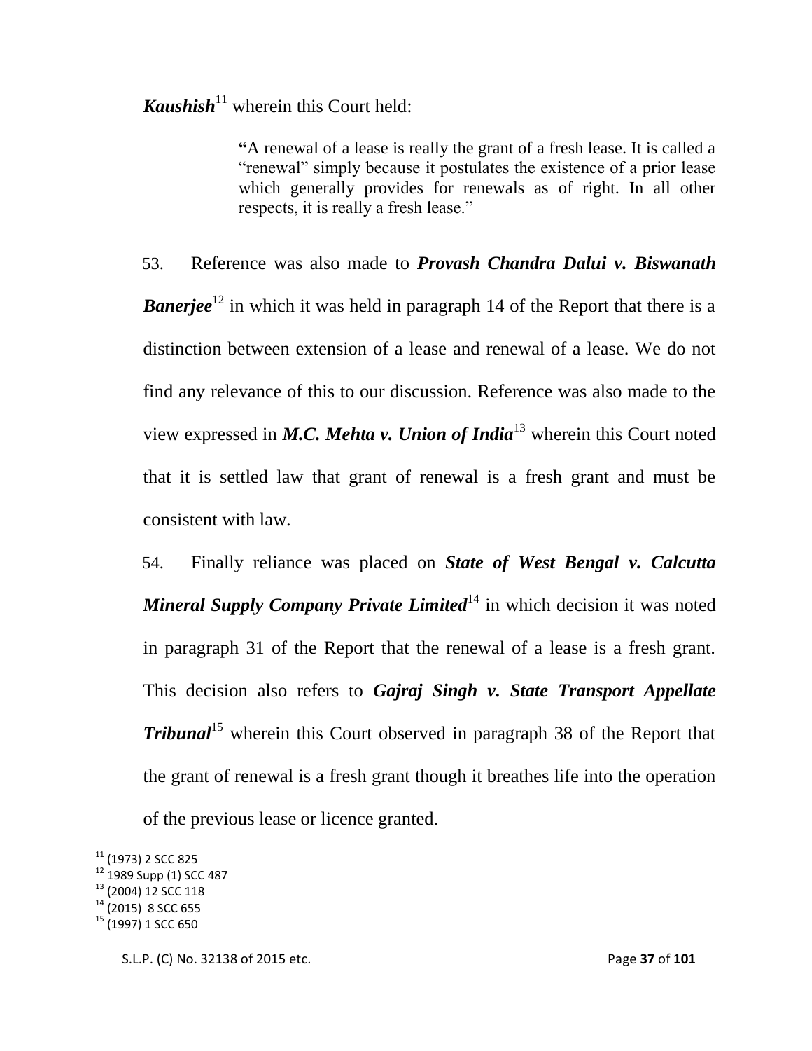***Kaushish***[11] wherein this Court held:

> **"**A renewal of a lease is really the grant of a fresh lease. It is called a "renewal" simply because it postulates the existence of a prior lease which generally provides for renewals as of right. In all other respects, it is really a fresh lease."

53. Reference was also made to ***Provash Chandra Dalui v. Biswanath Banerjee***[12] in which it was held in paragraph 14 of the Report that there is a distinction between extension of a lease and renewal of a lease. We do not find any relevance of this to our discussion. Reference was also made to the view expressed in ***M.C. Mehta v. Union of India***[13] wherein this Court noted that it is settled law that grant of renewal is a fresh grant and must be consistent with law.

54. Finally reliance was placed on ***State of West Bengal v. Calcutta Mineral Supply Company Private Limited***[14] in which decision it was noted in paragraph 31 of the Report that the renewal of a lease is a fresh grant. This decision also refers to ***Gajraj Singh v. State Transport Appellate Tribunal***[15] wherein this Court observed in paragraph 38 of the Report that the grant of renewal is a fresh grant though it breathes life into the operation of the previous lease or licence granted.

---

[11] (1973) 2 SCC 825
[12] 1989 Supp (1) SCC 487
[13] (2004) 12 SCC 118
[14] (2015) 8 SCC 655
[15] (1997) 1 SCC 650

S.L.P. (C) No. 32138 of 2015 etc.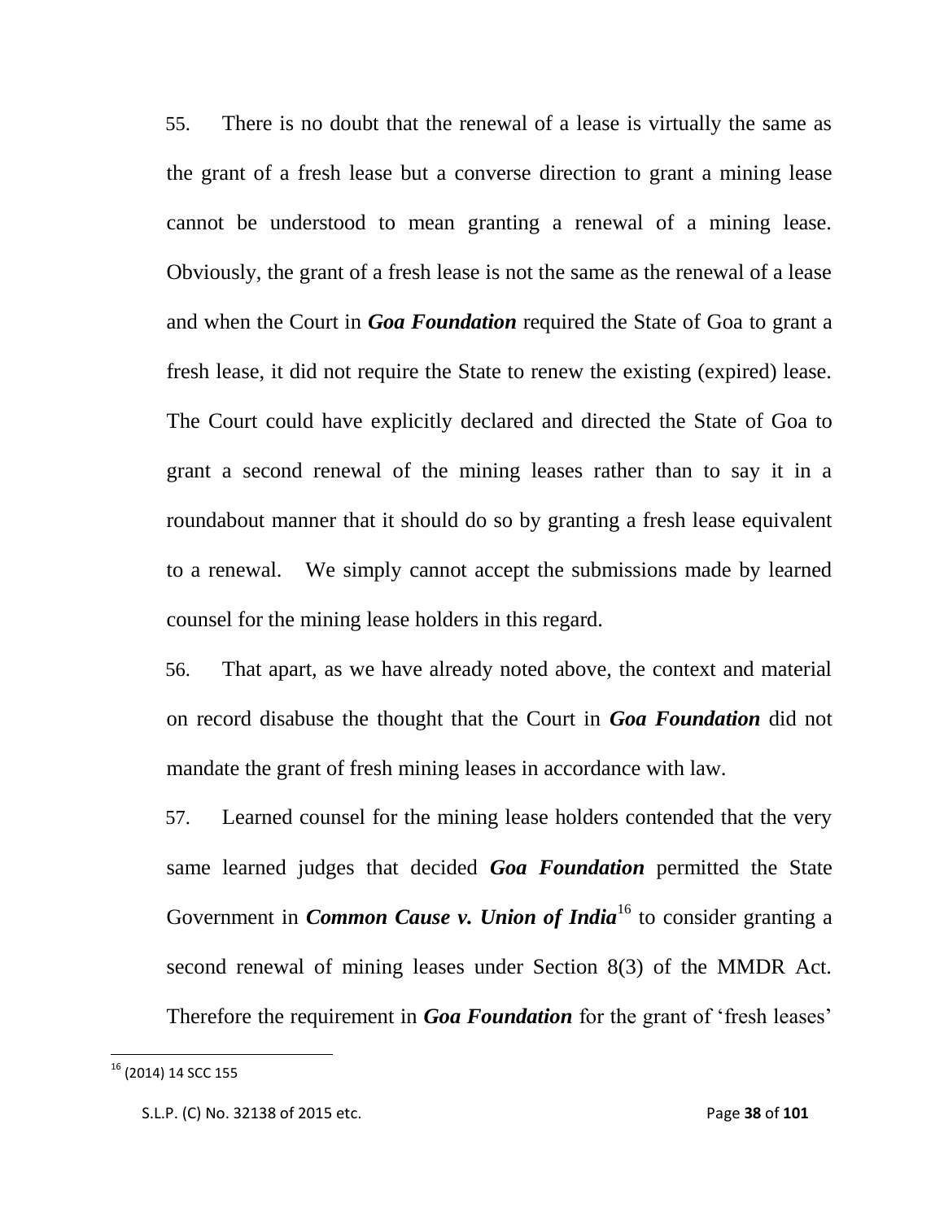55. There is no doubt that the renewal of a lease is virtually the same as the grant of a fresh lease but a converse direction to grant a mining lease cannot be understood to mean granting a renewal of a mining lease. Obviously, the grant of a fresh lease is not the same as the renewal of a lease and when the Court in ***Goa Foundation*** required the State of Goa to grant a fresh lease, it did not require the State to renew the existing (expired) lease. The Court could have explicitly declared and directed the State of Goa to grant a second renewal of the mining leases rather than to say it in a roundabout manner that it should do so by granting a fresh lease equivalent to a renewal. We simply cannot accept the submissions made by learned counsel for the mining lease holders in this regard.

56. That apart, as we have already noted above, the context and material on record disabuse the thought that the Court in ***Goa Foundation*** did not mandate the grant of fresh mining leases in accordance with law.

57. Learned counsel for the mining lease holders contended that the very same learned judges that decided ***Goa Foundation*** permitted the State Government in ***Common Cause v. Union of India***[16] to consider granting a second renewal of mining leases under Section 8(3) of the MMDR Act. Therefore the requirement in ***Goa Foundation*** for the grant of 'fresh leases'

---

[16] (2014) 14 SCC 155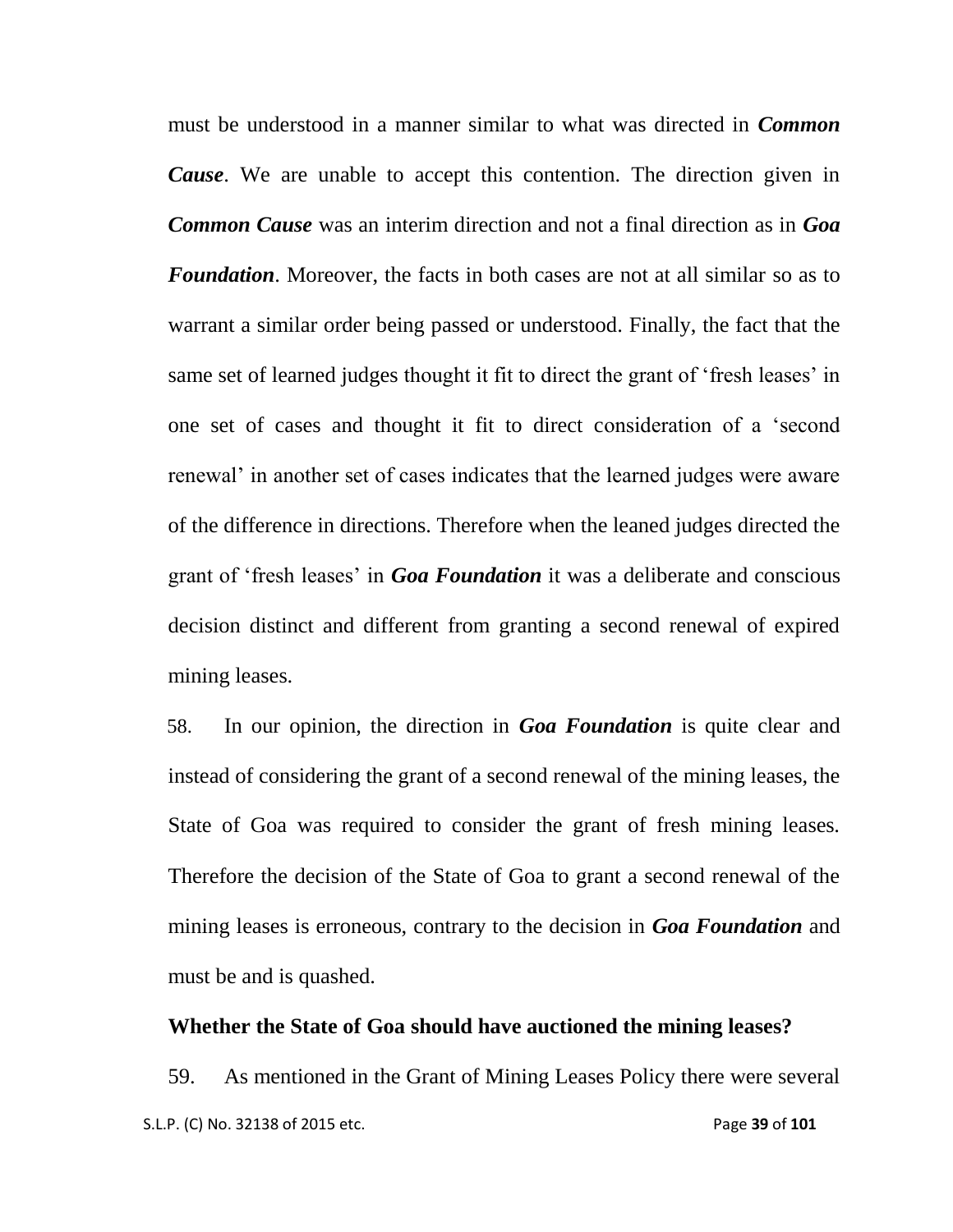must be understood in a manner similar to what was directed in ***Common Cause***. We are unable to accept this contention. The direction given in ***Common Cause*** was an interim direction and not a final direction as in ***Goa Foundation***. Moreover, the facts in both cases are not at all similar so as to warrant a similar order being passed or understood. Finally, the fact that the same set of learned judges thought it fit to direct the grant of 'fresh leases' in one set of cases and thought it fit to direct consideration of a 'second renewal' in another set of cases indicates that the learned judges were aware of the difference in directions. Therefore when the leaned judges directed the grant of 'fresh leases' in ***Goa Foundation*** it was a deliberate and conscious decision distinct and different from granting a second renewal of expired mining leases.

58. In our opinion, the direction in ***Goa Foundation*** is quite clear and instead of considering the grant of a second renewal of the mining leases, the State of Goa was required to consider the grant of fresh mining leases. Therefore the decision of the State of Goa to grant a second renewal of the mining leases is erroneous, contrary to the decision in ***Goa Foundation*** and must be and is quashed.

**Whether the State of Goa should have auctioned the mining leases?**

59. As mentioned in the Grant of Mining Leases Policy there were several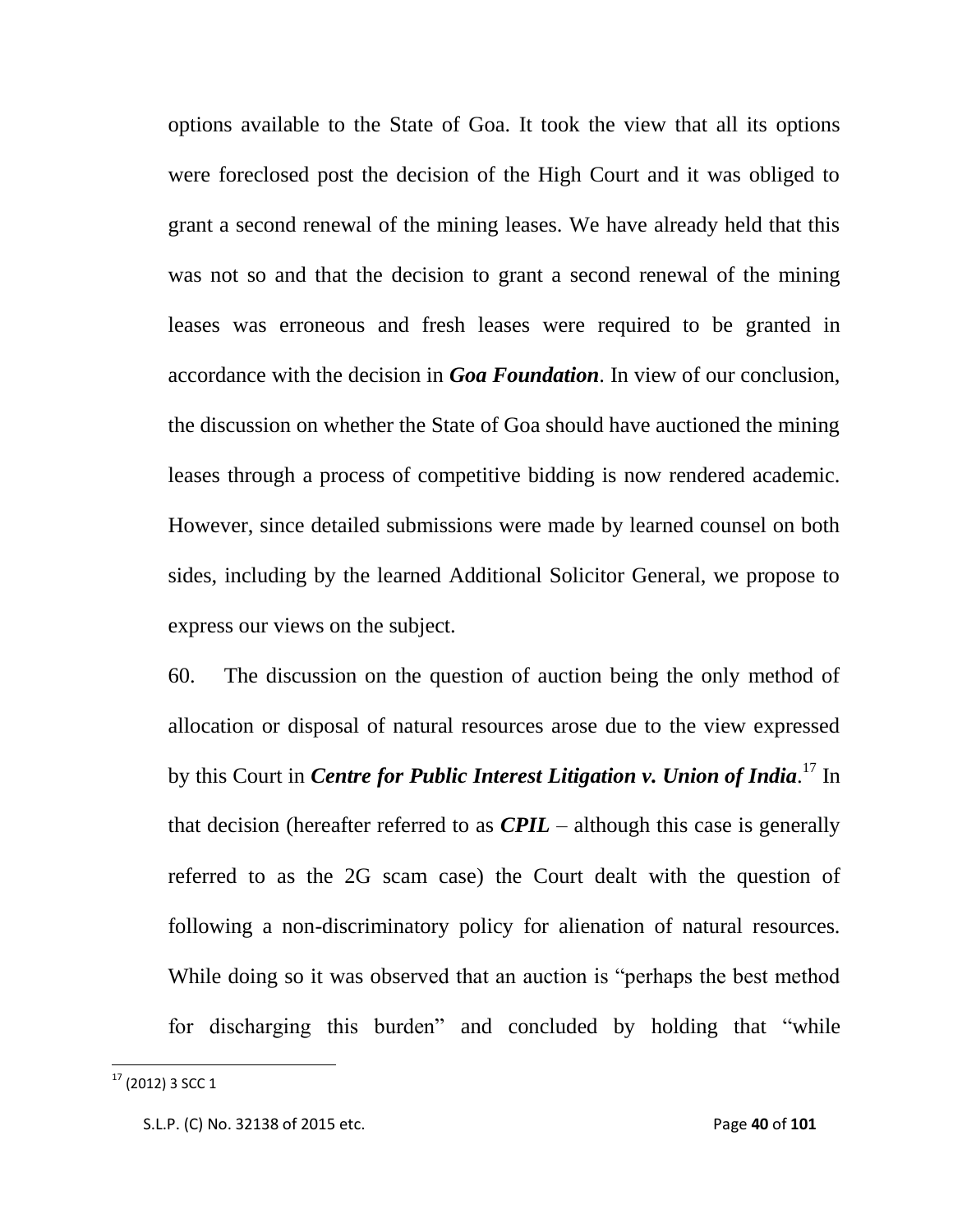options available to the State of Goa. It took the view that all its options were foreclosed post the decision of the High Court and it was obliged to grant a second renewal of the mining leases. We have already held that this was not so and that the decision to grant a second renewal of the mining leases was erroneous and fresh leases were required to be granted in accordance with the decision in ***Goa Foundation***. In view of our conclusion, the discussion on whether the State of Goa should have auctioned the mining leases through a process of competitive bidding is now rendered academic. However, since detailed submissions were made by learned counsel on both sides, including by the learned Additional Solicitor General, we propose to express our views on the subject.

60. The discussion on the question of auction being the only method of allocation or disposal of natural resources arose due to the view expressed by this Court in ***Centre for Public Interest Litigation v. Union of India***.[17] In that decision (hereafter referred to as ***CPIL*** – although this case is generally referred to as the 2G scam case) the Court dealt with the question of following a non-discriminatory policy for alienation of natural resources. While doing so it was observed that an auction is "perhaps the best method for discharging this burden" and concluded by holding that "while

---

[17] (2012) 3 SCC 1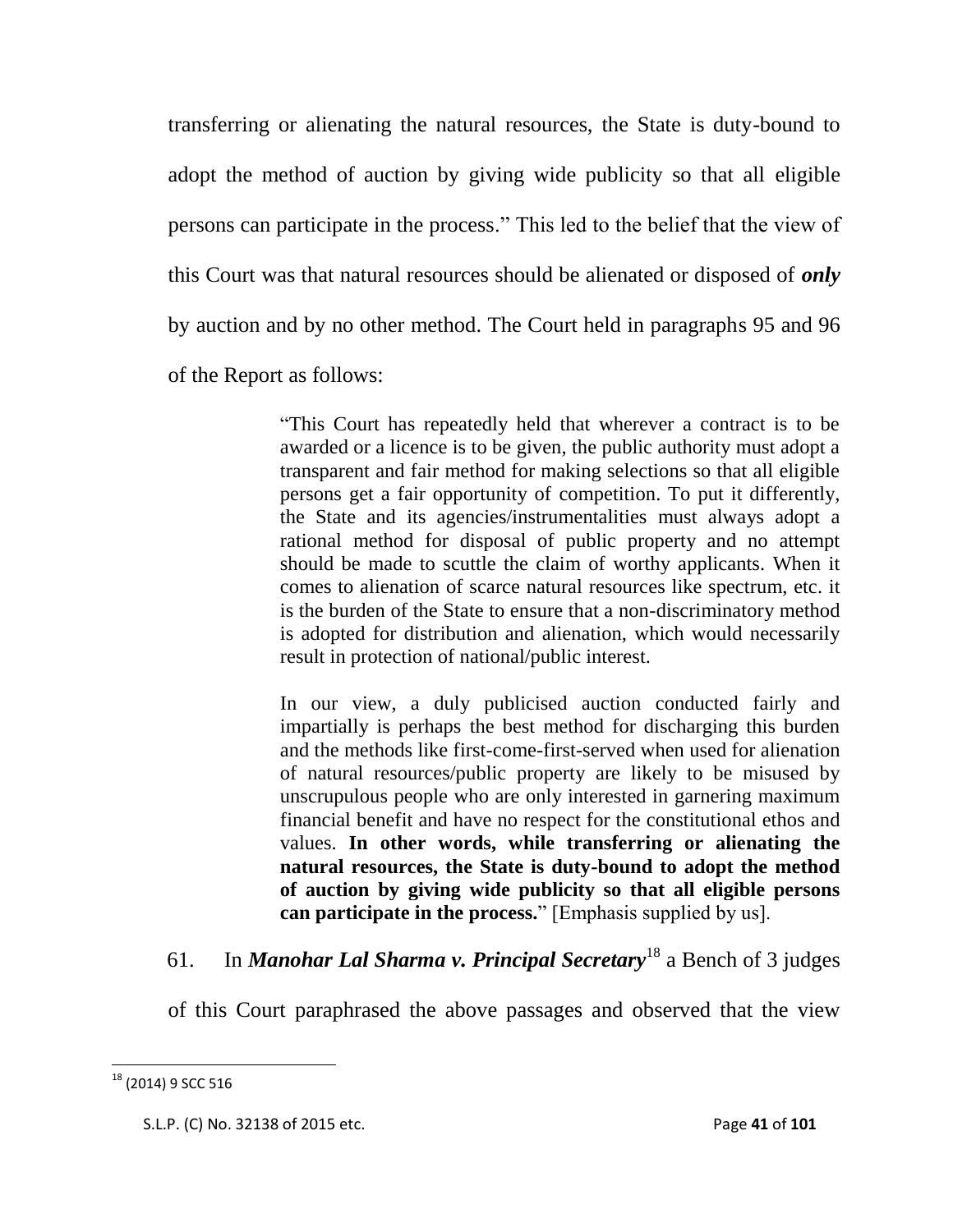transferring or alienating the natural resources, the State is duty-bound to adopt the method of auction by giving wide publicity so that all eligible persons can participate in the process." This led to the belief that the view of this Court was that natural resources should be alienated or disposed of ***only*** by auction and by no other method. The Court held in paragraphs 95 and 96 of the Report as follows:

> "This Court has repeatedly held that wherever a contract is to be awarded or a licence is to be given, the public authority must adopt a transparent and fair method for making selections so that all eligible persons get a fair opportunity of competition. To put it differently, the State and its agencies/instrumentalities must always adopt a rational method for disposal of public property and no attempt should be made to scuttle the claim of worthy applicants. When it comes to alienation of scarce natural resources like spectrum, etc. it is the burden of the State to ensure that a non-discriminatory method is adopted for distribution and alienation, which would necessarily result in protection of national/public interest.
>
> In our view, a duly publicised auction conducted fairly and impartially is perhaps the best method for discharging this burden and the methods like first-come-first-served when used for alienation of natural resources/public property are likely to be misused by unscrupulous people who are only interested in garnering maximum financial benefit and have no respect for the constitutional ethos and values. **In other words, while transferring or alienating the natural resources, the State is duty-bound to adopt the method of auction by giving wide publicity so that all eligible persons can participate in the process.**" [Emphasis supplied by us].

61. In ***Manohar Lal Sharma v. Principal Secretary***[18] a Bench of 3 judges of this Court paraphrased the above passages and observed that the view

---

[18] (2014) 9 SCC 516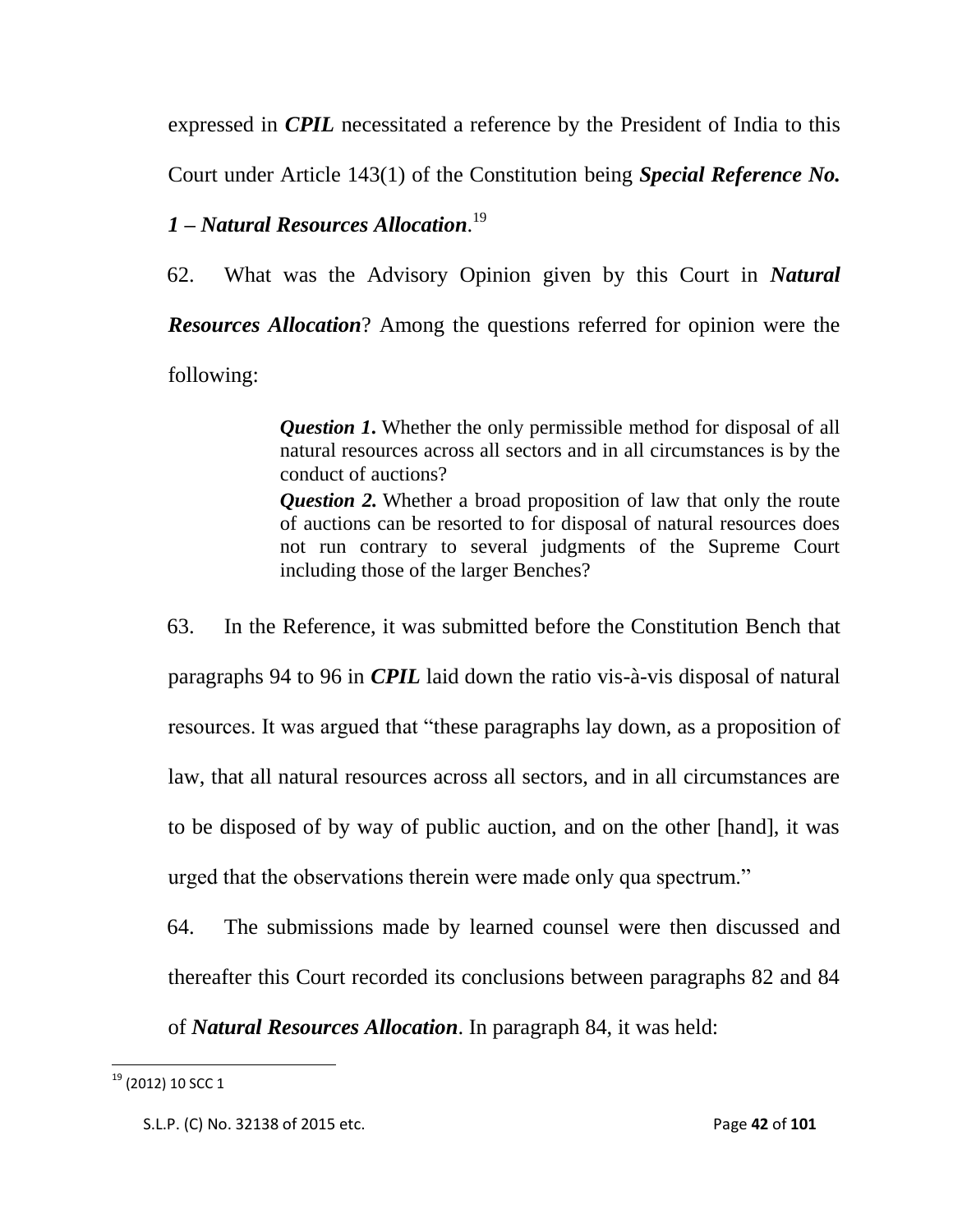expressed in ***CPIL*** necessitated a reference by the President of India to this Court under Article 143(1) of the Constitution being ***Special Reference No. 1 – Natural Resources Allocation***.[19]

62. What was the Advisory Opinion given by this Court in ***Natural Resources Allocation***? Among the questions referred for opinion were the following:

> ***Question 1.*** Whether the only permissible method for disposal of all natural resources across all sectors and in all circumstances is by the conduct of auctions?
>
> ***Question 2.*** Whether a broad proposition of law that only the route of auctions can be resorted to for disposal of natural resources does not run contrary to several judgments of the Supreme Court including those of the larger Benches?

63. In the Reference, it was submitted before the Constitution Bench that paragraphs 94 to 96 in ***CPIL*** laid down the ratio vis-à-vis disposal of natural resources. It was argued that "these paragraphs lay down, as a proposition of law, that all natural resources across all sectors, and in all circumstances are to be disposed of by way of public auction, and on the other [hand], it was urged that the observations therein were made only qua spectrum."

64. The submissions made by learned counsel were then discussed and thereafter this Court recorded its conclusions between paragraphs 82 and 84 of ***Natural Resources Allocation***. In paragraph 84, it was held:

---

[19] (2012) 10 SCC 1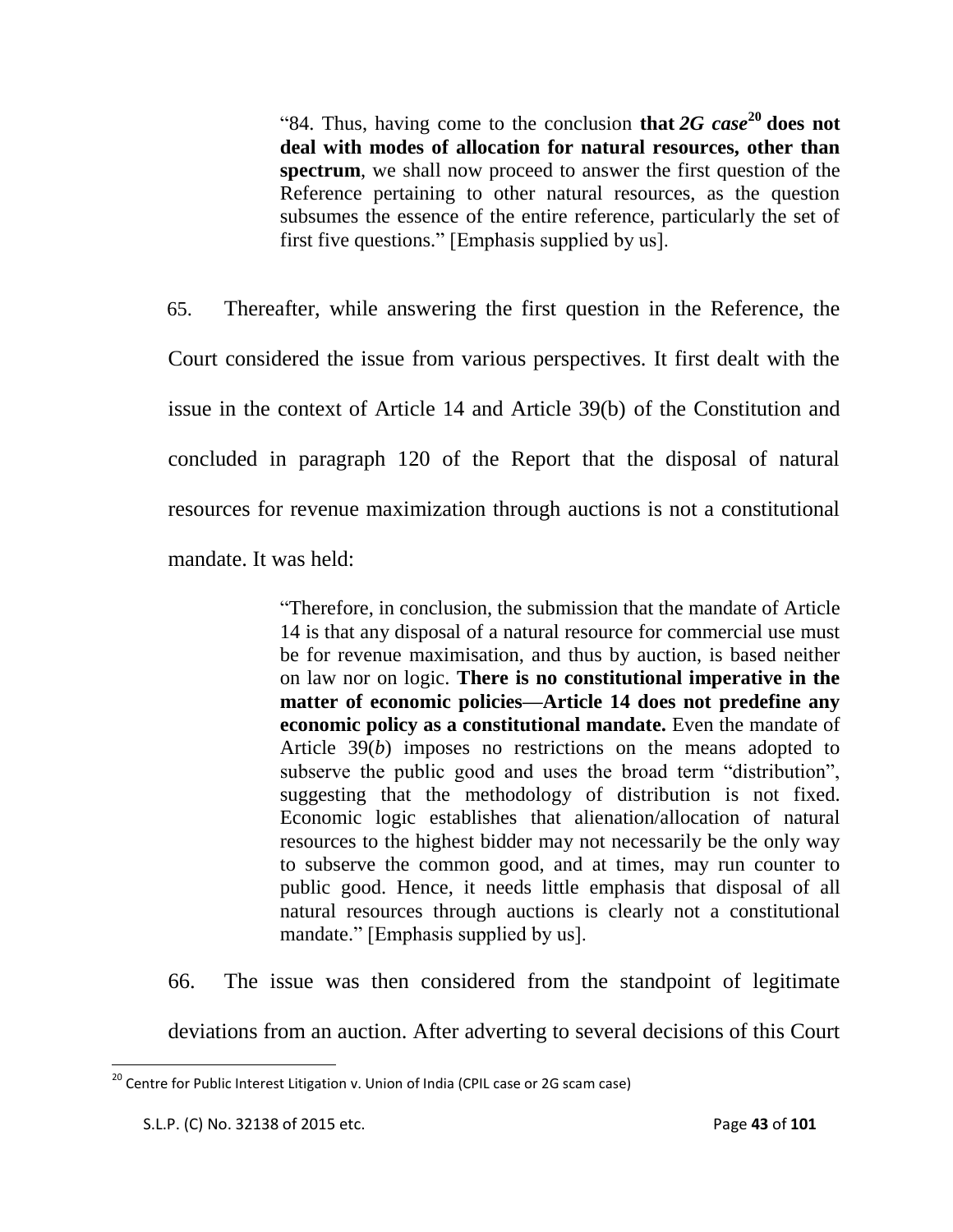> "84. Thus, having come to the conclusion **that *2G case*[20] does not deal with modes of allocation for natural resources, other than spectrum**, we shall now proceed to answer the first question of the Reference pertaining to other natural resources, as the question subsumes the essence of the entire reference, particularly the set of first five questions." [Emphasis supplied by us].

65. Thereafter, while answering the first question in the Reference, the Court considered the issue from various perspectives. It first dealt with the issue in the context of Article 14 and Article 39(b) of the Constitution and concluded in paragraph 120 of the Report that the disposal of natural resources for revenue maximization through auctions is not a constitutional mandate. It was held:

> "Therefore, in conclusion, the submission that the mandate of Article 14 is that any disposal of a natural resource for commercial use must be for revenue maximisation, and thus by auction, is based neither on law nor on logic. **There is no constitutional imperative in the matter of economic policies—Article 14 does not predefine any economic policy as a constitutional mandate.** Even the mandate of Article 39(*b*) imposes no restrictions on the means adopted to subserve the public good and uses the broad term "distribution", suggesting that the methodology of distribution is not fixed. Economic logic establishes that alienation/allocation of natural resources to the highest bidder may not necessarily be the only way to subserve the common good, and at times, may run counter to public good. Hence, it needs little emphasis that disposal of all natural resources through auctions is clearly not a constitutional mandate." [Emphasis supplied by us].

66. The issue was then considered from the standpoint of legitimate deviations from an auction. After adverting to several decisions of this Court

[20] Centre for Public Interest Litigation v. Union of India (CPIL case or 2G scam case)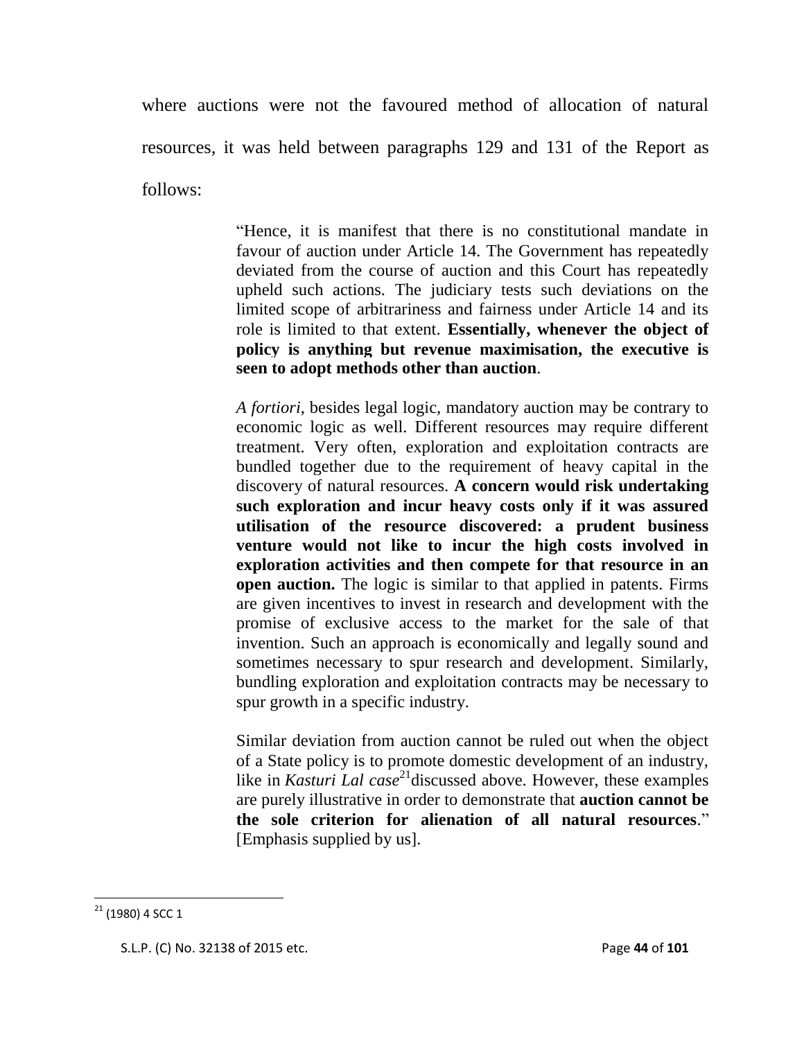where auctions were not the favoured method of allocation of natural resources, it was held between paragraphs 129 and 131 of the Report as follows:

> "Hence, it is manifest that there is no constitutional mandate in favour of auction under Article 14. The Government has repeatedly deviated from the course of auction and this Court has repeatedly upheld such actions. The judiciary tests such deviations on the limited scope of arbitrariness and fairness under Article 14 and its role is limited to that extent. **Essentially, whenever the object of policy is anything but revenue maximisation, the executive is seen to adopt methods other than auction**.
>
> *A fortiori*, besides legal logic, mandatory auction may be contrary to economic logic as well. Different resources may require different treatment. Very often, exploration and exploitation contracts are bundled together due to the requirement of heavy capital in the discovery of natural resources. **A concern would risk undertaking such exploration and incur heavy costs only if it was assured utilisation of the resource discovered: a prudent business venture would not like to incur the high costs involved in exploration activities and then compete for that resource in an open auction.** The logic is similar to that applied in patents. Firms are given incentives to invest in research and development with the promise of exclusive access to the market for the sale of that invention. Such an approach is economically and legally sound and sometimes necessary to spur research and development. Similarly, bundling exploration and exploitation contracts may be necessary to spur growth in a specific industry.
>
> Similar deviation from auction cannot be ruled out when the object of a State policy is to promote domestic development of an industry, like in *Kasturi Lal case*[21] discussed above. However, these examples are purely illustrative in order to demonstrate that **auction cannot be the sole criterion for alienation of all natural resources**." [Emphasis supplied by us].

---

[21] (1980) 4 SCC 1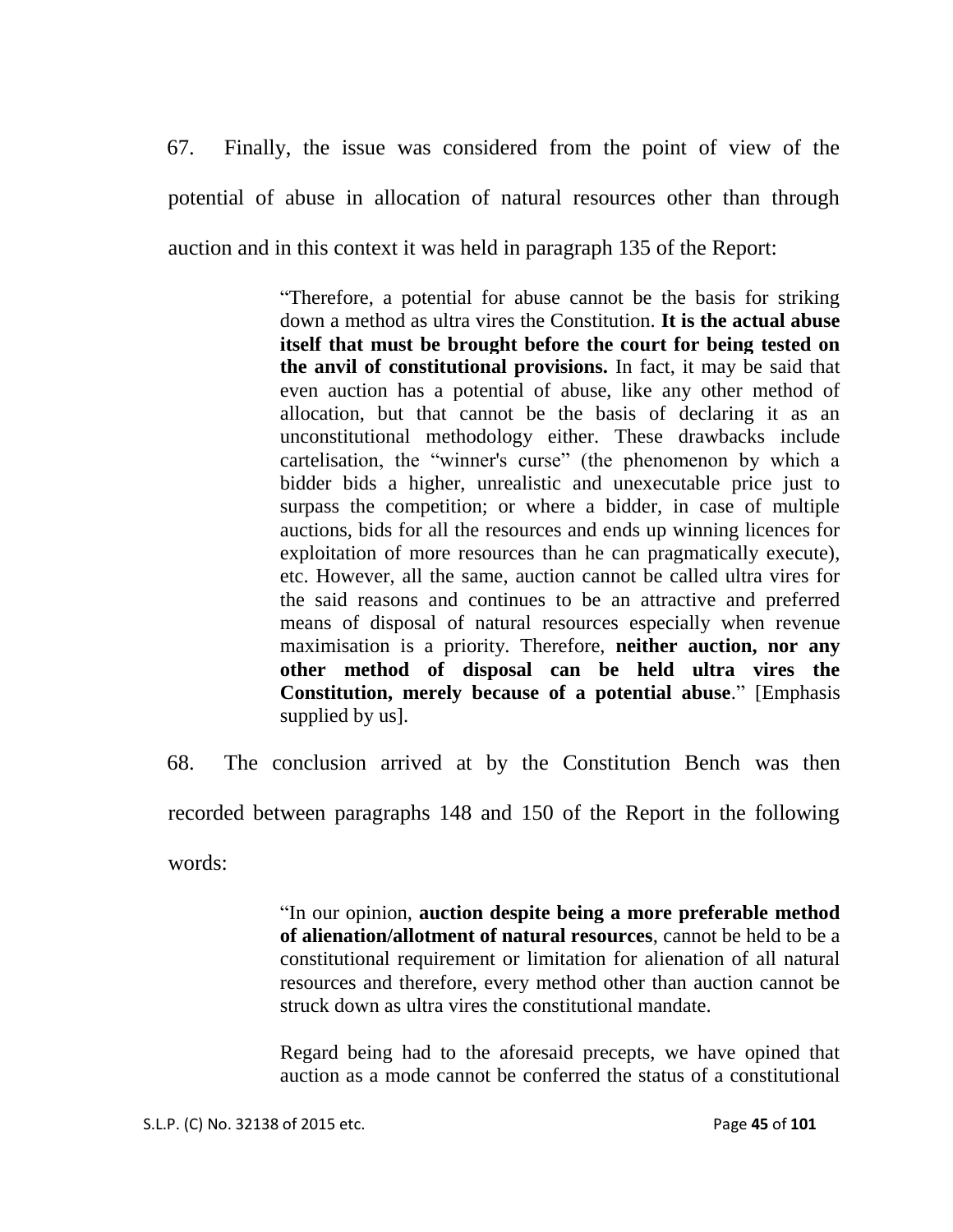67. Finally, the issue was considered from the point of view of the potential of abuse in allocation of natural resources other than through auction and in this context it was held in paragraph 135 of the Report:

> "Therefore, a potential for abuse cannot be the basis for striking down a method as ultra vires the Constitution. **It is the actual abuse itself that must be brought before the court for being tested on the anvil of constitutional provisions.** In fact, it may be said that even auction has a potential of abuse, like any other method of allocation, but that cannot be the basis of declaring it as an unconstitutional methodology either. These drawbacks include cartelisation, the "winner's curse" (the phenomenon by which a bidder bids a higher, unrealistic and unexecutable price just to surpass the competition; or where a bidder, in case of multiple auctions, bids for all the resources and ends up winning licences for exploitation of more resources than he can pragmatically execute), etc. However, all the same, auction cannot be called ultra vires for the said reasons and continues to be an attractive and preferred means of disposal of natural resources especially when revenue maximisation is a priority. Therefore, **neither auction, nor any other method of disposal can be held ultra vires the Constitution, merely because of a potential abuse**." [Emphasis supplied by us].

68. The conclusion arrived at by the Constitution Bench was then recorded between paragraphs 148 and 150 of the Report in the following words:

> "In our opinion, **auction despite being a more preferable method of alienation/allotment of natural resources**, cannot be held to be a constitutional requirement or limitation for alienation of all natural resources and therefore, every method other than auction cannot be struck down as ultra vires the constitutional mandate.
>
> Regard being had to the aforesaid precepts, we have opined that auction as a mode cannot be conferred the status of a constitutional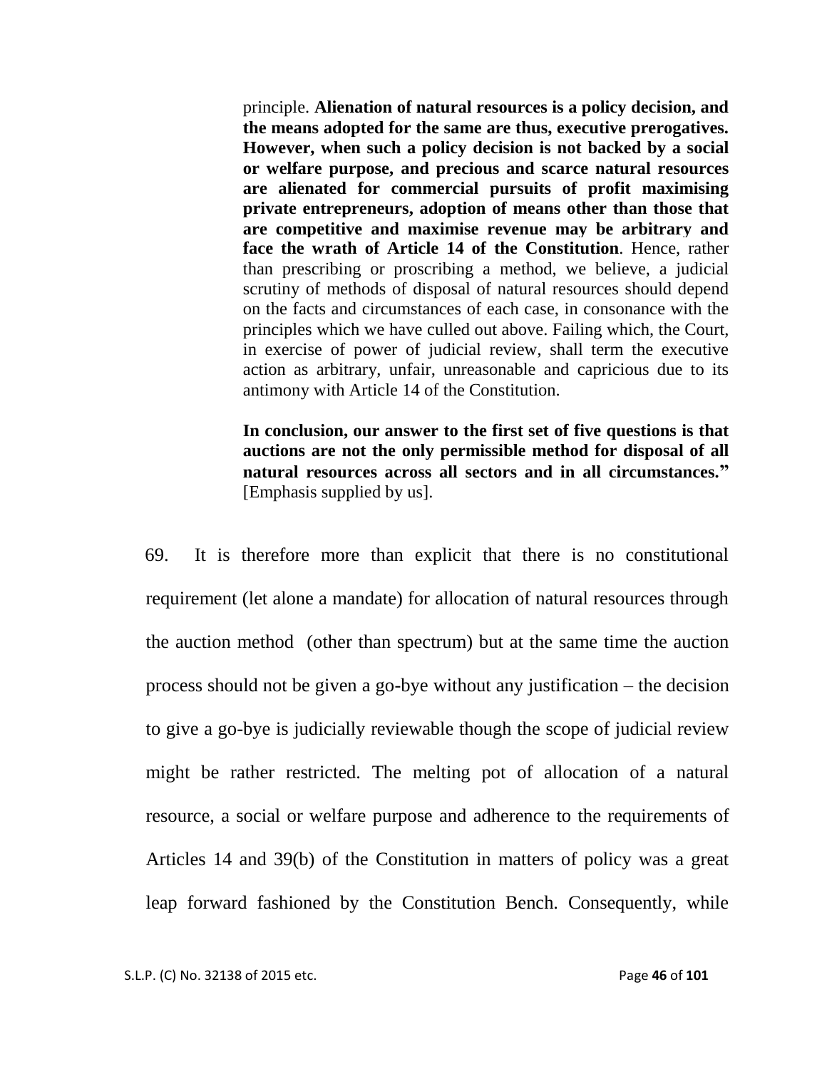> principle. **Alienation of natural resources is a policy decision, and the means adopted for the same are thus, executive prerogatives. However, when such a policy decision is not backed by a social or welfare purpose, and precious and scarce natural resources are alienated for commercial pursuits of profit maximising private entrepreneurs, adoption of means other than those that are competitive and maximise revenue may be arbitrary and face the wrath of Article 14 of the Constitution**. Hence, rather than prescribing or proscribing a method, we believe, a judicial scrutiny of methods of disposal of natural resources should depend on the facts and circumstances of each case, in consonance with the principles which we have culled out above. Failing which, the Court, in exercise of power of judicial review, shall term the executive action as arbitrary, unfair, unreasonable and capricious due to its antimony with Article 14 of the Constitution.
>
> **In conclusion, our answer to the first set of five questions is that auctions are not the only permissible method for disposal of all natural resources across all sectors and in all circumstances."** [Emphasis supplied by us].

69. It is therefore more than explicit that there is no constitutional requirement (let alone a mandate) for allocation of natural resources through the auction method (other than spectrum) but at the same time the auction process should not be given a go-bye without any justification – the decision to give a go-bye is judicially reviewable though the scope of judicial review might be rather restricted. The melting pot of allocation of a natural resource, a social or welfare purpose and adherence to the requirements of Articles 14 and 39(b) of the Constitution in matters of policy was a great leap forward fashioned by the Constitution Bench. Consequently, while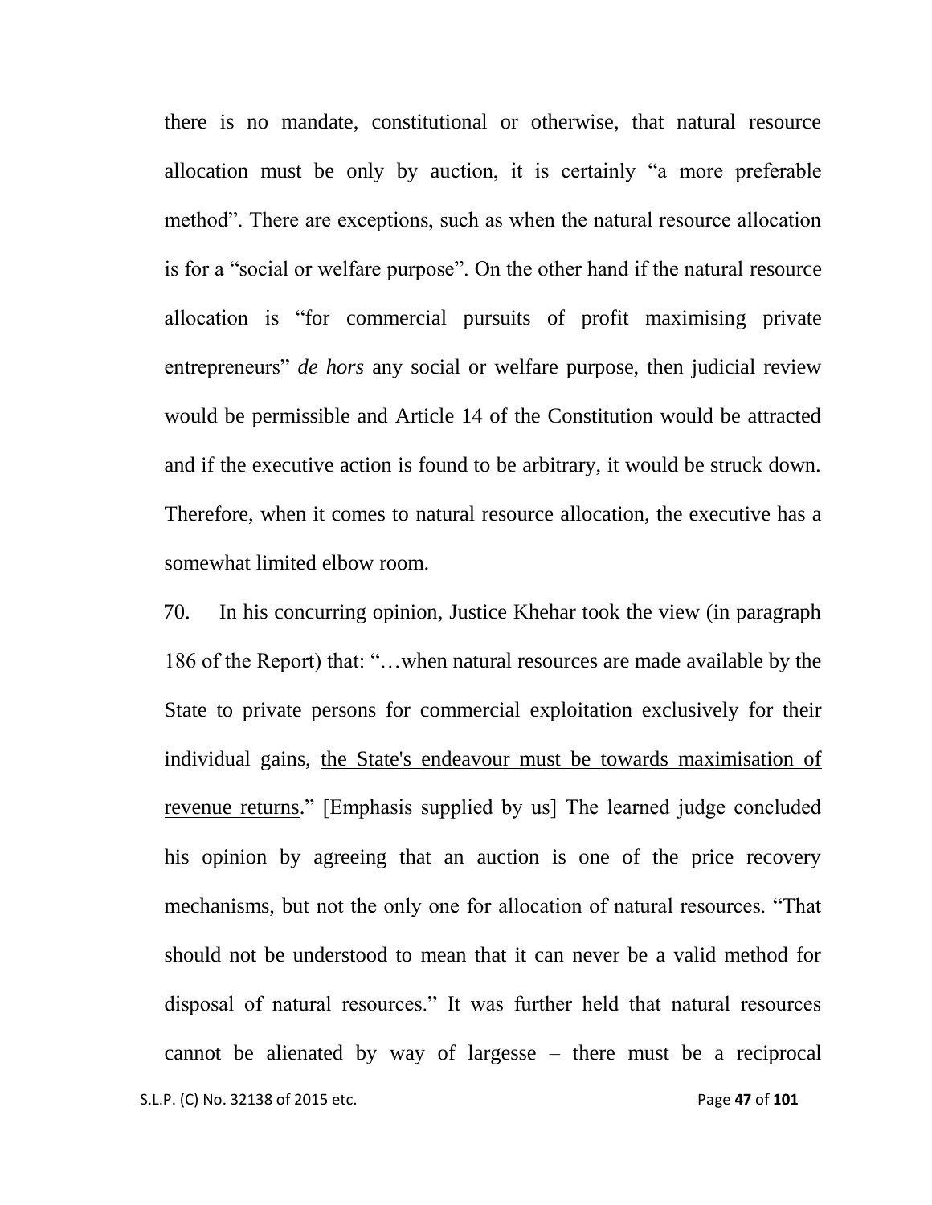there is no mandate, constitutional or otherwise, that natural resource allocation must be only by auction, it is certainly "a more preferable method". There are exceptions, such as when the natural resource allocation is for a "social or welfare purpose". On the other hand if the natural resource allocation is "for commercial pursuits of profit maximising private entrepreneurs" *de hors* any social or welfare purpose, then judicial review would be permissible and Article 14 of the Constitution would be attracted and if the executive action is found to be arbitrary, it would be struck down. Therefore, when it comes to natural resource allocation, the executive has a somewhat limited elbow room.

70. In his concurring opinion, Justice Khehar took the view (in paragraph 186 of the Report) that: "…when natural resources are made available by the State to private persons for commercial exploitation exclusively for their individual gains, <u>the State's endeavour must be towards maximisation of revenue returns</u>." [Emphasis supplied by us] The learned judge concluded his opinion by agreeing that an auction is one of the price recovery mechanisms, but not the only one for allocation of natural resources. "That should not be understood to mean that it can never be a valid method for disposal of natural resources." It was further held that natural resources cannot be alienated by way of largesse – there must be a reciprocal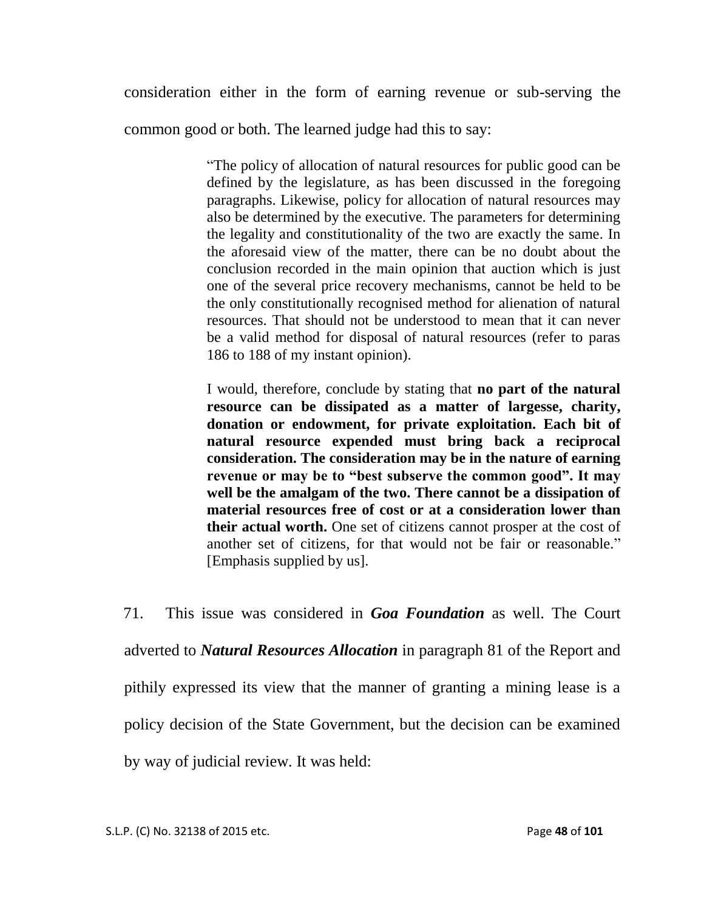consideration either in the form of earning revenue or sub-serving the common good or both. The learned judge had this to say:

> "The policy of allocation of natural resources for public good can be defined by the legislature, as has been discussed in the foregoing paragraphs. Likewise, policy for allocation of natural resources may also be determined by the executive. The parameters for determining the legality and constitutionality of the two are exactly the same. In the aforesaid view of the matter, there can be no doubt about the conclusion recorded in the main opinion that auction which is just one of the several price recovery mechanisms, cannot be held to be the only constitutionally recognised method for alienation of natural resources. That should not be understood to mean that it can never be a valid method for disposal of natural resources (refer to paras 186 to 188 of my instant opinion).
>
> I would, therefore, conclude by stating that **no part of the natural resource can be dissipated as a matter of largesse, charity, donation or endowment, for private exploitation. Each bit of natural resource expended must bring back a reciprocal consideration. The consideration may be in the nature of earning revenue or may be to "best subserve the common good". It may well be the amalgam of the two. There cannot be a dissipation of material resources free of cost or at a consideration lower than their actual worth.** One set of citizens cannot prosper at the cost of another set of citizens, for that would not be fair or reasonable." [Emphasis supplied by us].

71. This issue was considered in ***Goa Foundation*** as well. The Court adverted to ***Natural Resources Allocation*** in paragraph 81 of the Report and pithily expressed its view that the manner of granting a mining lease is a policy decision of the State Government, but the decision can be examined by way of judicial review. It was held: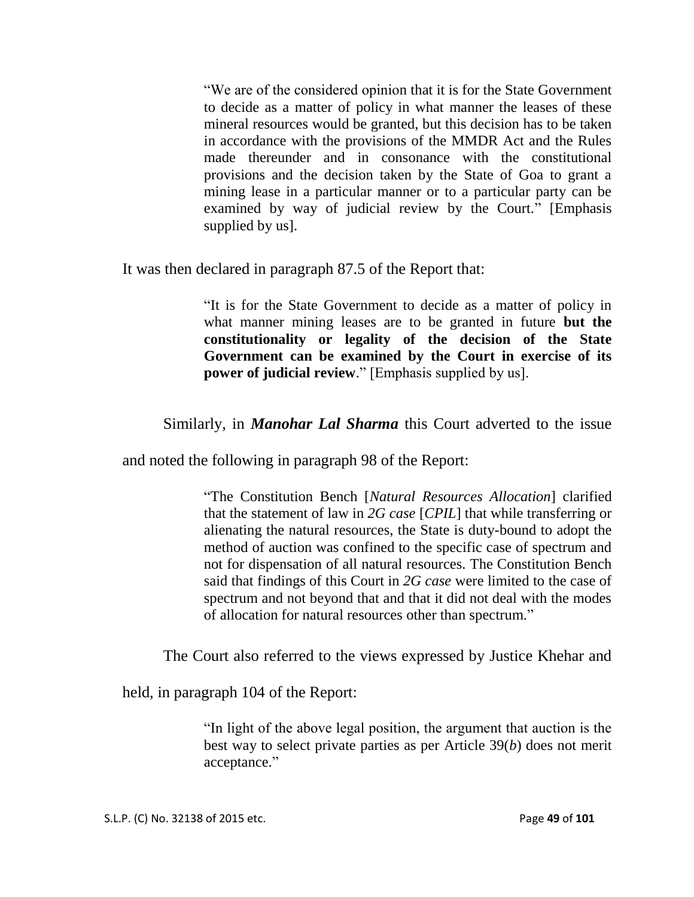> "We are of the considered opinion that it is for the State Government to decide as a matter of policy in what manner the leases of these mineral resources would be granted, but this decision has to be taken in accordance with the provisions of the MMDR Act and the Rules made thereunder and in consonance with the constitutional provisions and the decision taken by the State of Goa to grant a mining lease in a particular manner or to a particular party can be examined by way of judicial review by the Court." [Emphasis supplied by us].

It was then declared in paragraph 87.5 of the Report that:

> "It is for the State Government to decide as a matter of policy in what manner mining leases are to be granted in future **but the constitutionality or legality of the decision of the State Government can be examined by the Court in exercise of its power of judicial review**." [Emphasis supplied by us].

Similarly, in ***Manohar Lal Sharma*** this Court adverted to the issue and noted the following in paragraph 98 of the Report:

> "The Constitution Bench [*Natural Resources Allocation*] clarified that the statement of law in *2G case* [*CPIL*] that while transferring or alienating the natural resources, the State is duty-bound to adopt the method of auction was confined to the specific case of spectrum and not for dispensation of all natural resources. The Constitution Bench said that findings of this Court in *2G case* were limited to the case of spectrum and not beyond that and that it did not deal with the modes of allocation for natural resources other than spectrum."

The Court also referred to the views expressed by Justice Khehar and held, in paragraph 104 of the Report:

> "In light of the above legal position, the argument that auction is the best way to select private parties as per Article 39(*b*) does not merit acceptance."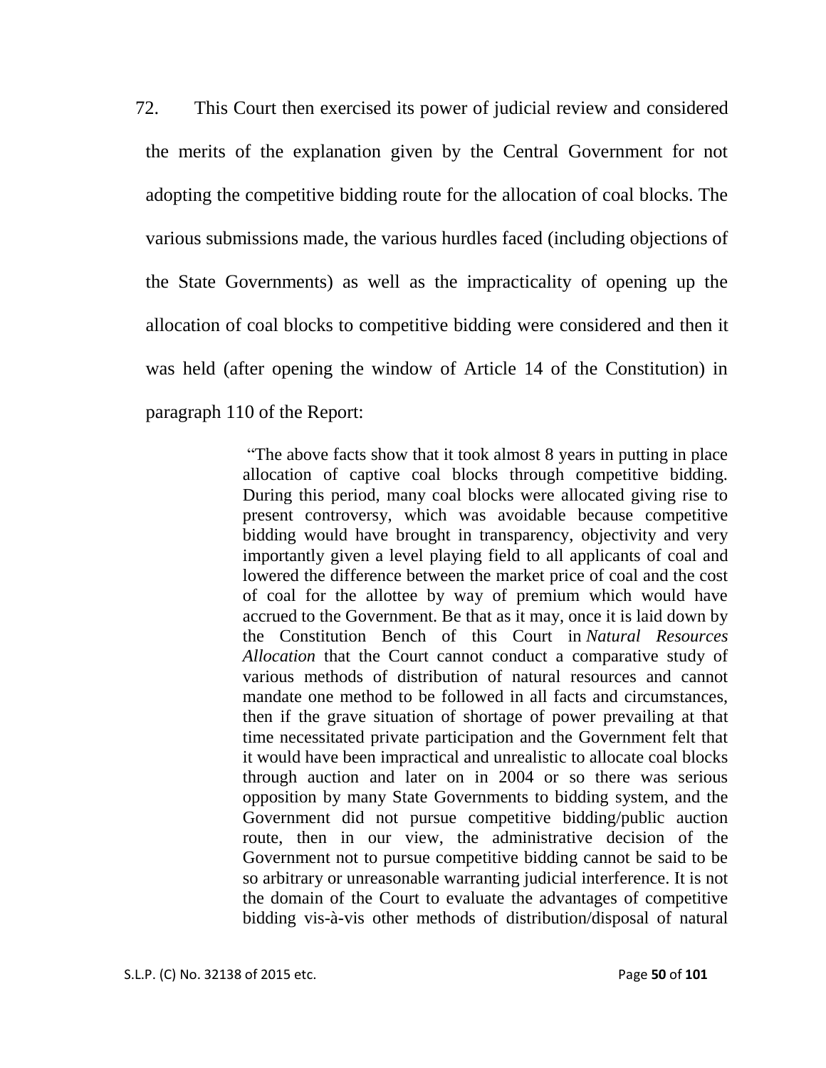72. This Court then exercised its power of judicial review and considered the merits of the explanation given by the Central Government for not adopting the competitive bidding route for the allocation of coal blocks. The various submissions made, the various hurdles faced (including objections of the State Governments) as well as the impracticality of opening up the allocation of coal blocks to competitive bidding were considered and then it was held (after opening the window of Article 14 of the Constitution) in paragraph 110 of the Report:

> "The above facts show that it took almost 8 years in putting in place allocation of captive coal blocks through competitive bidding. During this period, many coal blocks were allocated giving rise to present controversy, which was avoidable because competitive bidding would have brought in transparency, objectivity and very importantly given a level playing field to all applicants of coal and lowered the difference between the market price of coal and the cost of coal for the allottee by way of premium which would have accrued to the Government. Be that as it may, once it is laid down by the Constitution Bench of this Court in *Natural Resources Allocation* that the Court cannot conduct a comparative study of various methods of distribution of natural resources and cannot mandate one method to be followed in all facts and circumstances, then if the grave situation of shortage of power prevailing at that time necessitated private participation and the Government felt that it would have been impractical and unrealistic to allocate coal blocks through auction and later on in 2004 or so there was serious opposition by many State Governments to bidding system, and the Government did not pursue competitive bidding/public auction route, then in our view, the administrative decision of the Government not to pursue competitive bidding cannot be said to be so arbitrary or unreasonable warranting judicial interference. It is not the domain of the Court to evaluate the advantages of competitive bidding vis-à-vis other methods of distribution/disposal of natural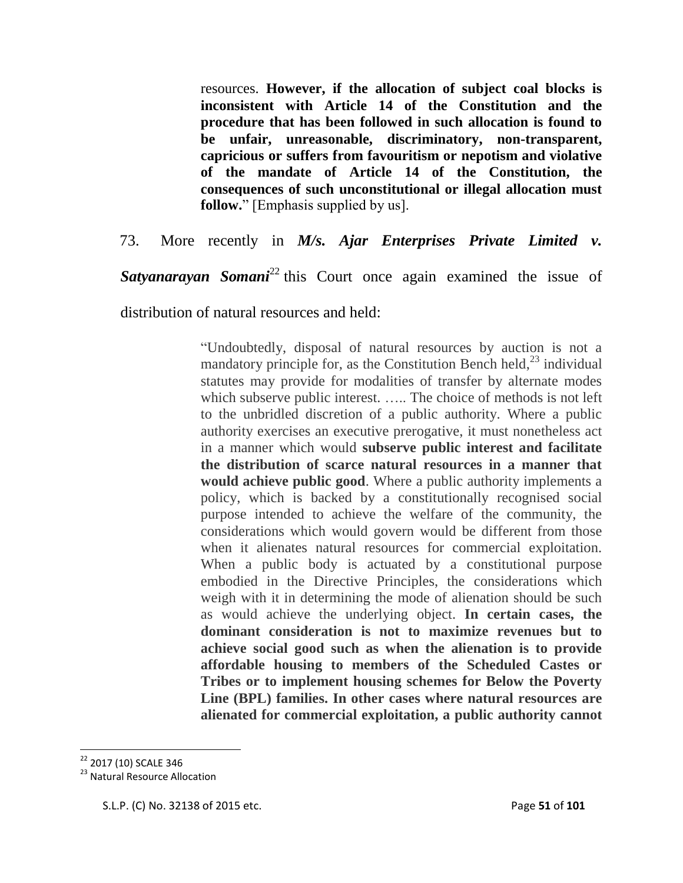> resources. **However, if the allocation of subject coal blocks is inconsistent with Article 14 of the Constitution and the procedure that has been followed in such allocation is found to be unfair, unreasonable, discriminatory, non-transparent, capricious or suffers from favouritism or nepotism and violative of the mandate of Article 14 of the Constitution, the consequences of such unconstitutional or illegal allocation must follow.**" [Emphasis supplied by us].

73. More recently in ***M/s. Ajar Enterprises Private Limited v. Satyanarayan Somani***[22] this Court once again examined the issue of distribution of natural resources and held:

> "Undoubtedly, disposal of natural resources by auction is not a mandatory principle for, as the Constitution Bench held,[23] individual statutes may provide for modalities of transfer by alternate modes which subserve public interest. ….. The choice of methods is not left to the unbridled discretion of a public authority. Where a public authority exercises an executive prerogative, it must nonetheless act in a manner which would **subserve public interest and facilitate the distribution of scarce natural resources in a manner that would achieve public good**. Where a public authority implements a policy, which is backed by a constitutionally recognised social purpose intended to achieve the welfare of the community, the considerations which would govern would be different from those when it alienates natural resources for commercial exploitation. When a public body is actuated by a constitutional purpose embodied in the Directive Principles, the considerations which weigh with it in determining the mode of alienation should be such as would achieve the underlying object. **In certain cases, the dominant consideration is not to maximize revenues but to achieve social good such as when the alienation is to provide affordable housing to members of the Scheduled Castes or Tribes or to implement housing schemes for Below the Poverty Line (BPL) families. In other cases where natural resources are alienated for commercial exploitation, a public authority cannot**

---

[22] 2017 (10) SCALE 346

[23] Natural Resource Allocation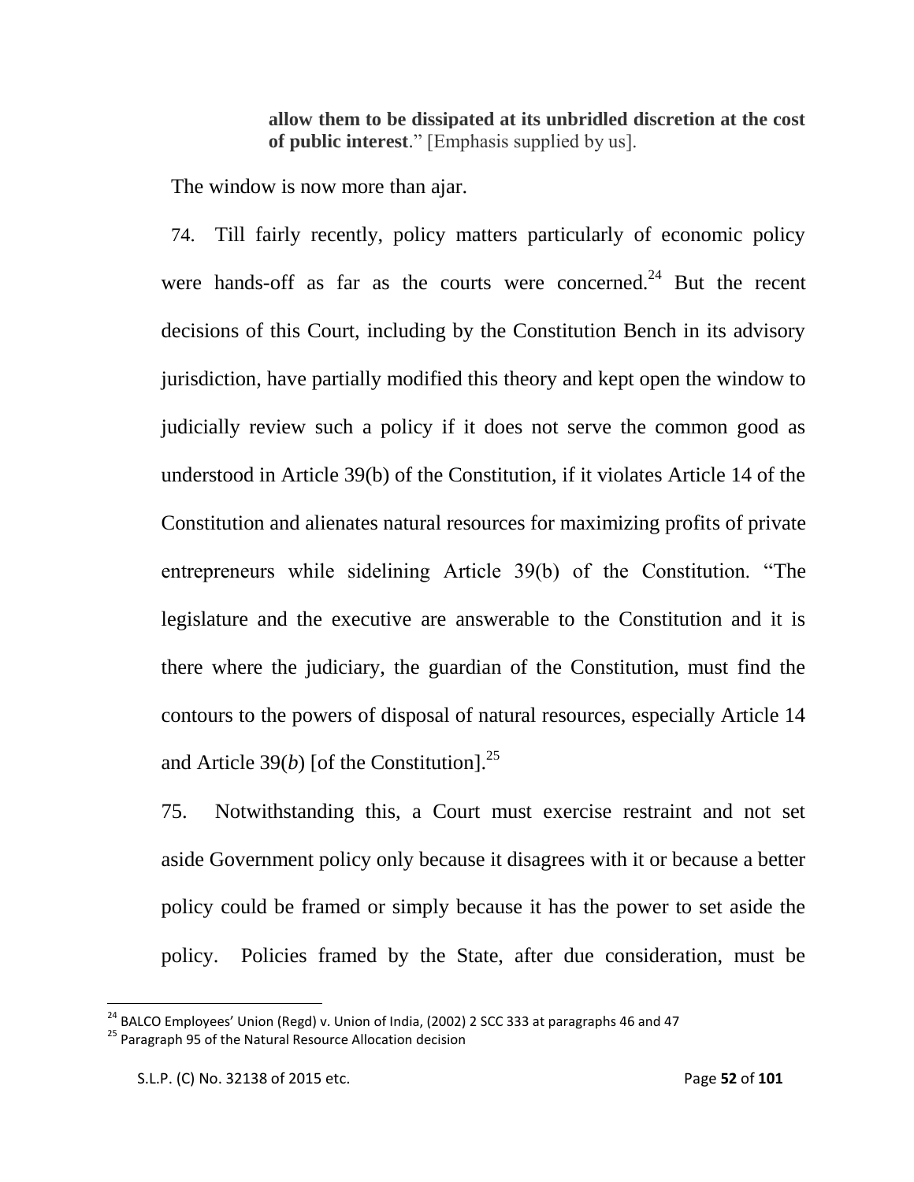> **allow them to be dissipated at its unbridled discretion at the cost of public interest**." [Emphasis supplied by us].

The window is now more than ajar.

74. Till fairly recently, policy matters particularly of economic policy were hands-off as far as the courts were concerned.[24] But the recent decisions of this Court, including by the Constitution Bench in its advisory jurisdiction, have partially modified this theory and kept open the window to judicially review such a policy if it does not serve the common good as understood in Article 39(b) of the Constitution, if it violates Article 14 of the Constitution and alienates natural resources for maximizing profits of private entrepreneurs while sidelining Article 39(b) of the Constitution. "The legislature and the executive are answerable to the Constitution and it is there where the judiciary, the guardian of the Constitution, must find the contours to the powers of disposal of natural resources, especially Article 14 and Article 39(*b*) [of the Constitution].[25]

75. Notwithstanding this, a Court must exercise restraint and not set aside Government policy only because it disagrees with it or because a better policy could be framed or simply because it has the power to set aside the policy. Policies framed by the State, after due consideration, must be

---

[24] BALCO Employees' Union (Regd) v. Union of India, (2002) 2 SCC 333 at paragraphs 46 and 47

[25] Paragraph 95 of the Natural Resource Allocation decision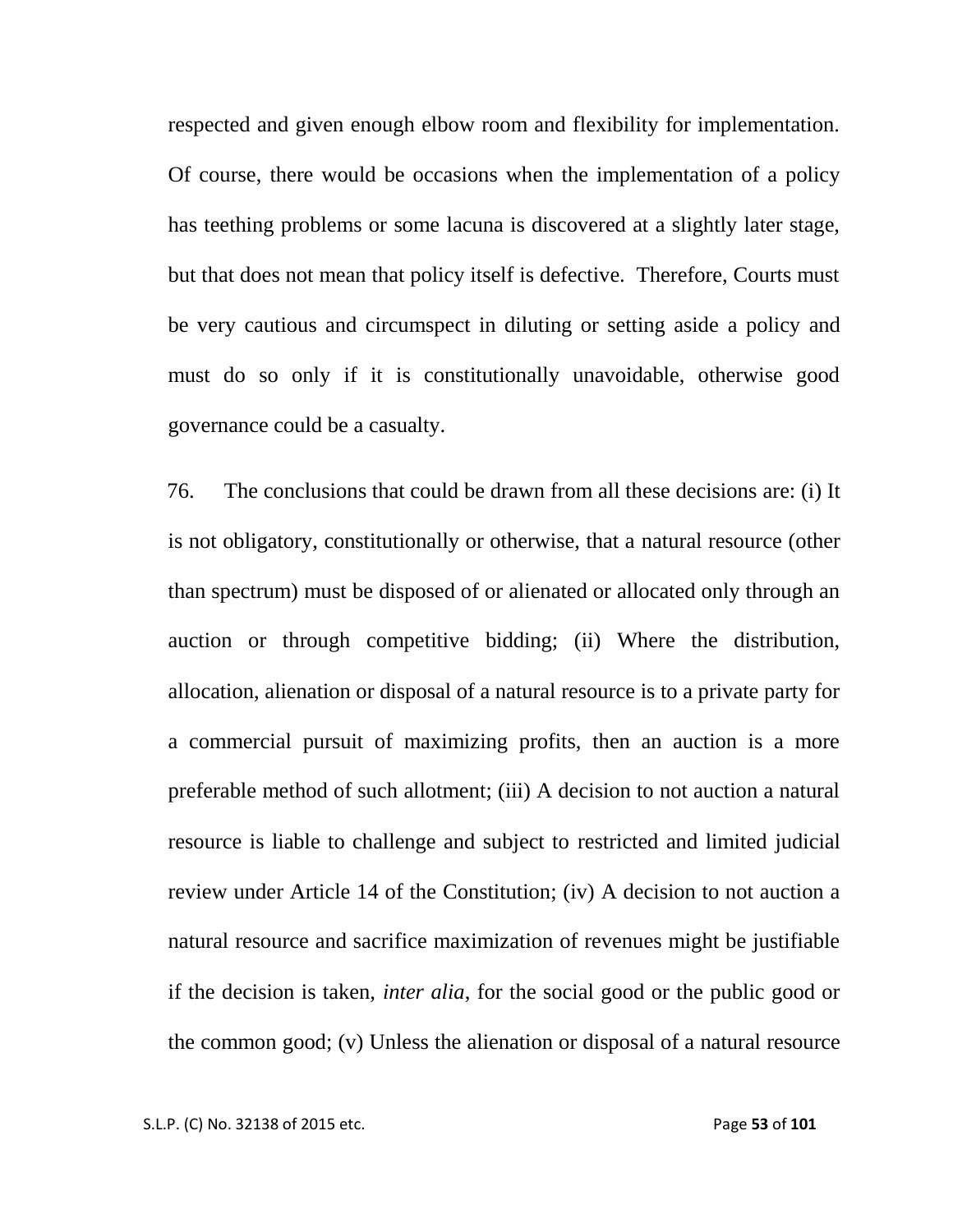respected and given enough elbow room and flexibility for implementation. Of course, there would be occasions when the implementation of a policy has teething problems or some lacuna is discovered at a slightly later stage, but that does not mean that policy itself is defective. Therefore, Courts must be very cautious and circumspect in diluting or setting aside a policy and must do so only if it is constitutionally unavoidable, otherwise good governance could be a casualty.

76. The conclusions that could be drawn from all these decisions are: (i) It is not obligatory, constitutionally or otherwise, that a natural resource (other than spectrum) must be disposed of or alienated or allocated only through an auction or through competitive bidding; (ii) Where the distribution, allocation, alienation or disposal of a natural resource is to a private party for a commercial pursuit of maximizing profits, then an auction is a more preferable method of such allotment; (iii) A decision to not auction a natural resource is liable to challenge and subject to restricted and limited judicial review under Article 14 of the Constitution; (iv) A decision to not auction a natural resource and sacrifice maximization of revenues might be justifiable if the decision is taken, *inter alia*, for the social good or the public good or the common good; (v) Unless the alienation or disposal of a natural resource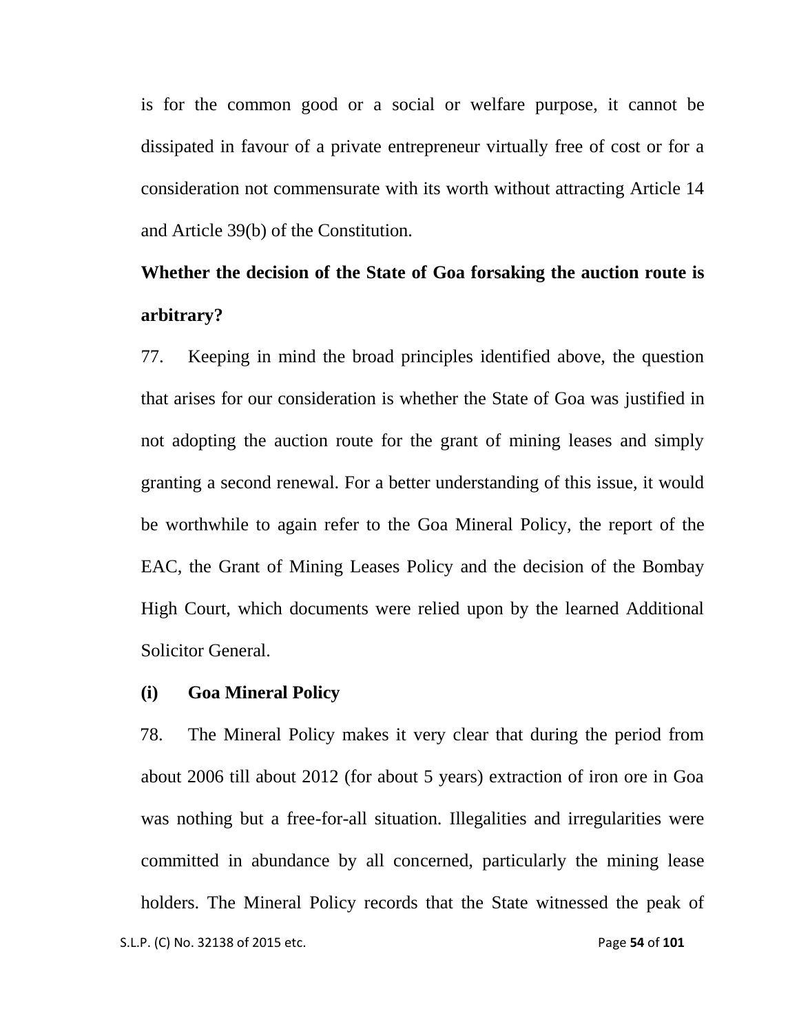is for the common good or a social or welfare purpose, it cannot be dissipated in favour of a private entrepreneur virtually free of cost or for a consideration not commensurate with its worth without attracting Article 14 and Article 39(b) of the Constitution.

**Whether the decision of the State of Goa forsaking the auction route is arbitrary?**

77. Keeping in mind the broad principles identified above, the question that arises for our consideration is whether the State of Goa was justified in not adopting the auction route for the grant of mining leases and simply granting a second renewal. For a better understanding of this issue, it would be worthwhile to again refer to the Goa Mineral Policy, the report of the EAC, the Grant of Mining Leases Policy and the decision of the Bombay High Court, which documents were relied upon by the learned Additional Solicitor General.

**(i) Goa Mineral Policy**

78. The Mineral Policy makes it very clear that during the period from about 2006 till about 2012 (for about 5 years) extraction of iron ore in Goa was nothing but a free-for-all situation. Illegalities and irregularities were committed in abundance by all concerned, particularly the mining lease holders. The Mineral Policy records that the State witnessed the peak of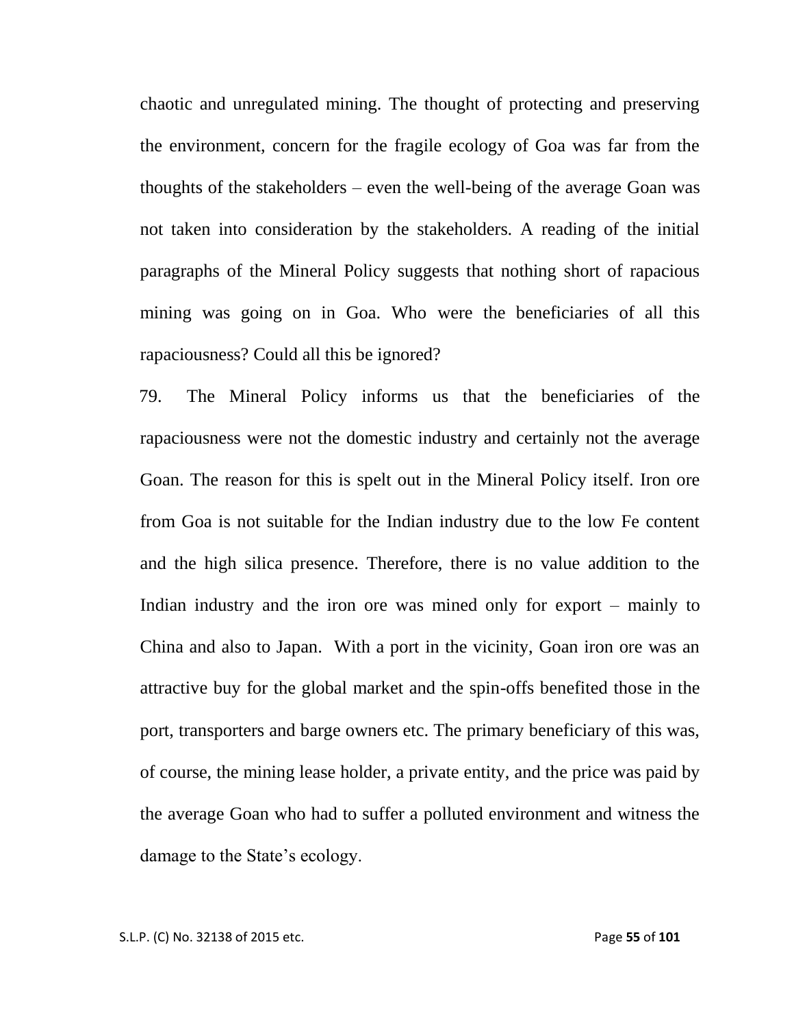chaotic and unregulated mining. The thought of protecting and preserving the environment, concern for the fragile ecology of Goa was far from the thoughts of the stakeholders – even the well-being of the average Goan was not taken into consideration by the stakeholders. A reading of the initial paragraphs of the Mineral Policy suggests that nothing short of rapacious mining was going on in Goa. Who were the beneficiaries of all this rapaciousness? Could all this be ignored?

79. The Mineral Policy informs us that the beneficiaries of the rapaciousness were not the domestic industry and certainly not the average Goan. The reason for this is spelt out in the Mineral Policy itself. Iron ore from Goa is not suitable for the Indian industry due to the low Fe content and the high silica presence. Therefore, there is no value addition to the Indian industry and the iron ore was mined only for export – mainly to China and also to Japan. With a port in the vicinity, Goan iron ore was an attractive buy for the global market and the spin-offs benefited those in the port, transporters and barge owners etc. The primary beneficiary of this was, of course, the mining lease holder, a private entity, and the price was paid by the average Goan who had to suffer a polluted environment and witness the damage to the State's ecology.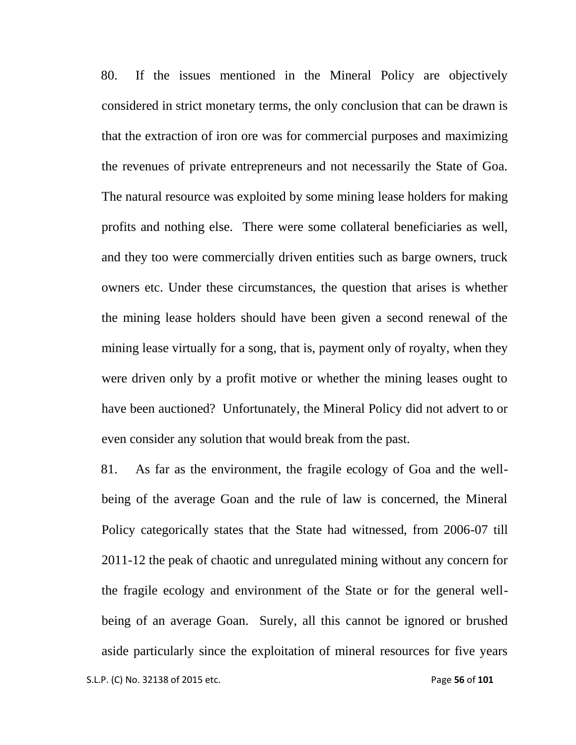80. If the issues mentioned in the Mineral Policy are objectively considered in strict monetary terms, the only conclusion that can be drawn is that the extraction of iron ore was for commercial purposes and maximizing the revenues of private entrepreneurs and not necessarily the State of Goa. The natural resource was exploited by some mining lease holders for making profits and nothing else. There were some collateral beneficiaries as well, and they too were commercially driven entities such as barge owners, truck owners etc. Under these circumstances, the question that arises is whether the mining lease holders should have been given a second renewal of the mining lease virtually for a song, that is, payment only of royalty, when they were driven only by a profit motive or whether the mining leases ought to have been auctioned? Unfortunately, the Mineral Policy did not advert to or even consider any solution that would break from the past.

81. As far as the environment, the fragile ecology of Goa and the well-being of the average Goan and the rule of law is concerned, the Mineral Policy categorically states that the State had witnessed, from 2006-07 till 2011-12 the peak of chaotic and unregulated mining without any concern for the fragile ecology and environment of the State or for the general well-being of an average Goan. Surely, all this cannot be ignored or brushed aside particularly since the exploitation of mineral resources for five years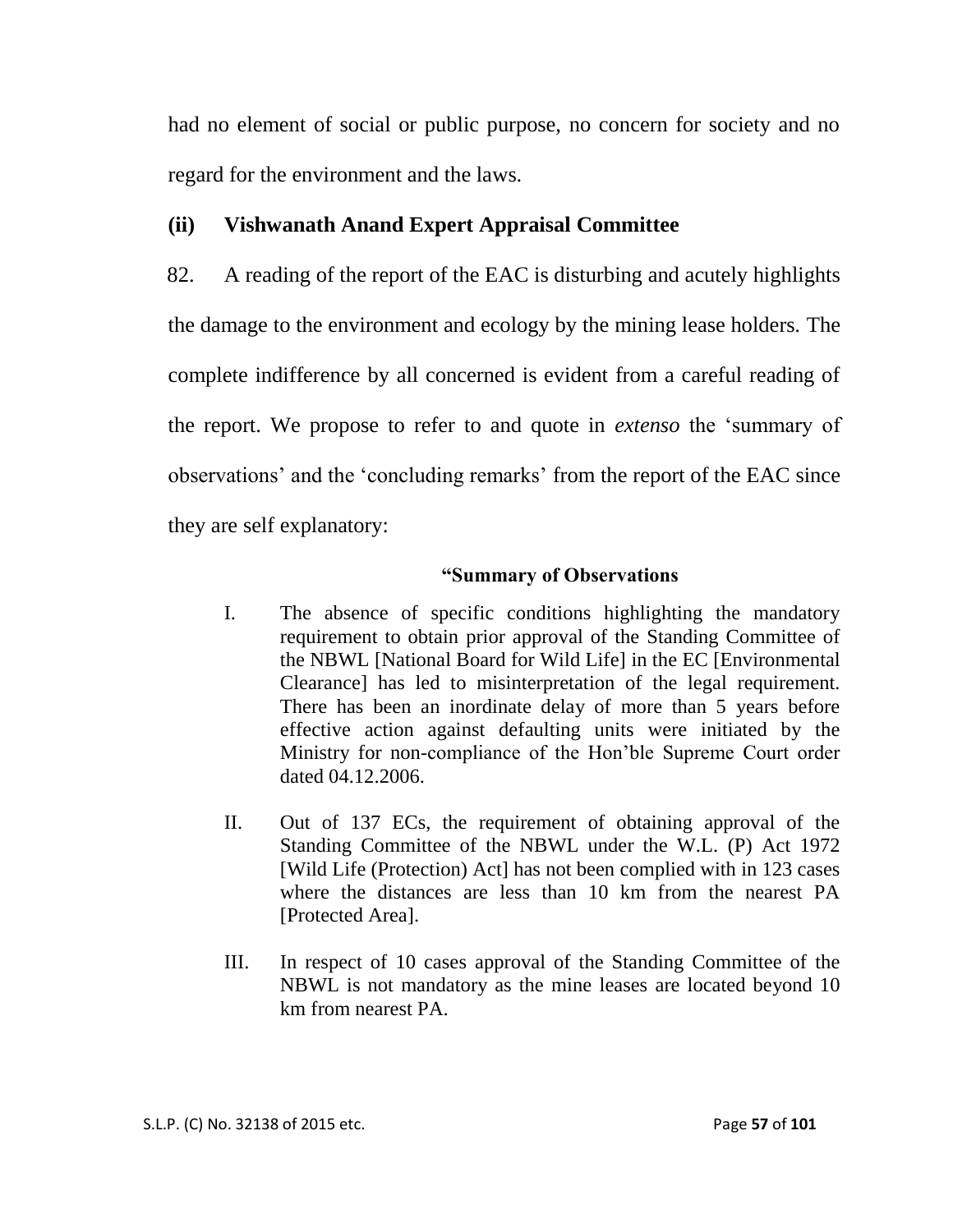had no element of social or public purpose, no concern for society and no regard for the environment and the laws.

### (ii) Vishwanath Anand Expert Appraisal Committee

82. A reading of the report of the EAC is disturbing and acutely highlights the damage to the environment and ecology by the mining lease holders. The complete indifference by all concerned is evident from a careful reading of the report. We propose to refer to and quote in *extenso* the 'summary of observations' and the 'concluding remarks' from the report of the EAC since they are self explanatory:

> **"Summary of Observations**
>
> I. The absence of specific conditions highlighting the mandatory requirement to obtain prior approval of the Standing Committee of the NBWL [National Board for Wild Life] in the EC [Environmental Clearance] has led to misinterpretation of the legal requirement. There has been an inordinate delay of more than 5 years before effective action against defaulting units were initiated by the Ministry for non-compliance of the Hon'ble Supreme Court order dated 04.12.2006.
>
> II. Out of 137 ECs, the requirement of obtaining approval of the Standing Committee of the NBWL under the W.L. (P) Act 1972 [Wild Life (Protection) Act] has not been complied with in 123 cases where the distances are less than 10 km from the nearest PA [Protected Area].
>
> III. In respect of 10 cases approval of the Standing Committee of the NBWL is not mandatory as the mine leases are located beyond 10 km from nearest PA.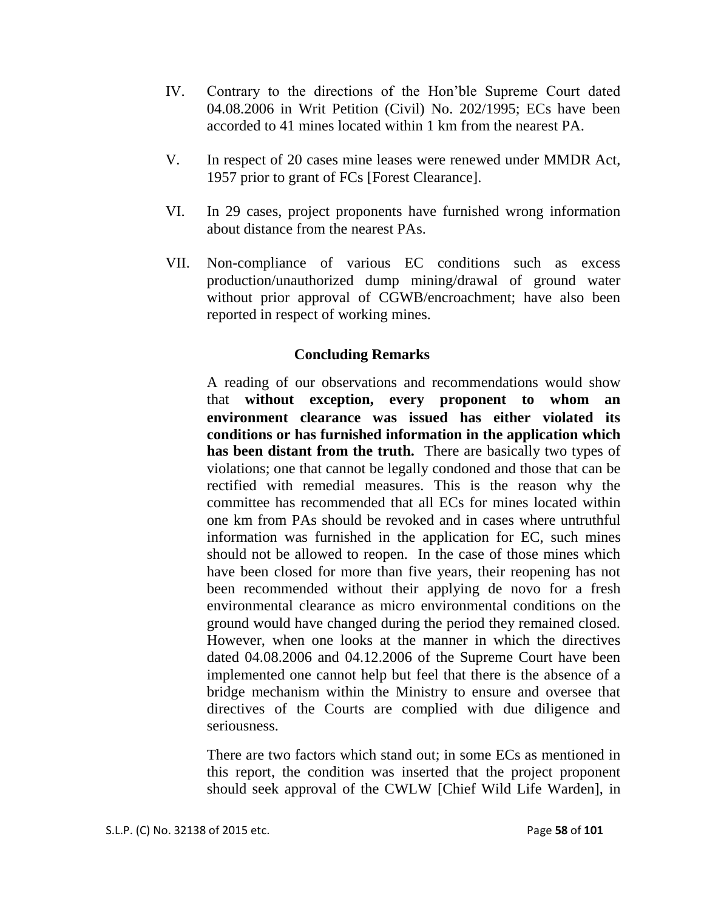IV. Contrary to the directions of the Hon'ble Supreme Court dated 04.08.2006 in Writ Petition (Civil) No. 202/1995; ECs have been accorded to 41 mines located within 1 km from the nearest PA.

V. In respect of 20 cases mine leases were renewed under MMDR Act, 1957 prior to grant of FCs [Forest Clearance].

VI. In 29 cases, project proponents have furnished wrong information about distance from the nearest PAs.

VII. Non-compliance of various EC conditions such as excess production/unauthorized dump mining/drawal of ground water without prior approval of CGWB/encroachment; have also been reported in respect of working mines.

**Concluding Remarks**

A reading of our observations and recommendations would show that **without exception, every proponent to whom an environment clearance was issued has either violated its conditions or has furnished information in the application which has been distant from the truth.** There are basically two types of violations; one that cannot be legally condoned and those that can be rectified with remedial measures. This is the reason why the committee has recommended that all ECs for mines located within one km from PAs should be revoked and in cases where untruthful information was furnished in the application for EC, such mines should not be allowed to reopen. In the case of those mines which have been closed for more than five years, their reopening has not been recommended without their applying de novo for a fresh environmental clearance as micro environmental conditions on the ground would have changed during the period they remained closed. However, when one looks at the manner in which the directives dated 04.08.2006 and 04.12.2006 of the Supreme Court have been implemented one cannot help but feel that there is the absence of a bridge mechanism within the Ministry to ensure and oversee that directives of the Courts are complied with due diligence and seriousness.

There are two factors which stand out; in some ECs as mentioned in this report, the condition was inserted that the project proponent should seek approval of the CWLW [Chief Wild Life Warden], in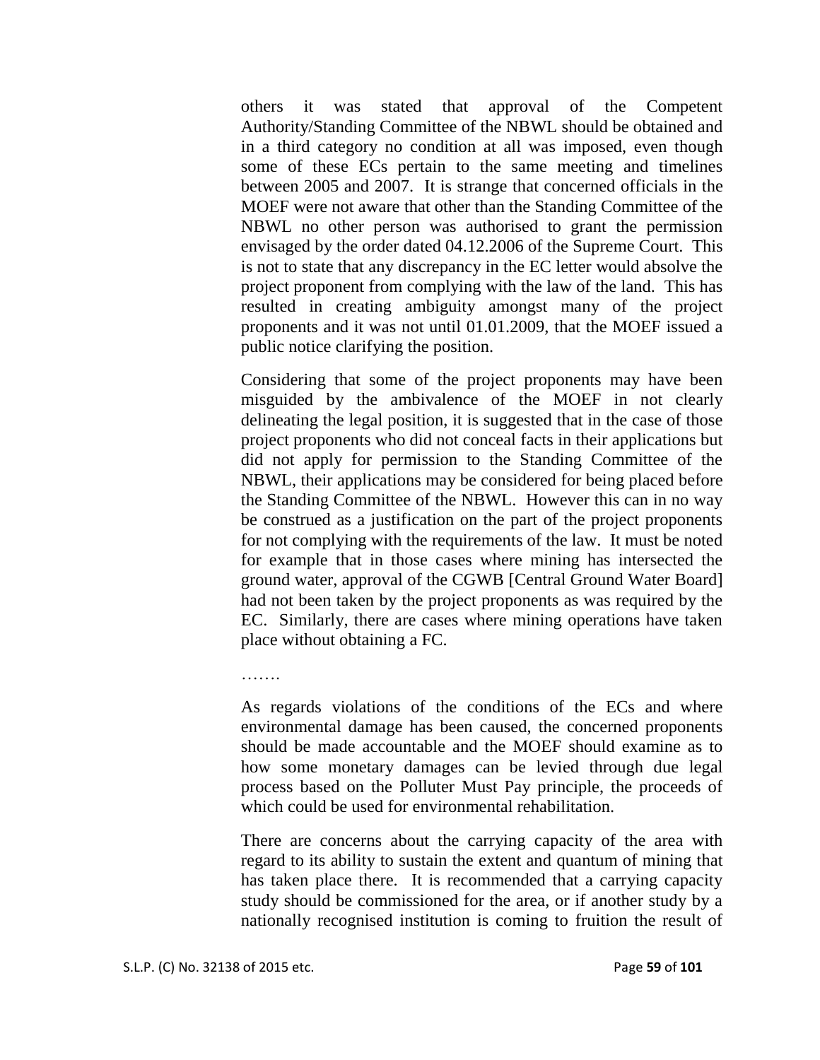others it was stated that approval of the Competent Authority/Standing Committee of the NBWL should be obtained and in a third category no condition at all was imposed, even though some of these ECs pertain to the same meeting and timelines between 2005 and 2007. It is strange that concerned officials in the MOEF were not aware that other than the Standing Committee of the NBWL no other person was authorised to grant the permission envisaged by the order dated 04.12.2006 of the Supreme Court. This is not to state that any discrepancy in the EC letter would absolve the project proponent from complying with the law of the land. This has resulted in creating ambiguity amongst many of the project proponents and it was not until 01.01.2009, that the MOEF issued a public notice clarifying the position.

Considering that some of the project proponents may have been misguided by the ambivalence of the MOEF in not clearly delineating the legal position, it is suggested that in the case of those project proponents who did not conceal facts in their applications but did not apply for permission to the Standing Committee of the NBWL, their applications may be considered for being placed before the Standing Committee of the NBWL. However this can in no way be construed as a justification on the part of the project proponents for not complying with the requirements of the law. It must be noted for example that in those cases where mining has intersected the ground water, approval of the CGWB [Central Ground Water Board] had not been taken by the project proponents as was required by the EC. Similarly, there are cases where mining operations have taken place without obtaining a FC.

…….

As regards violations of the conditions of the ECs and where environmental damage has been caused, the concerned proponents should be made accountable and the MOEF should examine as to how some monetary damages can be levied through due legal process based on the Polluter Must Pay principle, the proceeds of which could be used for environmental rehabilitation.

There are concerns about the carrying capacity of the area with regard to its ability to sustain the extent and quantum of mining that has taken place there. It is recommended that a carrying capacity study should be commissioned for the area, or if another study by a nationally recognised institution is coming to fruition the result of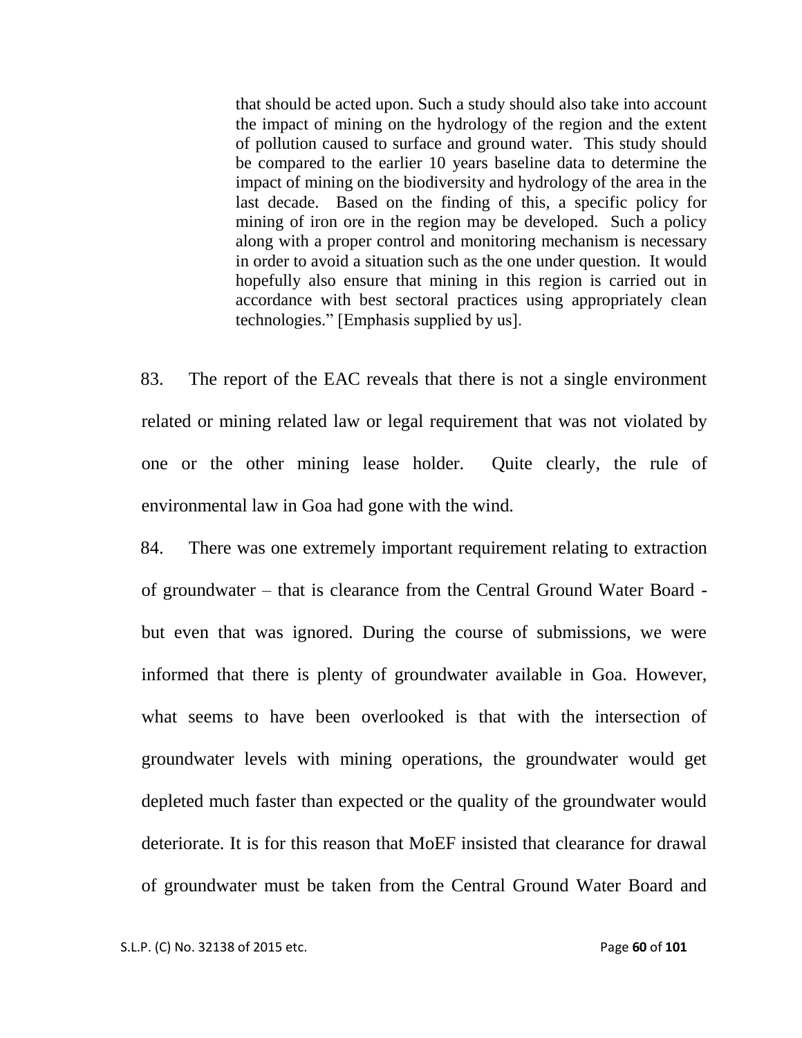> that should be acted upon. Such a study should also take into account the impact of mining on the hydrology of the region and the extent of pollution caused to surface and ground water. This study should be compared to the earlier 10 years baseline data to determine the impact of mining on the biodiversity and hydrology of the area in the last decade. Based on the finding of this, a specific policy for mining of iron ore in the region may be developed. Such a policy along with a proper control and monitoring mechanism is necessary in order to avoid a situation such as the one under question. It would hopefully also ensure that mining in this region is carried out in accordance with best sectoral practices using appropriately clean technologies." [Emphasis supplied by us].

83. The report of the EAC reveals that there is not a single environment related or mining related law or legal requirement that was not violated by one or the other mining lease holder. Quite clearly, the rule of environmental law in Goa had gone with the wind.

84. There was one extremely important requirement relating to extraction of groundwater – that is clearance from the Central Ground Water Board - but even that was ignored. During the course of submissions, we were informed that there is plenty of groundwater available in Goa. However, what seems to have been overlooked is that with the intersection of groundwater levels with mining operations, the groundwater would get depleted much faster than expected or the quality of the groundwater would deteriorate. It is for this reason that MoEF insisted that clearance for drawal of groundwater must be taken from the Central Ground Water Board and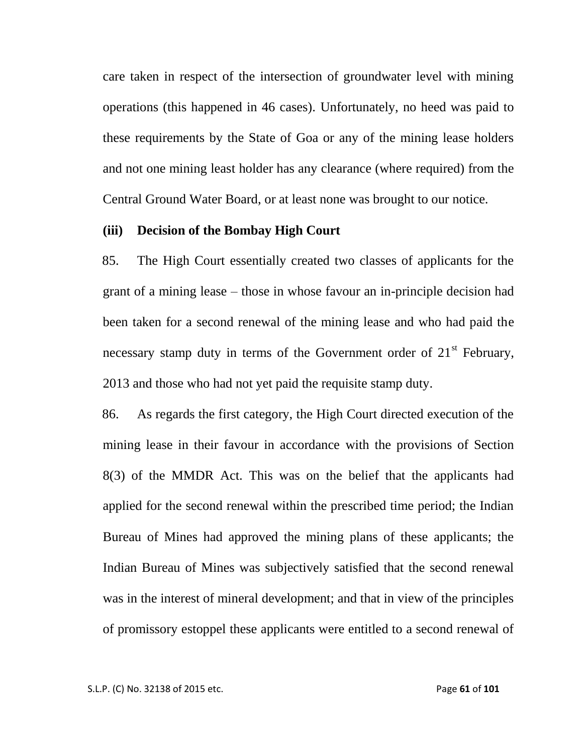care taken in respect of the intersection of groundwater level with mining operations (this happened in 46 cases). Unfortunately, no heed was paid to these requirements by the State of Goa or any of the mining lease holders and not one mining least holder has any clearance (where required) from the Central Ground Water Board, or at least none was brought to our notice.

**(iii) Decision of the Bombay High Court**

85. The High Court essentially created two classes of applicants for the grant of a mining lease – those in whose favour an in-principle decision had been taken for a second renewal of the mining lease and who had paid the necessary stamp duty in terms of the Government order of 21st February, 2013 and those who had not yet paid the requisite stamp duty.

86. As regards the first category, the High Court directed execution of the mining lease in their favour in accordance with the provisions of Section 8(3) of the MMDR Act. This was on the belief that the applicants had applied for the second renewal within the prescribed time period; the Indian Bureau of Mines had approved the mining plans of these applicants; the Indian Bureau of Mines was subjectively satisfied that the second renewal was in the interest of mineral development; and that in view of the principles of promissory estoppel these applicants were entitled to a second renewal of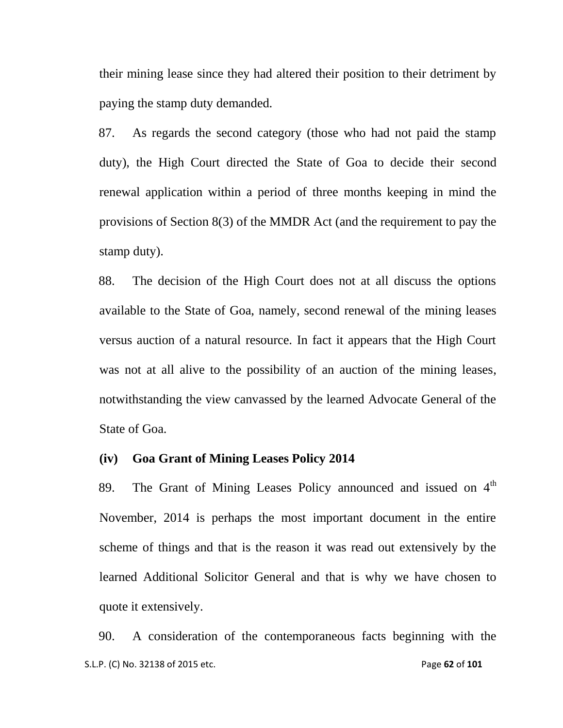their mining lease since they had altered their position to their detriment by paying the stamp duty demanded.

87. As regards the second category (those who had not paid the stamp duty), the High Court directed the State of Goa to decide their second renewal application within a period of three months keeping in mind the provisions of Section 8(3) of the MMDR Act (and the requirement to pay the stamp duty).

88. The decision of the High Court does not at all discuss the options available to the State of Goa, namely, second renewal of the mining leases versus auction of a natural resource. In fact it appears that the High Court was not at all alive to the possibility of an auction of the mining leases, notwithstanding the view canvassed by the learned Advocate General of the State of Goa.

**(iv) Goa Grant of Mining Leases Policy 2014**

89. The Grant of Mining Leases Policy announced and issued on 4th November, 2014 is perhaps the most important document in the entire scheme of things and that is the reason it was read out extensively by the learned Additional Solicitor General and that is why we have chosen to quote it extensively.

90. A consideration of the contemporaneous facts beginning with the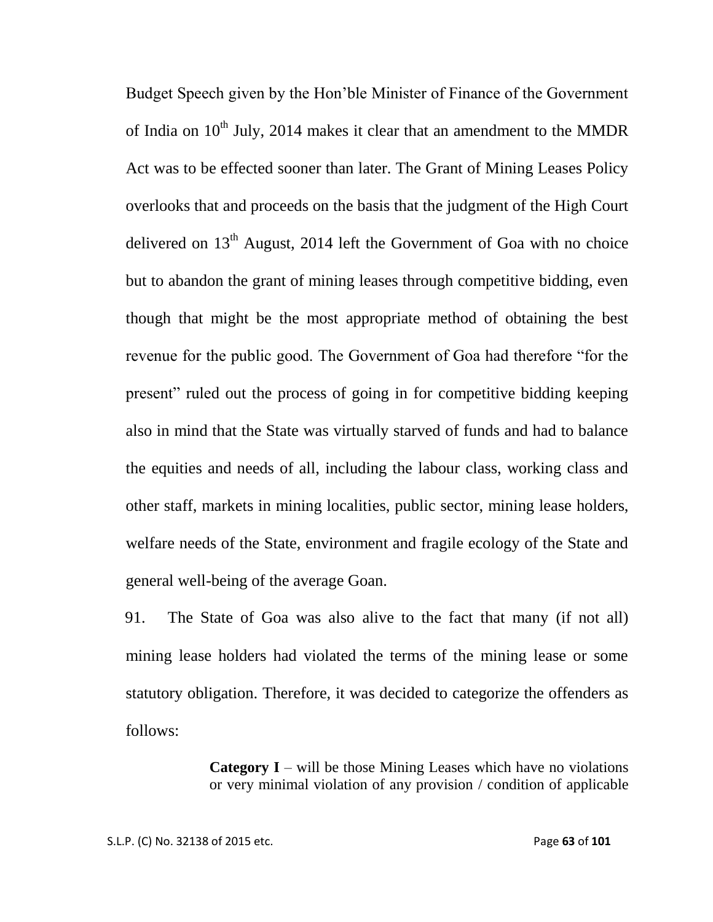Budget Speech given by the Hon'ble Minister of Finance of the Government of India on 10th July, 2014 makes it clear that an amendment to the MMDR Act was to be effected sooner than later. The Grant of Mining Leases Policy overlooks that and proceeds on the basis that the judgment of the High Court delivered on 13th August, 2014 left the Government of Goa with no choice but to abandon the grant of mining leases through competitive bidding, even though that might be the most appropriate method of obtaining the best revenue for the public good. The Government of Goa had therefore "for the present" ruled out the process of going in for competitive bidding keeping also in mind that the State was virtually starved of funds and had to balance the equities and needs of all, including the labour class, working class and other staff, markets in mining localities, public sector, mining lease holders, welfare needs of the State, environment and fragile ecology of the State and general well-being of the average Goan.

91. The State of Goa was also alive to the fact that many (if not all) mining lease holders had violated the terms of the mining lease or some statutory obligation. Therefore, it was decided to categorize the offenders as follows:

> **Category I** – will be those Mining Leases which have no violations or very minimal violation of any provision / condition of applicable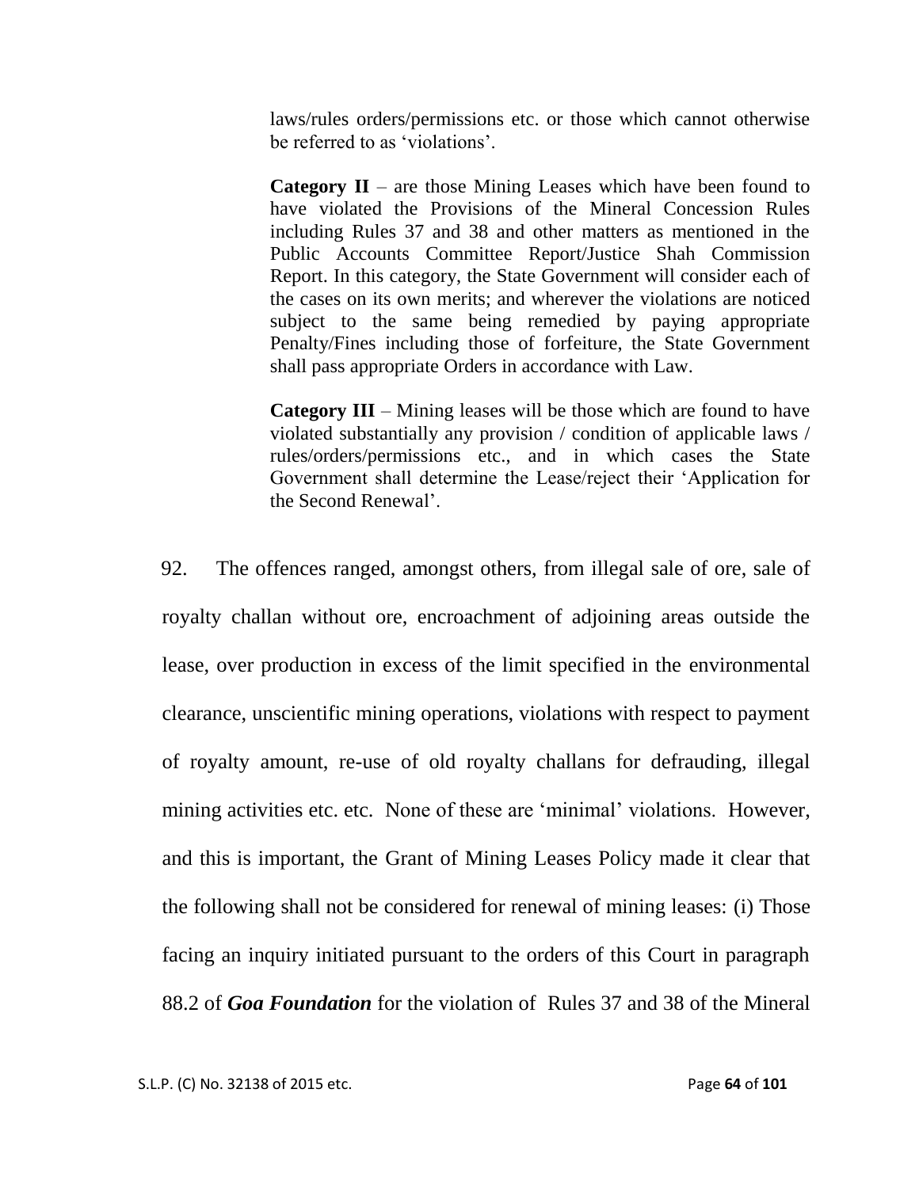laws/rules orders/permissions etc. or those which cannot otherwise be referred to as 'violations'.

> **Category II** – are those Mining Leases which have been found to have violated the Provisions of the Mineral Concession Rules including Rules 37 and 38 and other matters as mentioned in the Public Accounts Committee Report/Justice Shah Commission Report. In this category, the State Government will consider each of the cases on its own merits; and wherever the violations are noticed subject to the same being remedied by paying appropriate Penalty/Fines including those of forfeiture, the State Government shall pass appropriate Orders in accordance with Law.
>
> **Category III** – Mining leases will be those which are found to have violated substantially any provision / condition of applicable laws / rules/orders/permissions etc., and in which cases the State Government shall determine the Lease/reject their 'Application for the Second Renewal'.

92. The offences ranged, amongst others, from illegal sale of ore, sale of royalty challan without ore, encroachment of adjoining areas outside the lease, over production in excess of the limit specified in the environmental clearance, unscientific mining operations, violations with respect to payment of royalty amount, re-use of old royalty challans for defrauding, illegal mining activities etc. etc. None of these are 'minimal' violations. However, and this is important, the Grant of Mining Leases Policy made it clear that the following shall not be considered for renewal of mining leases: (i) Those facing an inquiry initiated pursuant to the orders of this Court in paragraph 88.2 of ***Goa Foundation*** for the violation of Rules 37 and 38 of the Mineral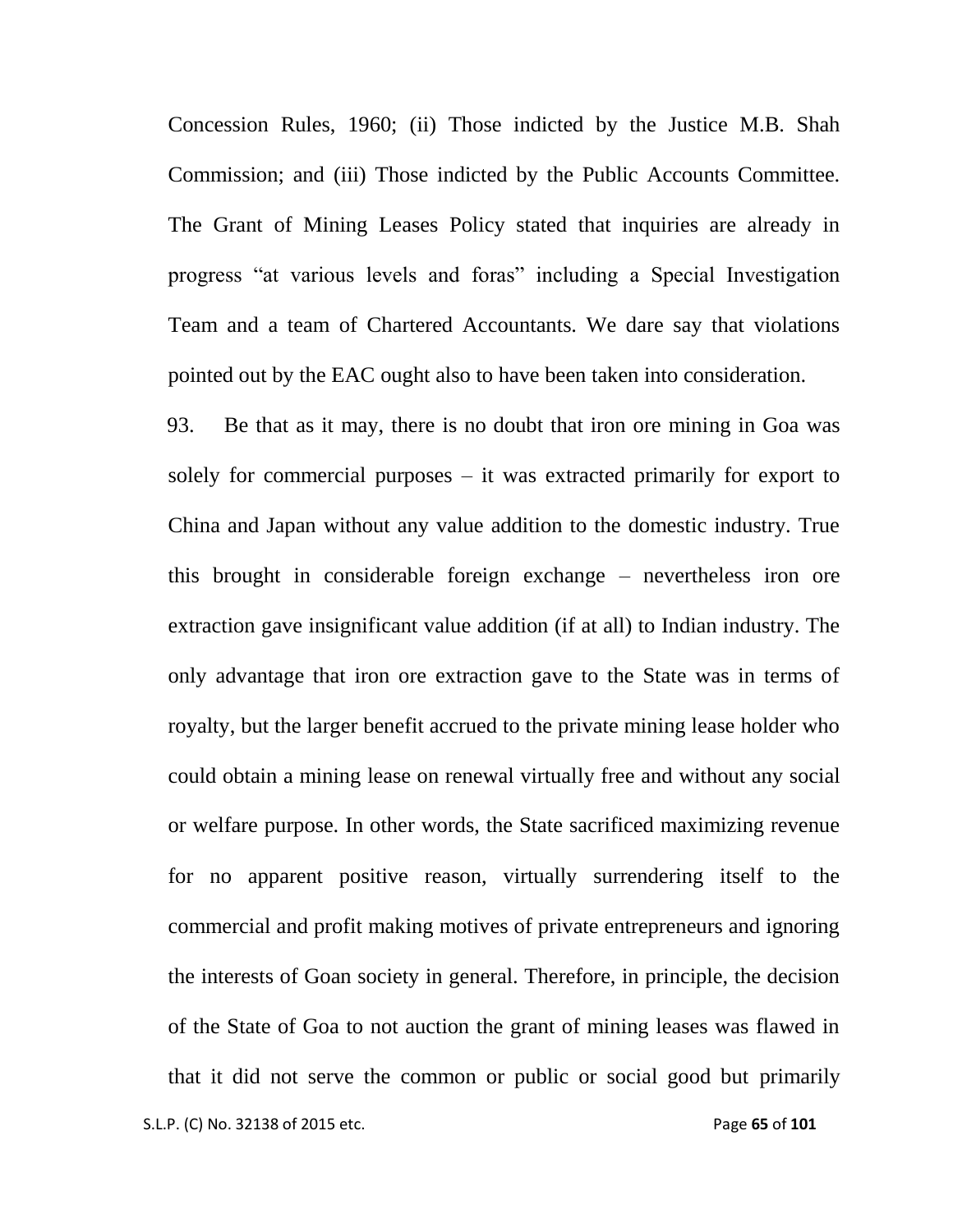Concession Rules, 1960; (ii) Those indicted by the Justice M.B. Shah Commission; and (iii) Those indicted by the Public Accounts Committee. The Grant of Mining Leases Policy stated that inquiries are already in progress "at various levels and foras" including a Special Investigation Team and a team of Chartered Accountants. We dare say that violations pointed out by the EAC ought also to have been taken into consideration.

93. Be that as it may, there is no doubt that iron ore mining in Goa was solely for commercial purposes – it was extracted primarily for export to China and Japan without any value addition to the domestic industry. True this brought in considerable foreign exchange – nevertheless iron ore extraction gave insignificant value addition (if at all) to Indian industry. The only advantage that iron ore extraction gave to the State was in terms of royalty, but the larger benefit accrued to the private mining lease holder who could obtain a mining lease on renewal virtually free and without any social or welfare purpose. In other words, the State sacrificed maximizing revenue for no apparent positive reason, virtually surrendering itself to the commercial and profit making motives of private entrepreneurs and ignoring the interests of Goan society in general. Therefore, in principle, the decision of the State of Goa to not auction the grant of mining leases was flawed in that it did not serve the common or public or social good but primarily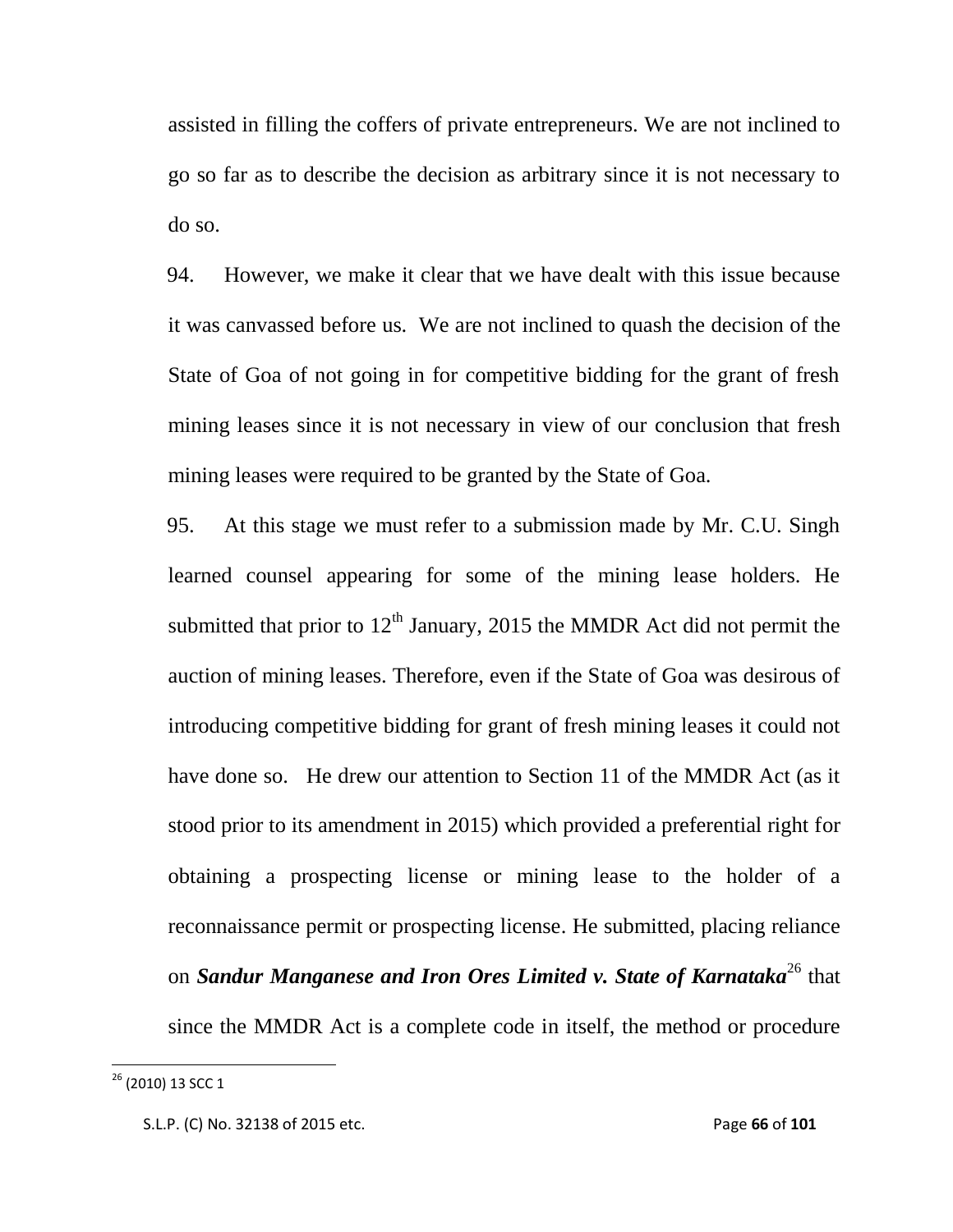assisted in filling the coffers of private entrepreneurs. We are not inclined to go so far as to describe the decision as arbitrary since it is not necessary to do so.

94. However, we make it clear that we have dealt with this issue because it was canvassed before us. We are not inclined to quash the decision of the State of Goa of not going in for competitive bidding for the grant of fresh mining leases since it is not necessary in view of our conclusion that fresh mining leases were required to be granted by the State of Goa.

95. At this stage we must refer to a submission made by Mr. C.U. Singh learned counsel appearing for some of the mining lease holders. He submitted that prior to 12th January, 2015 the MMDR Act did not permit the auction of mining leases. Therefore, even if the State of Goa was desirous of introducing competitive bidding for grant of fresh mining leases it could not have done so. He drew our attention to Section 11 of the MMDR Act (as it stood prior to its amendment in 2015) which provided a preferential right for obtaining a prospecting license or mining lease to the holder of a reconnaissance permit or prospecting license. He submitted, placing reliance on ***Sandur Manganese and Iron Ores Limited v. State of Karnataka***[26] that since the MMDR Act is a complete code in itself, the method or procedure

---

[26] (2010) 13 SCC 1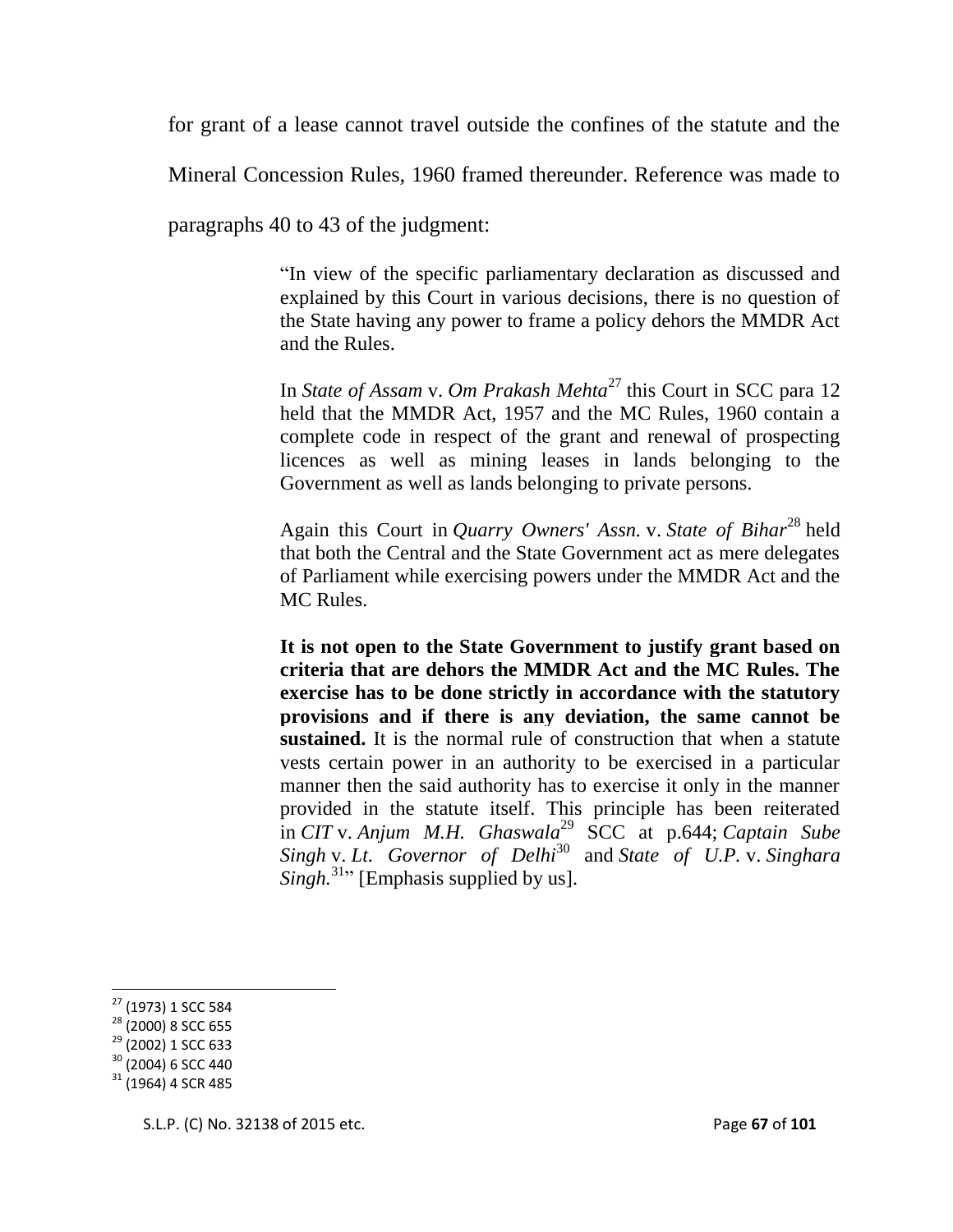for grant of a lease cannot travel outside the confines of the statute and the Mineral Concession Rules, 1960 framed thereunder. Reference was made to paragraphs 40 to 43 of the judgment:

> "In view of the specific parliamentary declaration as discussed and explained by this Court in various decisions, there is no question of the State having any power to frame a policy dehors the MMDR Act and the Rules.
>
> In *State of Assam* v. *Om Prakash Mehta*[27] this Court in SCC para 12 held that the MMDR Act, 1957 and the MC Rules, 1960 contain a complete code in respect of the grant and renewal of prospecting licences as well as mining leases in lands belonging to the Government as well as lands belonging to private persons.
>
> Again this Court in *Quarry Owners' Assn.* v. *State of Bihar*[28] held that both the Central and the State Government act as mere delegates of Parliament while exercising powers under the MMDR Act and the MC Rules.
>
> **It is not open to the State Government to justify grant based on criteria that are dehors the MMDR Act and the MC Rules. The exercise has to be done strictly in accordance with the statutory provisions and if there is any deviation, the same cannot be sustained.** It is the normal rule of construction that when a statute vests certain power in an authority to be exercised in a particular manner then the said authority has to exercise it only in the manner provided in the statute itself. This principle has been reiterated in *CIT* v. *Anjum M.H. Ghaswala*[29] SCC at p.644; *Captain Sube Singh* v. *Lt. Governor of Delhi*[30] and *State of U.P.* v. *Singhara Singh.*[31]" [Emphasis supplied by us].

---

[27] (1973) 1 SCC 584
[28] (2000) 8 SCC 655
[29] (2002) 1 SCC 633
[30] (2004) 6 SCC 440
[31] (1964) 4 SCR 485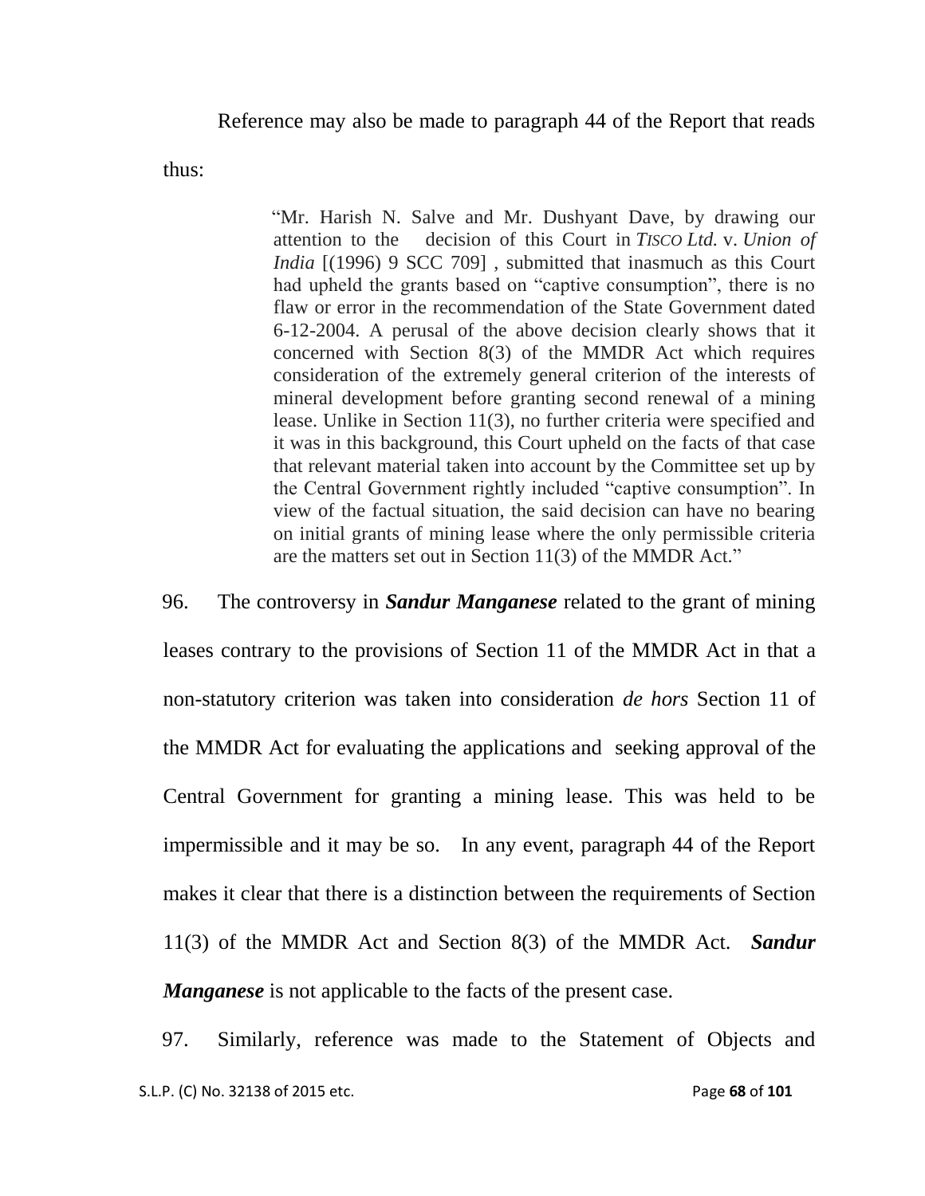Reference may also be made to paragraph 44 of the Report that reads thus:

> "Mr. Harish N. Salve and Mr. Dushyant Dave, by drawing our attention to the decision of this Court in *TISCO Ltd.* v. *Union of India* [(1996) 9 SCC 709] , submitted that inasmuch as this Court had upheld the grants based on "captive consumption", there is no flaw or error in the recommendation of the State Government dated 6-12-2004. A perusal of the above decision clearly shows that it concerned with Section 8(3) of the MMDR Act which requires consideration of the extremely general criterion of the interests of mineral development before granting second renewal of a mining lease. Unlike in Section 11(3), no further criteria were specified and it was in this background, this Court upheld on the facts of that case that relevant material taken into account by the Committee set up by the Central Government rightly included "captive consumption". In view of the factual situation, the said decision can have no bearing on initial grants of mining lease where the only permissible criteria are the matters set out in Section 11(3) of the MMDR Act."

96. The controversy in ***Sandur Manganese*** related to the grant of mining leases contrary to the provisions of Section 11 of the MMDR Act in that a non-statutory criterion was taken into consideration *de hors* Section 11 of the MMDR Act for evaluating the applications and seeking approval of the Central Government for granting a mining lease. This was held to be impermissible and it may be so. In any event, paragraph 44 of the Report makes it clear that there is a distinction between the requirements of Section 11(3) of the MMDR Act and Section 8(3) of the MMDR Act. ***Sandur Manganese*** is not applicable to the facts of the present case.

97. Similarly, reference was made to the Statement of Objects and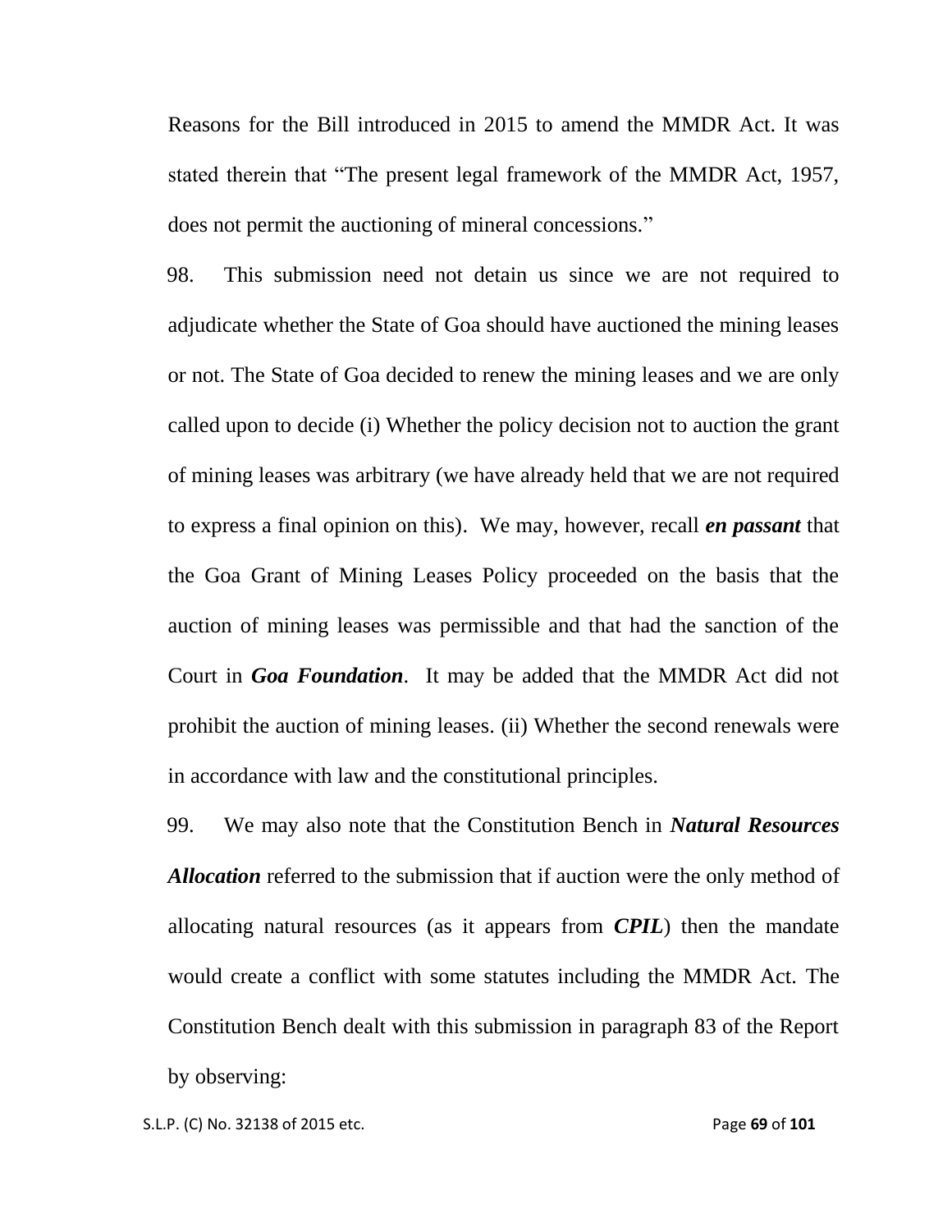Reasons for the Bill introduced in 2015 to amend the MMDR Act. It was stated therein that "The present legal framework of the MMDR Act, 1957, does not permit the auctioning of mineral concessions."

98. This submission need not detain us since we are not required to adjudicate whether the State of Goa should have auctioned the mining leases or not. The State of Goa decided to renew the mining leases and we are only called upon to decide (i) Whether the policy decision not to auction the grant of mining leases was arbitrary (we have already held that we are not required to express a final opinion on this). We may, however, recall ***en passant*** that the Goa Grant of Mining Leases Policy proceeded on the basis that the auction of mining leases was permissible and that had the sanction of the Court in ***Goa Foundation***. It may be added that the MMDR Act did not prohibit the auction of mining leases. (ii) Whether the second renewals were in accordance with law and the constitutional principles.

99. We may also note that the Constitution Bench in ***Natural Resources Allocation*** referred to the submission that if auction were the only method of allocating natural resources (as it appears from ***CPIL***) then the mandate would create a conflict with some statutes including the MMDR Act. The Constitution Bench dealt with this submission in paragraph 83 of the Report by observing: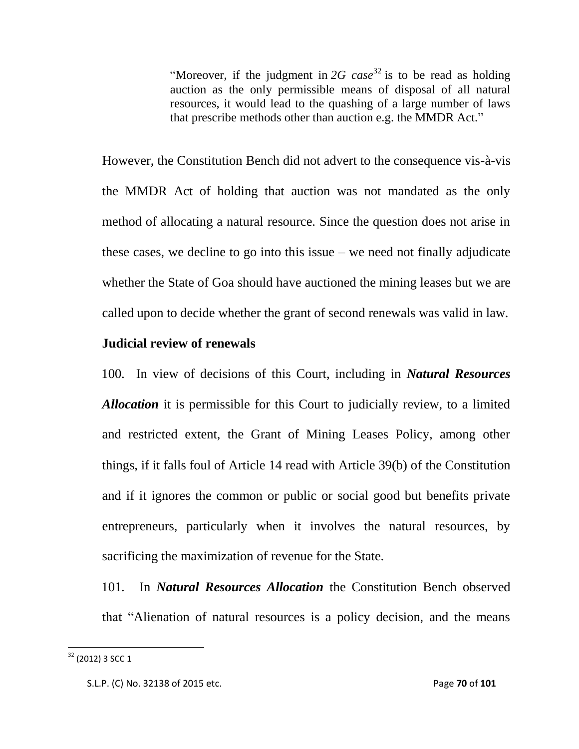> "Moreover, if the judgment in *2G case*[32] is to be read as holding auction as the only permissible means of disposal of all natural resources, it would lead to the quashing of a large number of laws that prescribe methods other than auction e.g. the MMDR Act."

However, the Constitution Bench did not advert to the consequence vis-à-vis the MMDR Act of holding that auction was not mandated as the only method of allocating a natural resource. Since the question does not arise in these cases, we decline to go into this issue – we need not finally adjudicate whether the State of Goa should have auctioned the mining leases but we are called upon to decide whether the grant of second renewals was valid in law.

**Judicial review of renewals**

100. In view of decisions of this Court, including in ***Natural Resources Allocation*** it is permissible for this Court to judicially review, to a limited and restricted extent, the Grant of Mining Leases Policy, among other things, if it falls foul of Article 14 read with Article 39(b) of the Constitution and if it ignores the common or public or social good but benefits private entrepreneurs, particularly when it involves the natural resources, by sacrificing the maximization of revenue for the State.

101. In ***Natural Resources Allocation*** the Constitution Bench observed that "Alienation of natural resources is a policy decision, and the means

[32] (2012) 3 SCC 1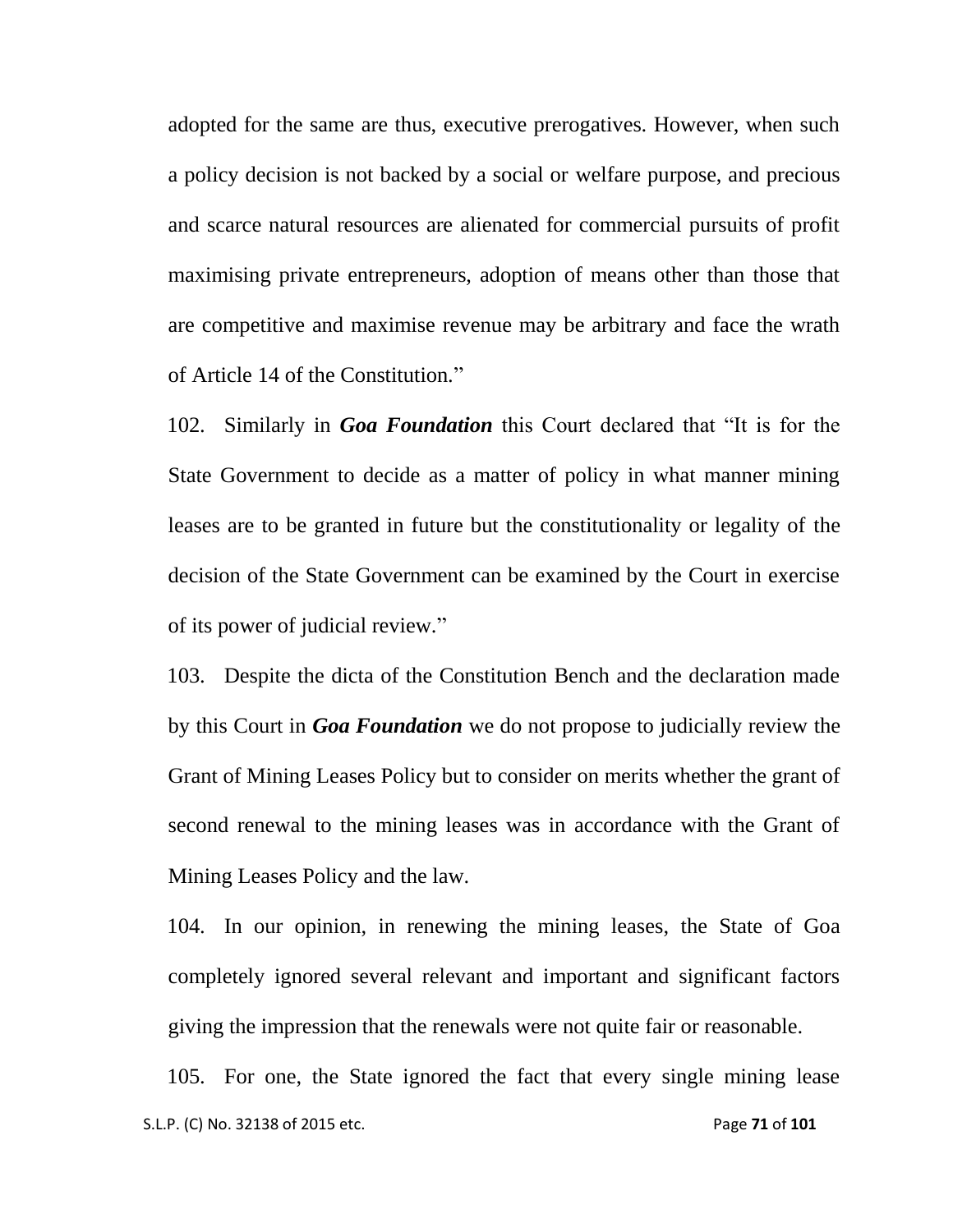adopted for the same are thus, executive prerogatives. However, when such a policy decision is not backed by a social or welfare purpose, and precious and scarce natural resources are alienated for commercial pursuits of profit maximising private entrepreneurs, adoption of means other than those that are competitive and maximise revenue may be arbitrary and face the wrath of Article 14 of the Constitution."

102. Similarly in ***Goa Foundation*** this Court declared that "It is for the State Government to decide as a matter of policy in what manner mining leases are to be granted in future but the constitutionality or legality of the decision of the State Government can be examined by the Court in exercise of its power of judicial review."

103. Despite the dicta of the Constitution Bench and the declaration made by this Court in ***Goa Foundation*** we do not propose to judicially review the Grant of Mining Leases Policy but to consider on merits whether the grant of second renewal to the mining leases was in accordance with the Grant of Mining Leases Policy and the law.

104. In our opinion, in renewing the mining leases, the State of Goa completely ignored several relevant and important and significant factors giving the impression that the renewals were not quite fair or reasonable.

105. For one, the State ignored the fact that every single mining lease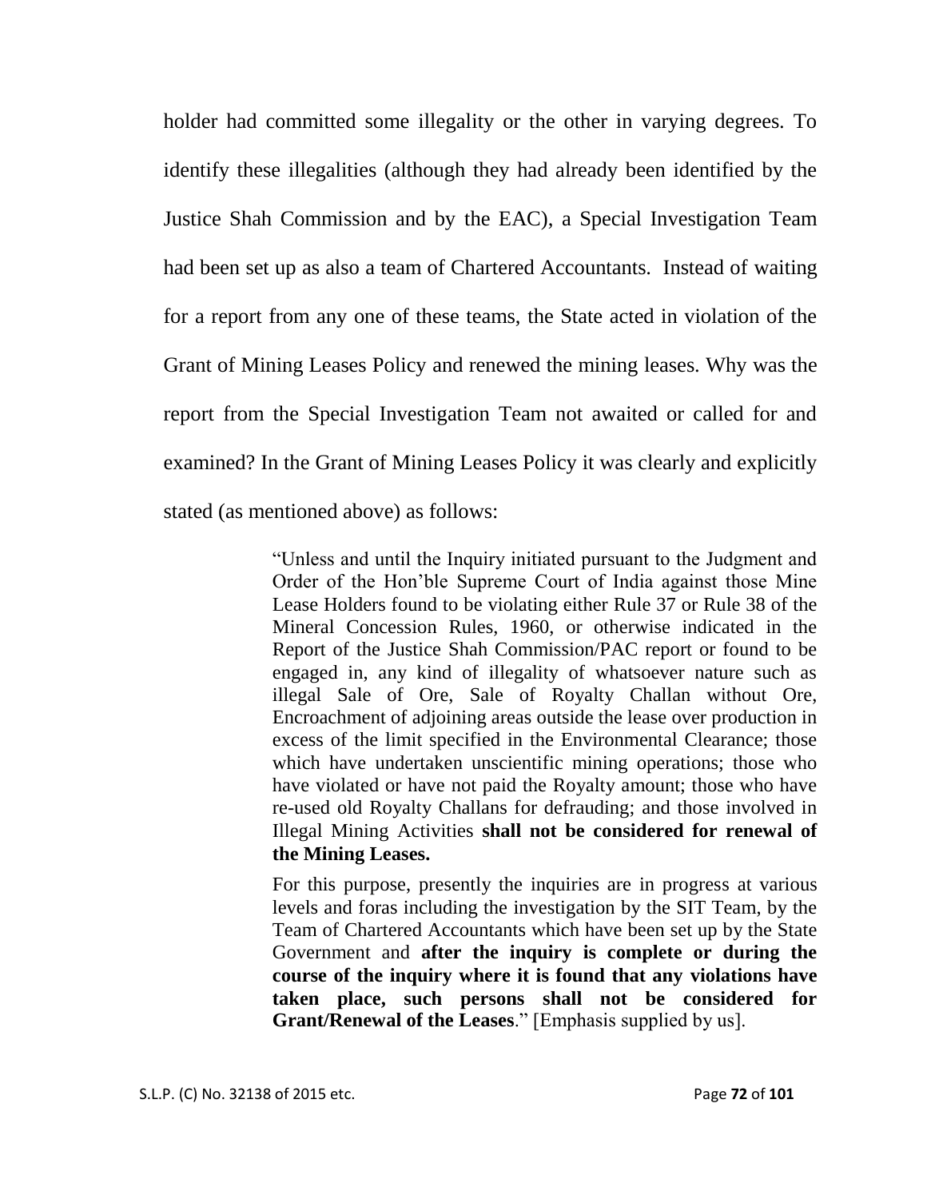holder had committed some illegality or the other in varying degrees. To identify these illegalities (although they had already been identified by the Justice Shah Commission and by the EAC), a Special Investigation Team had been set up as also a team of Chartered Accountants. Instead of waiting for a report from any one of these teams, the State acted in violation of the Grant of Mining Leases Policy and renewed the mining leases. Why was the report from the Special Investigation Team not awaited or called for and examined? In the Grant of Mining Leases Policy it was clearly and explicitly stated (as mentioned above) as follows:

> "Unless and until the Inquiry initiated pursuant to the Judgment and Order of the Hon'ble Supreme Court of India against those Mine Lease Holders found to be violating either Rule 37 or Rule 38 of the Mineral Concession Rules, 1960, or otherwise indicated in the Report of the Justice Shah Commission/PAC report or found to be engaged in, any kind of illegality of whatsoever nature such as illegal Sale of Ore, Sale of Royalty Challan without Ore, Encroachment of adjoining areas outside the lease over production in excess of the limit specified in the Environmental Clearance; those which have undertaken unscientific mining operations; those who have violated or have not paid the Royalty amount; those who have re-used old Royalty Challans for defrauding; and those involved in Illegal Mining Activities **shall not be considered for renewal of the Mining Leases.**
>
> For this purpose, presently the inquiries are in progress at various levels and foras including the investigation by the SIT Team, by the Team of Chartered Accountants which have been set up by the State Government and **after the inquiry is complete or during the course of the inquiry where it is found that any violations have taken place, such persons shall not be considered for Grant/Renewal of the Leases**." [Emphasis supplied by us].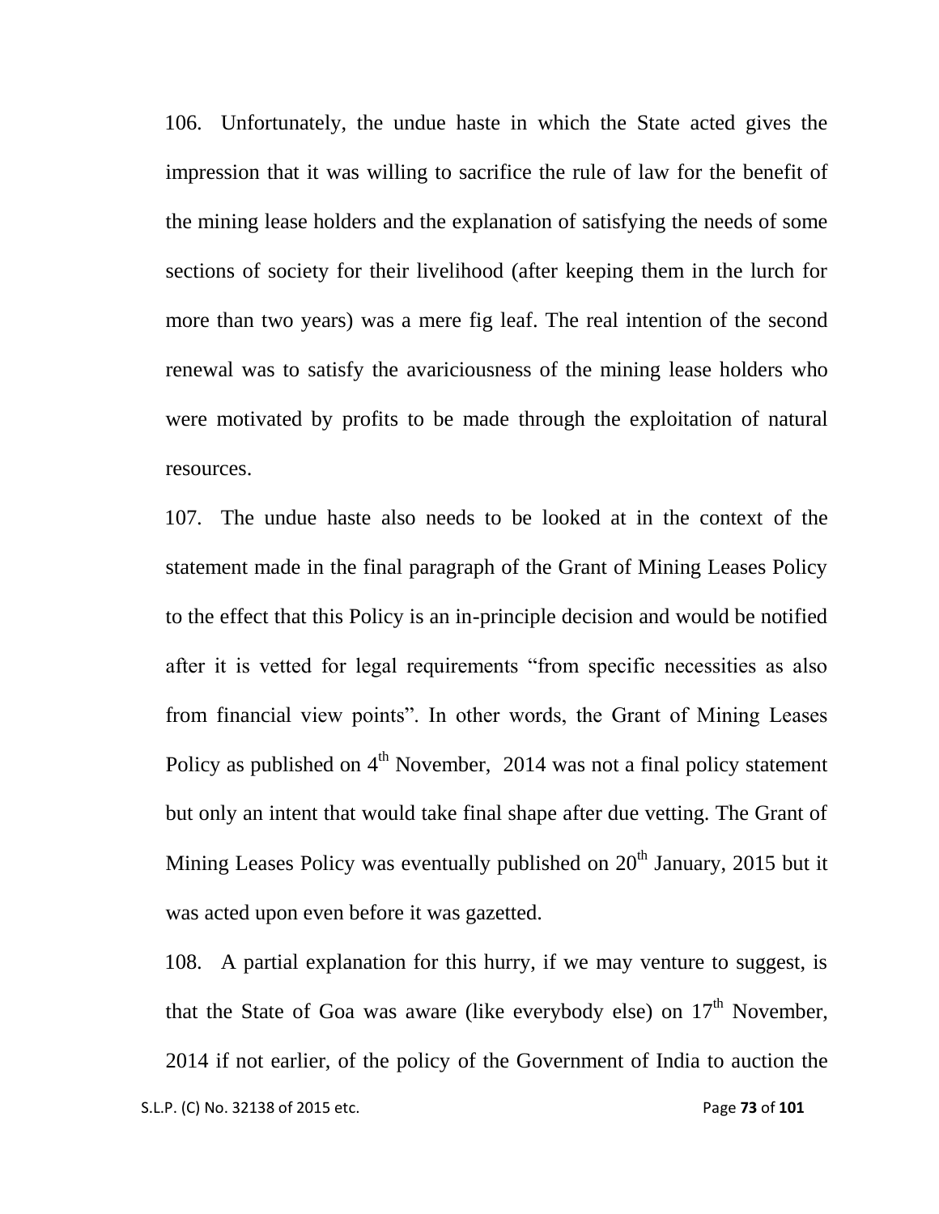106. Unfortunately, the undue haste in which the State acted gives the impression that it was willing to sacrifice the rule of law for the benefit of the mining lease holders and the explanation of satisfying the needs of some sections of society for their livelihood (after keeping them in the lurch for more than two years) was a mere fig leaf. The real intention of the second renewal was to satisfy the avariciousness of the mining lease holders who were motivated by profits to be made through the exploitation of natural resources.

107. The undue haste also needs to be looked at in the context of the statement made in the final paragraph of the Grant of Mining Leases Policy to the effect that this Policy is an in-principle decision and would be notified after it is vetted for legal requirements "from specific necessities as also from financial view points". In other words, the Grant of Mining Leases Policy as published on 4th November, 2014 was not a final policy statement but only an intent that would take final shape after due vetting. The Grant of Mining Leases Policy was eventually published on 20th January, 2015 but it was acted upon even before it was gazetted.

108. A partial explanation for this hurry, if we may venture to suggest, is that the State of Goa was aware (like everybody else) on 17th November, 2014 if not earlier, of the policy of the Government of India to auction the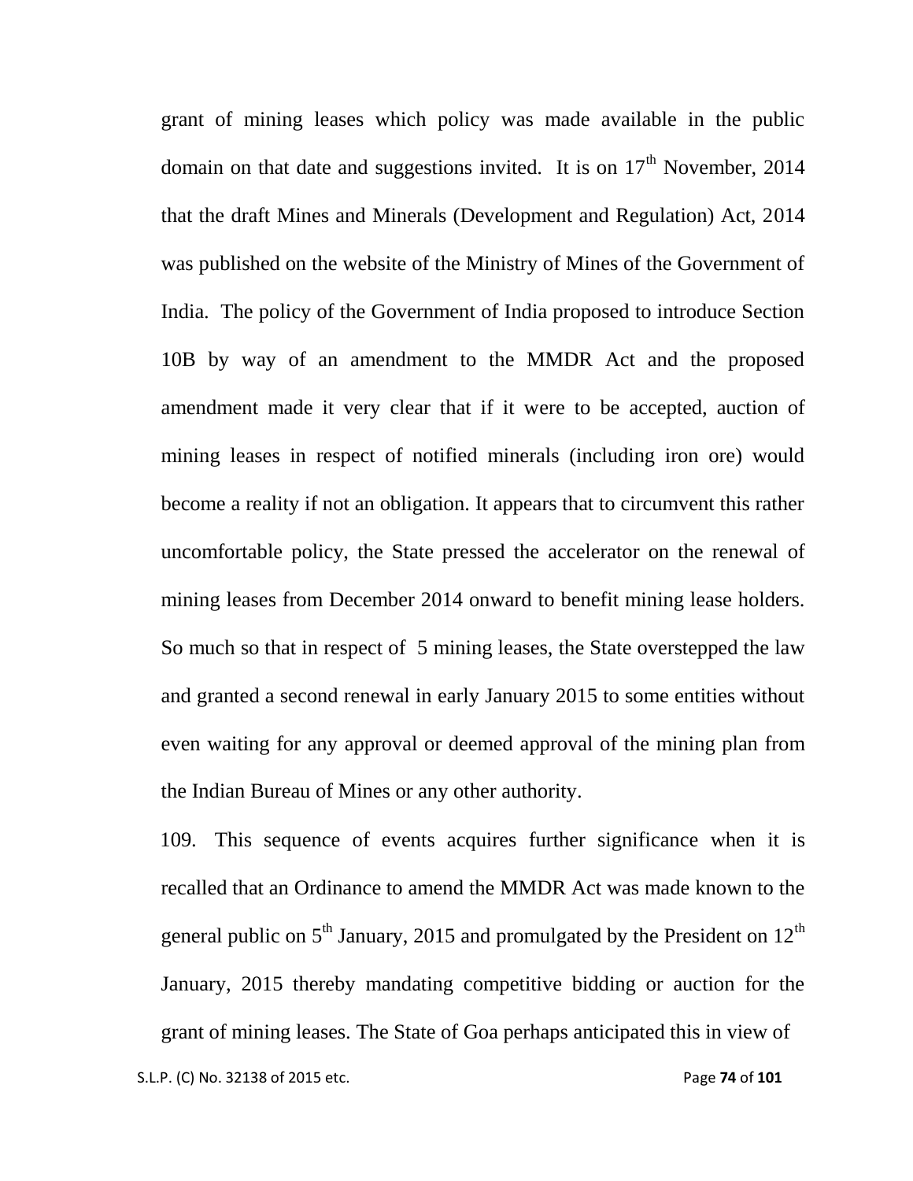grant of mining leases which policy was made available in the public domain on that date and suggestions invited. It is on 17th November, 2014 that the draft Mines and Minerals (Development and Regulation) Act, 2014 was published on the website of the Ministry of Mines of the Government of India. The policy of the Government of India proposed to introduce Section 10B by way of an amendment to the MMDR Act and the proposed amendment made it very clear that if it were to be accepted, auction of mining leases in respect of notified minerals (including iron ore) would become a reality if not an obligation. It appears that to circumvent this rather uncomfortable policy, the State pressed the accelerator on the renewal of mining leases from December 2014 onward to benefit mining lease holders. So much so that in respect of 5 mining leases, the State overstepped the law and granted a second renewal in early January 2015 to some entities without even waiting for any approval or deemed approval of the mining plan from the Indian Bureau of Mines or any other authority.

109. This sequence of events acquires further significance when it is recalled that an Ordinance to amend the MMDR Act was made known to the general public on 5th January, 2015 and promulgated by the President on 12th January, 2015 thereby mandating competitive bidding or auction for the grant of mining leases. The State of Goa perhaps anticipated this in view of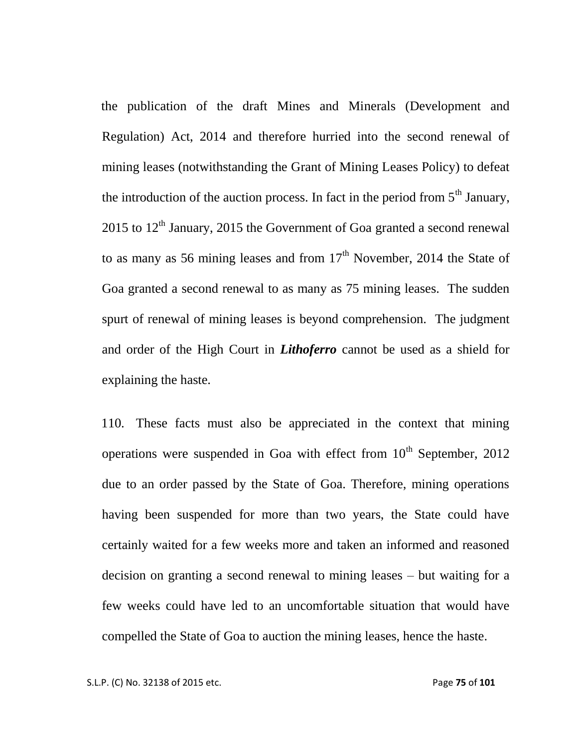the publication of the draft Mines and Minerals (Development and Regulation) Act, 2014 and therefore hurried into the second renewal of mining leases (notwithstanding the Grant of Mining Leases Policy) to defeat the introduction of the auction process. In fact in the period from 5th January, 2015 to 12th January, 2015 the Government of Goa granted a second renewal to as many as 56 mining leases and from 17th November, 2014 the State of Goa granted a second renewal to as many as 75 mining leases. The sudden spurt of renewal of mining leases is beyond comprehension. The judgment and order of the High Court in ***Lithoferro*** cannot be used as a shield for explaining the haste.

110. These facts must also be appreciated in the context that mining operations were suspended in Goa with effect from 10th September, 2012 due to an order passed by the State of Goa. Therefore, mining operations having been suspended for more than two years, the State could have certainly waited for a few weeks more and taken an informed and reasoned decision on granting a second renewal to mining leases – but waiting for a few weeks could have led to an uncomfortable situation that would have compelled the State of Goa to auction the mining leases, hence the haste.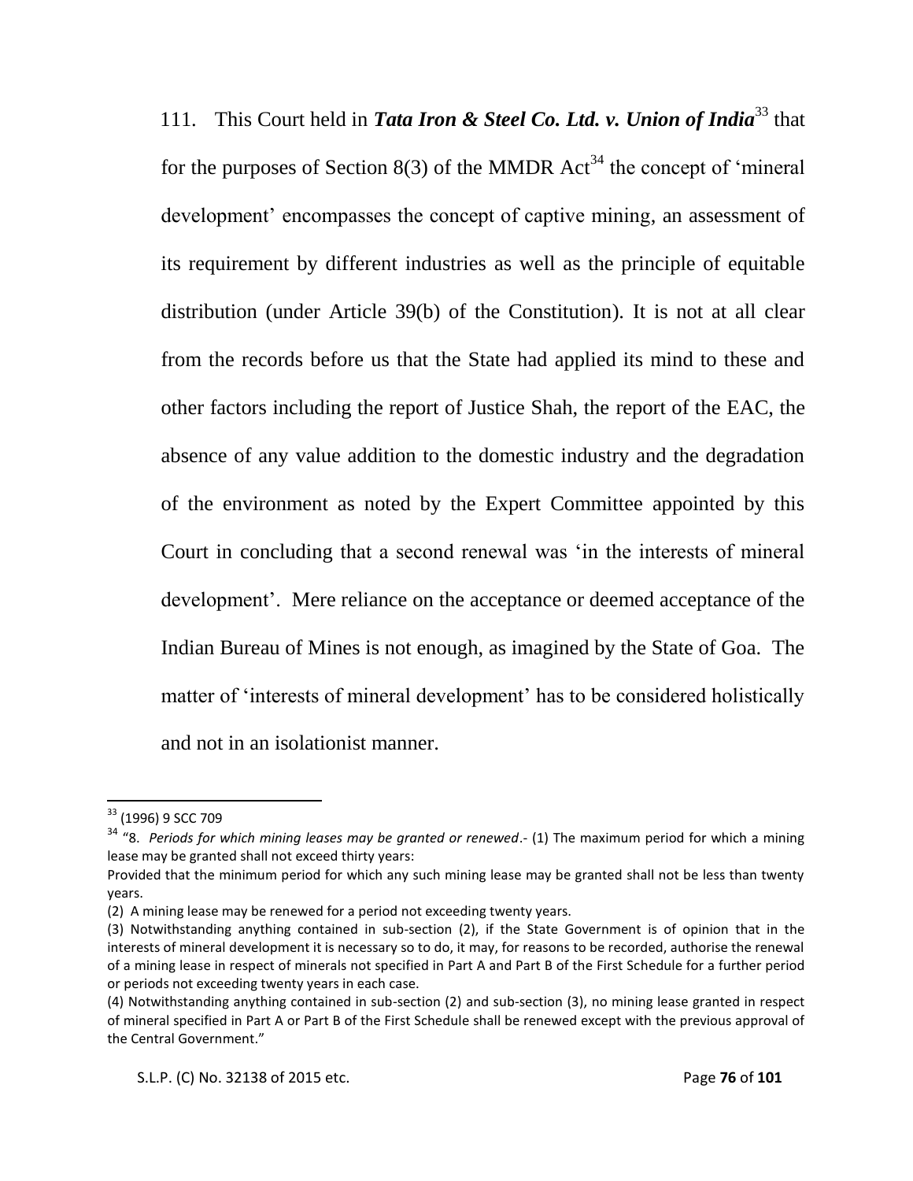111. This Court held in ***Tata Iron & Steel Co. Ltd. v. Union of India***[33] that for the purposes of Section 8(3) of the MMDR Act[34] the concept of 'mineral development' encompasses the concept of captive mining, an assessment of its requirement by different industries as well as the principle of equitable distribution (under Article 39(b) of the Constitution). It is not at all clear from the records before us that the State had applied its mind to these and other factors including the report of Justice Shah, the report of the EAC, the absence of any value addition to the domestic industry and the degradation of the environment as noted by the Expert Committee appointed by this Court in concluding that a second renewal was 'in the interests of mineral development'. Mere reliance on the acceptance or deemed acceptance of the Indian Bureau of Mines is not enough, as imagined by the State of Goa. The matter of 'interests of mineral development' has to be considered holistically and not in an isolationist manner.

---

[33] (1996) 9 SCC 709

[34] "8. *Periods for which mining leases may be granted or renewed*.- (1) The maximum period for which a mining lease may be granted shall not exceed thirty years:

Provided that the minimum period for which any such mining lease may be granted shall not be less than twenty years.

(2) A mining lease may be renewed for a period not exceeding twenty years.

(3) Notwithstanding anything contained in sub-section (2), if the State Government is of opinion that in the interests of mineral development it is necessary so to do, it may, for reasons to be recorded, authorise the renewal of a mining lease in respect of minerals not specified in Part A and Part B of the First Schedule for a further period or periods not exceeding twenty years in each case.

(4) Notwithstanding anything contained in sub-section (2) and sub-section (3), no mining lease granted in respect of mineral specified in Part A or Part B of the First Schedule shall be renewed except with the previous approval of the Central Government."

S.L.P. (C) No. 32138 of 2015 etc.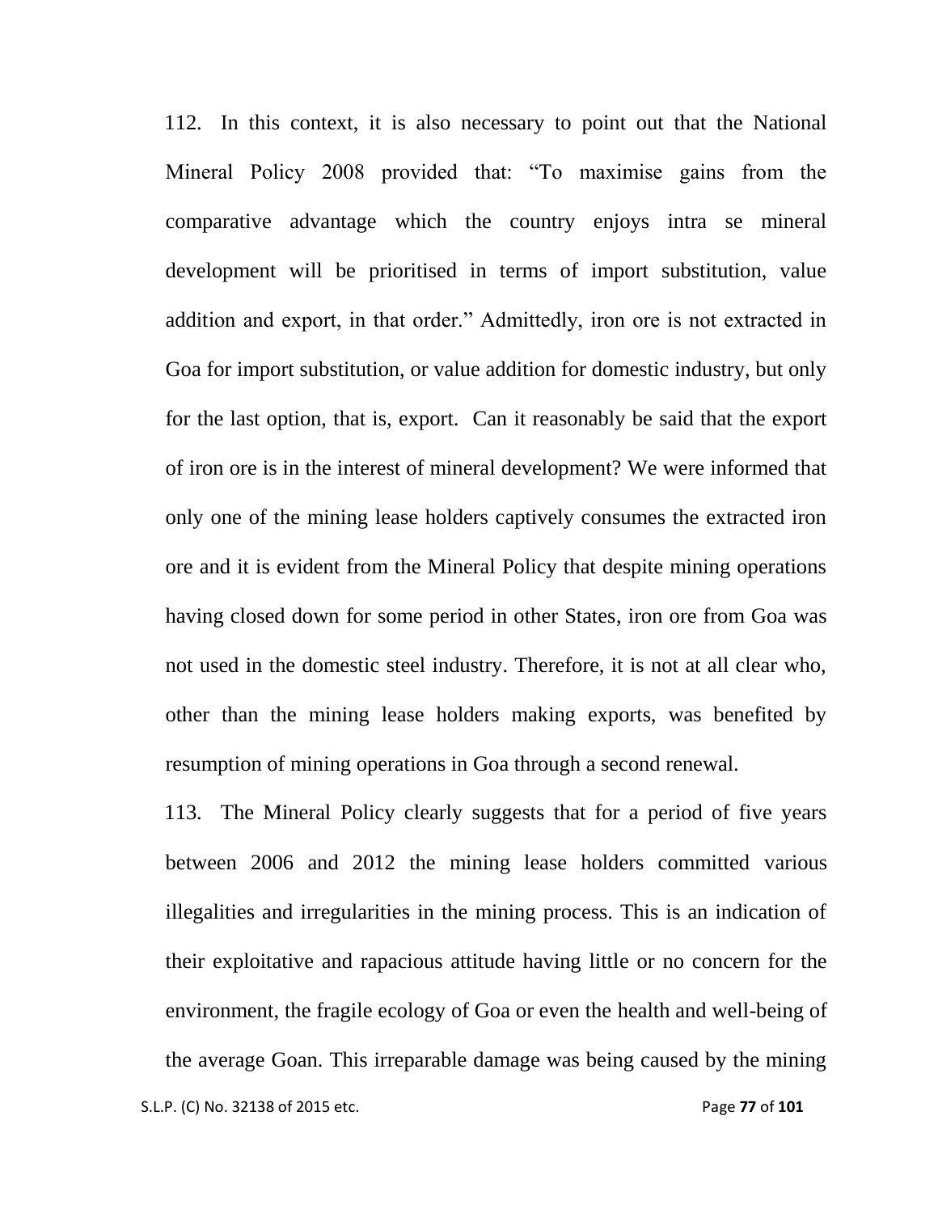112. In this context, it is also necessary to point out that the National Mineral Policy 2008 provided that: "To maximise gains from the comparative advantage which the country enjoys intra se mineral development will be prioritised in terms of import substitution, value addition and export, in that order." Admittedly, iron ore is not extracted in Goa for import substitution, or value addition for domestic industry, but only for the last option, that is, export. Can it reasonably be said that the export of iron ore is in the interest of mineral development? We were informed that only one of the mining lease holders captively consumes the extracted iron ore and it is evident from the Mineral Policy that despite mining operations having closed down for some period in other States, iron ore from Goa was not used in the domestic steel industry. Therefore, it is not at all clear who, other than the mining lease holders making exports, was benefited by resumption of mining operations in Goa through a second renewal.

113. The Mineral Policy clearly suggests that for a period of five years between 2006 and 2012 the mining lease holders committed various illegalities and irregularities in the mining process. This is an indication of their exploitative and rapacious attitude having little or no concern for the environment, the fragile ecology of Goa or even the health and well-being of the average Goan. This irreparable damage was being caused by the mining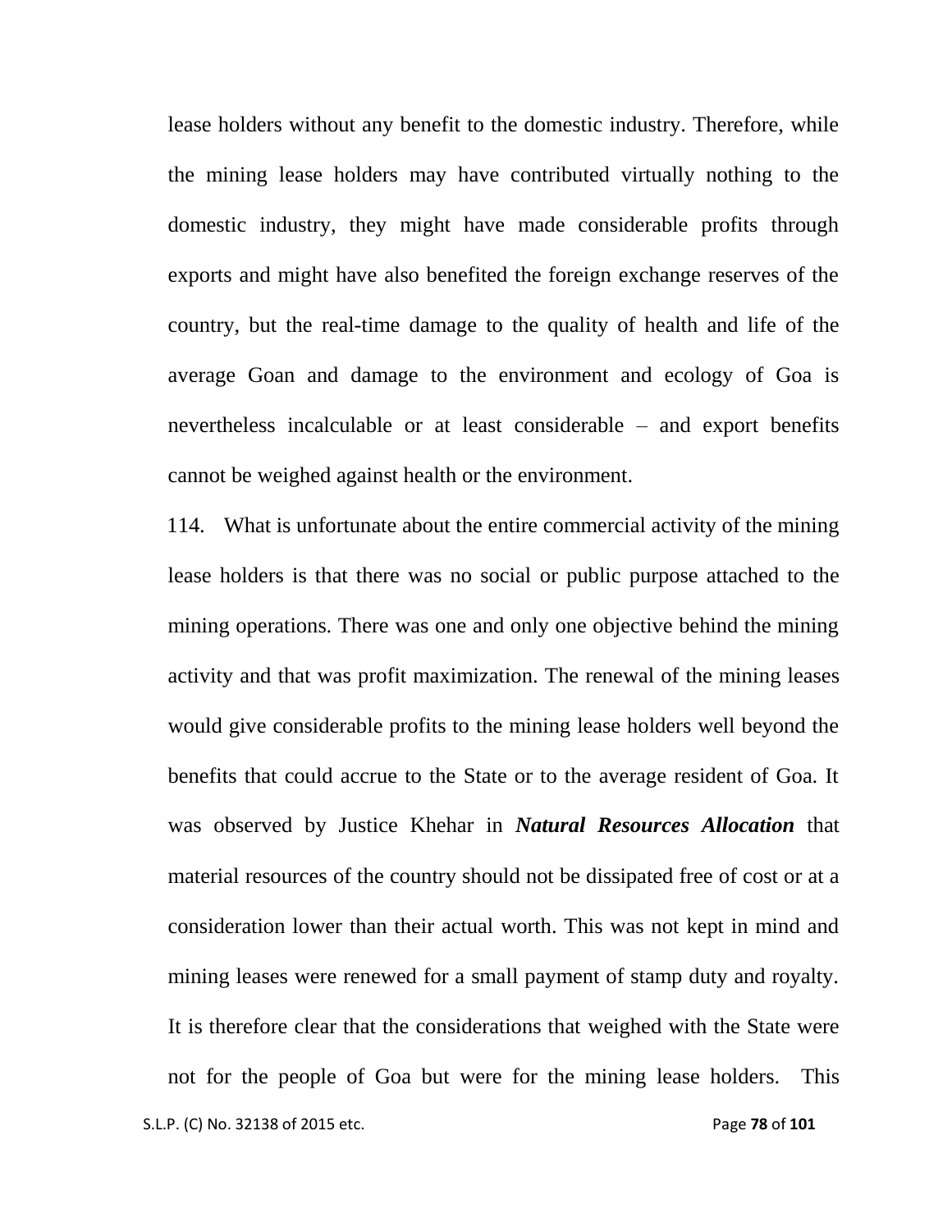lease holders without any benefit to the domestic industry. Therefore, while the mining lease holders may have contributed virtually nothing to the domestic industry, they might have made considerable profits through exports and might have also benefited the foreign exchange reserves of the country, but the real-time damage to the quality of health and life of the average Goan and damage to the environment and ecology of Goa is nevertheless incalculable or at least considerable – and export benefits cannot be weighed against health or the environment.

114. What is unfortunate about the entire commercial activity of the mining lease holders is that there was no social or public purpose attached to the mining operations. There was one and only one objective behind the mining activity and that was profit maximization. The renewal of the mining leases would give considerable profits to the mining lease holders well beyond the benefits that could accrue to the State or to the average resident of Goa. It was observed by Justice Khehar in ***Natural Resources Allocation*** that material resources of the country should not be dissipated free of cost or at a consideration lower than their actual worth. This was not kept in mind and mining leases were renewed for a small payment of stamp duty and royalty. It is therefore clear that the considerations that weighed with the State were not for the people of Goa but were for the mining lease holders. This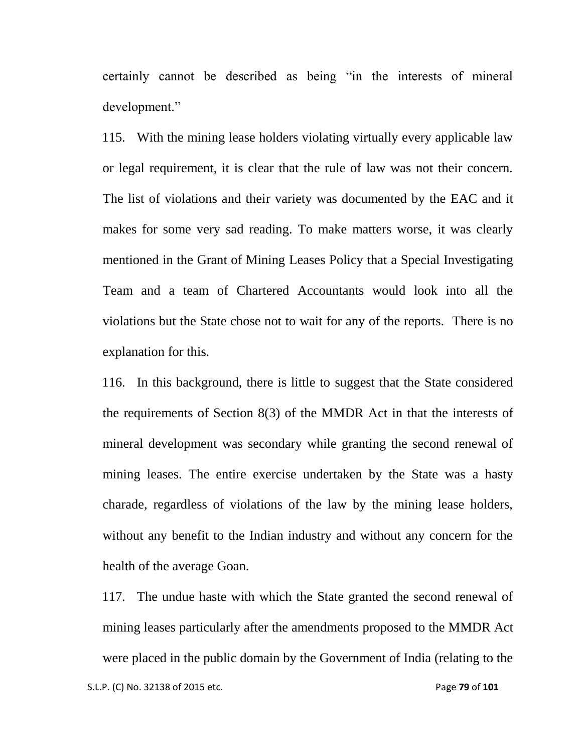certainly cannot be described as being "in the interests of mineral development."

115. With the mining lease holders violating virtually every applicable law or legal requirement, it is clear that the rule of law was not their concern. The list of violations and their variety was documented by the EAC and it makes for some very sad reading. To make matters worse, it was clearly mentioned in the Grant of Mining Leases Policy that a Special Investigating Team and a team of Chartered Accountants would look into all the violations but the State chose not to wait for any of the reports. There is no explanation for this.

116. In this background, there is little to suggest that the State considered the requirements of Section 8(3) of the MMDR Act in that the interests of mineral development was secondary while granting the second renewal of mining leases. The entire exercise undertaken by the State was a hasty charade, regardless of violations of the law by the mining lease holders, without any benefit to the Indian industry and without any concern for the health of the average Goan.

117. The undue haste with which the State granted the second renewal of mining leases particularly after the amendments proposed to the MMDR Act were placed in the public domain by the Government of India (relating to the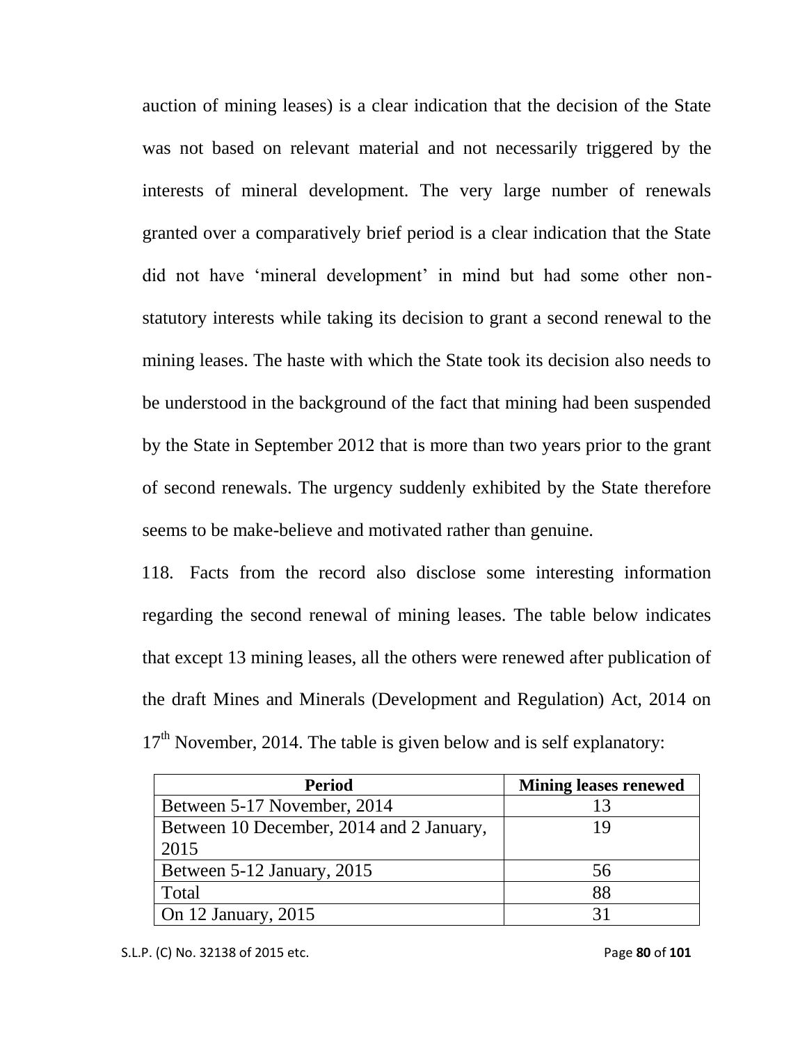auction of mining leases) is a clear indication that the decision of the State was not based on relevant material and not necessarily triggered by the interests of mineral development. The very large number of renewals granted over a comparatively brief period is a clear indication that the State did not have 'mineral development' in mind but had some other non-statutory interests while taking its decision to grant a second renewal to the mining leases. The haste with which the State took its decision also needs to be understood in the background of the fact that mining had been suspended by the State in September 2012 that is more than two years prior to the grant of second renewals. The urgency suddenly exhibited by the State therefore seems to be make-believe and motivated rather than genuine.

118. Facts from the record also disclose some interesting information regarding the second renewal of mining leases. The table below indicates that except 13 mining leases, all the others were renewed after publication of the draft Mines and Minerals (Development and Regulation) Act, 2014 on 17th November, 2014. The table is given below and is self explanatory:

| Period | Mining leases renewed |
|---|---|
| Between 5-17 November, 2014 | 13 |
| Between 10 December, 2014 and 2 January, 2015 | 19 |
| Between 5-12 January, 2015 | 56 |
| Total | 88 |
| On 12 January, 2015 | 31 |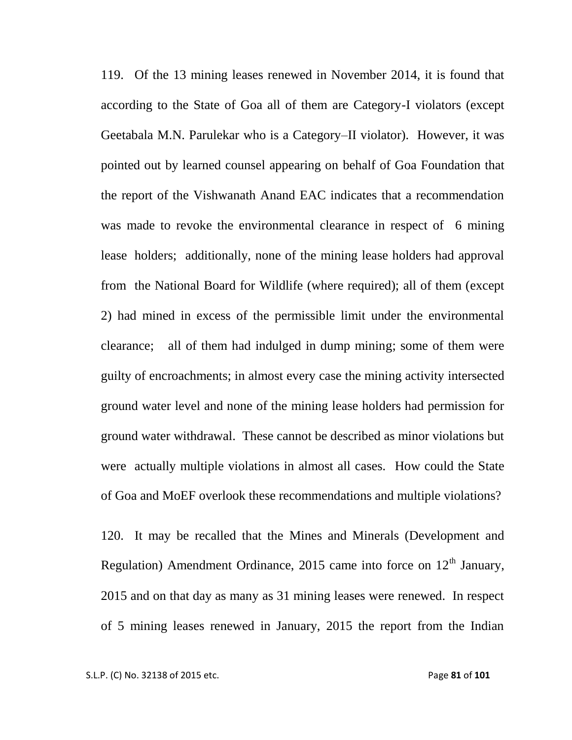119. Of the 13 mining leases renewed in November 2014, it is found that according to the State of Goa all of them are Category-I violators (except Geetabala M.N. Parulekar who is a Category–II violator). However, it was pointed out by learned counsel appearing on behalf of Goa Foundation that the report of the Vishwanath Anand EAC indicates that a recommendation was made to revoke the environmental clearance in respect of 6 mining lease holders; additionally, none of the mining lease holders had approval from the National Board for Wildlife (where required); all of them (except 2) had mined in excess of the permissible limit under the environmental clearance; all of them had indulged in dump mining; some of them were guilty of encroachments; in almost every case the mining activity intersected ground water level and none of the mining lease holders had permission for ground water withdrawal. These cannot be described as minor violations but were actually multiple violations in almost all cases. How could the State of Goa and MoEF overlook these recommendations and multiple violations?

120. It may be recalled that the Mines and Minerals (Development and Regulation) Amendment Ordinance, 2015 came into force on 12th January, 2015 and on that day as many as 31 mining leases were renewed. In respect of 5 mining leases renewed in January, 2015 the report from the Indian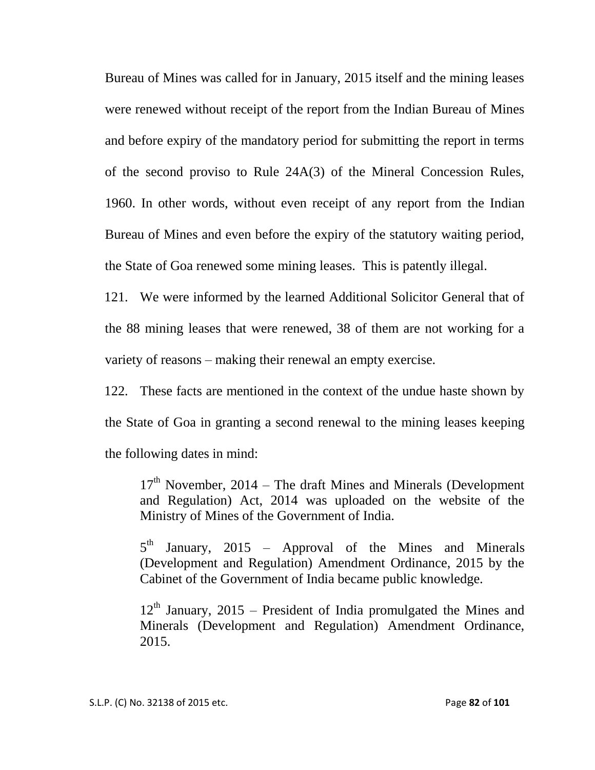Bureau of Mines was called for in January, 2015 itself and the mining leases were renewed without receipt of the report from the Indian Bureau of Mines and before expiry of the mandatory period for submitting the report in terms of the second proviso to Rule 24A(3) of the Mineral Concession Rules, 1960. In other words, without even receipt of any report from the Indian Bureau of Mines and even before the expiry of the statutory waiting period, the State of Goa renewed some mining leases. This is patently illegal.

121. We were informed by the learned Additional Solicitor General that of the 88 mining leases that were renewed, 38 of them are not working for a variety of reasons – making their renewal an empty exercise.

122. These facts are mentioned in the context of the undue haste shown by the State of Goa in granting a second renewal to the mining leases keeping the following dates in mind:

> 17th November, 2014 – The draft Mines and Minerals (Development and Regulation) Act, 2014 was uploaded on the website of the Ministry of Mines of the Government of India.
>
> 5th January, 2015 – Approval of the Mines and Minerals (Development and Regulation) Amendment Ordinance, 2015 by the Cabinet of the Government of India became public knowledge.
>
> 12th January, 2015 – President of India promulgated the Mines and Minerals (Development and Regulation) Amendment Ordinance, 2015.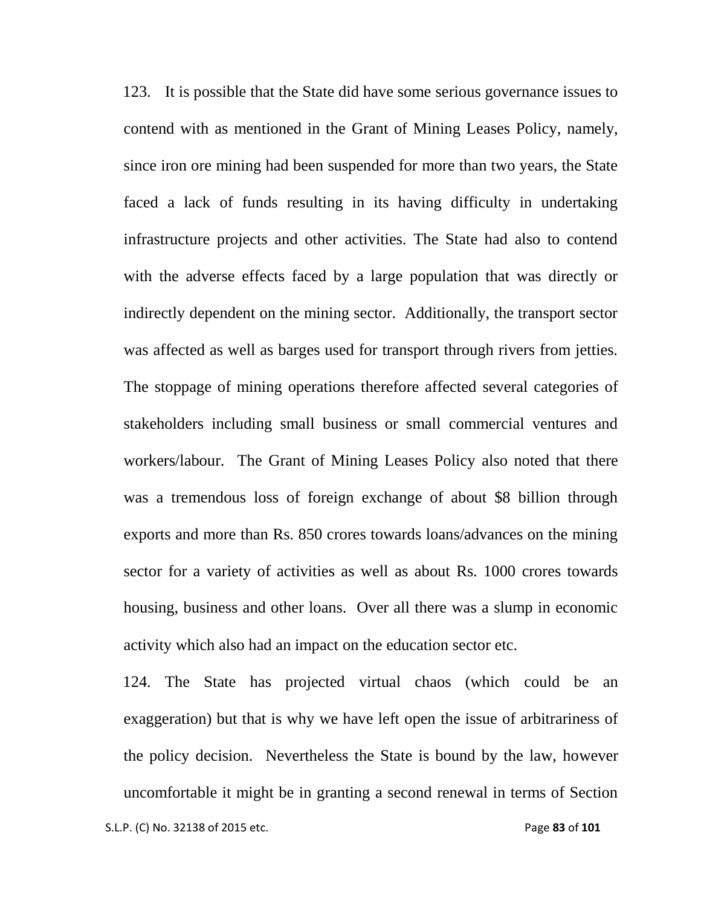123. It is possible that the State did have some serious governance issues to contend with as mentioned in the Grant of Mining Leases Policy, namely, since iron ore mining had been suspended for more than two years, the State faced a lack of funds resulting in its having difficulty in undertaking infrastructure projects and other activities. The State had also to contend with the adverse effects faced by a large population that was directly or indirectly dependent on the mining sector. Additionally, the transport sector was affected as well as barges used for transport through rivers from jetties. The stoppage of mining operations therefore affected several categories of stakeholders including small business or small commercial ventures and workers/labour. The Grant of Mining Leases Policy also noted that there was a tremendous loss of foreign exchange of about $8 billion through exports and more than Rs. 850 crores towards loans/advances on the mining sector for a variety of activities as well as about Rs. 1000 crores towards housing, business and other loans. Over all there was a slump in economic activity which also had an impact on the education sector etc.

124. The State has projected virtual chaos (which could be an exaggeration) but that is why we have left open the issue of arbitrariness of the policy decision. Nevertheless the State is bound by the law, however uncomfortable it might be in granting a second renewal in terms of Section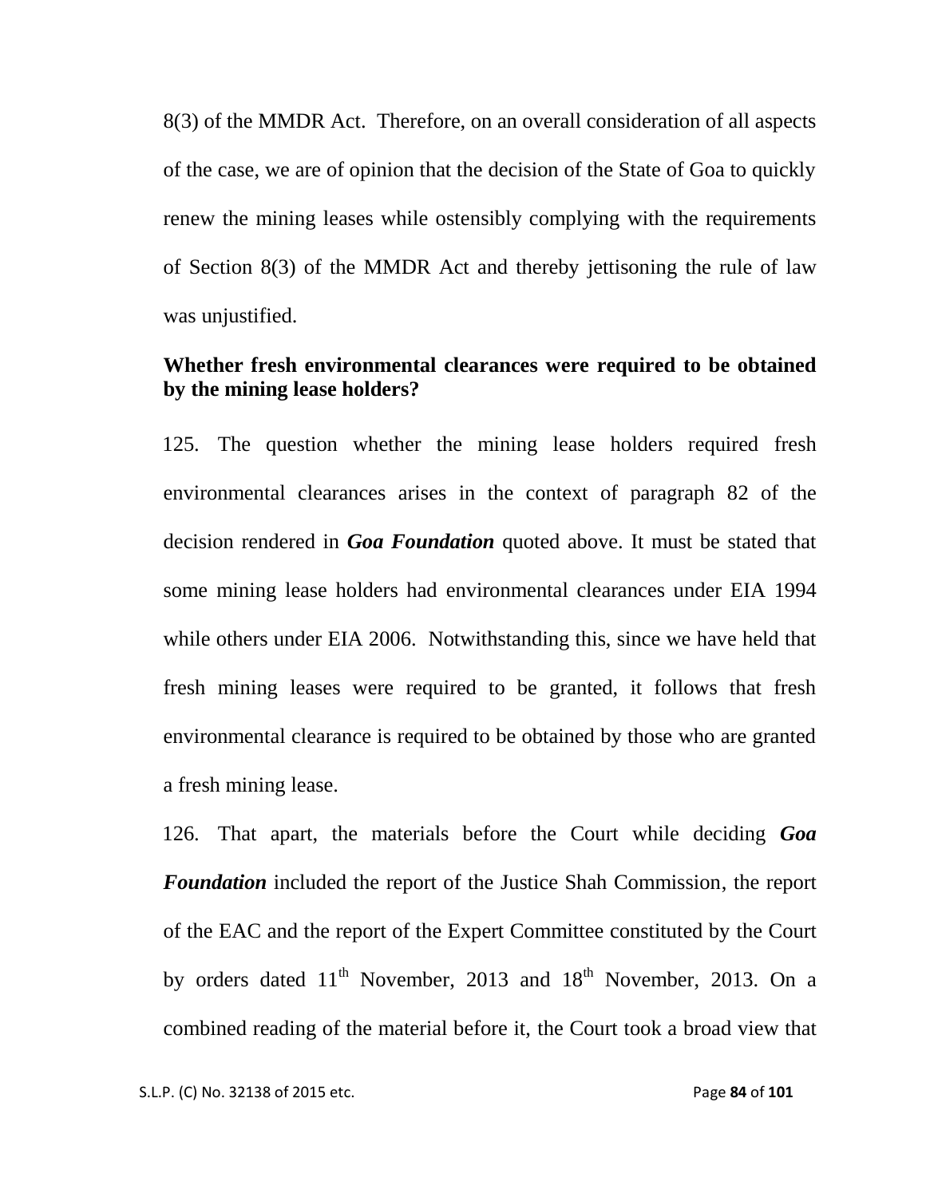8(3) of the MMDR Act. Therefore, on an overall consideration of all aspects of the case, we are of opinion that the decision of the State of Goa to quickly renew the mining leases while ostensibly complying with the requirements of Section 8(3) of the MMDR Act and thereby jettisoning the rule of law was unjustified.

**Whether fresh environmental clearances were required to be obtained by the mining lease holders?**

125. The question whether the mining lease holders required fresh environmental clearances arises in the context of paragraph 82 of the decision rendered in ***Goa Foundation*** quoted above. It must be stated that some mining lease holders had environmental clearances under EIA 1994 while others under EIA 2006. Notwithstanding this, since we have held that fresh mining leases were required to be granted, it follows that fresh environmental clearance is required to be obtained by those who are granted a fresh mining lease.

126. That apart, the materials before the Court while deciding ***Goa Foundation*** included the report of the Justice Shah Commission, the report of the EAC and the report of the Expert Committee constituted by the Court by orders dated 11th November, 2013 and 18th November, 2013. On a combined reading of the material before it, the Court took a broad view that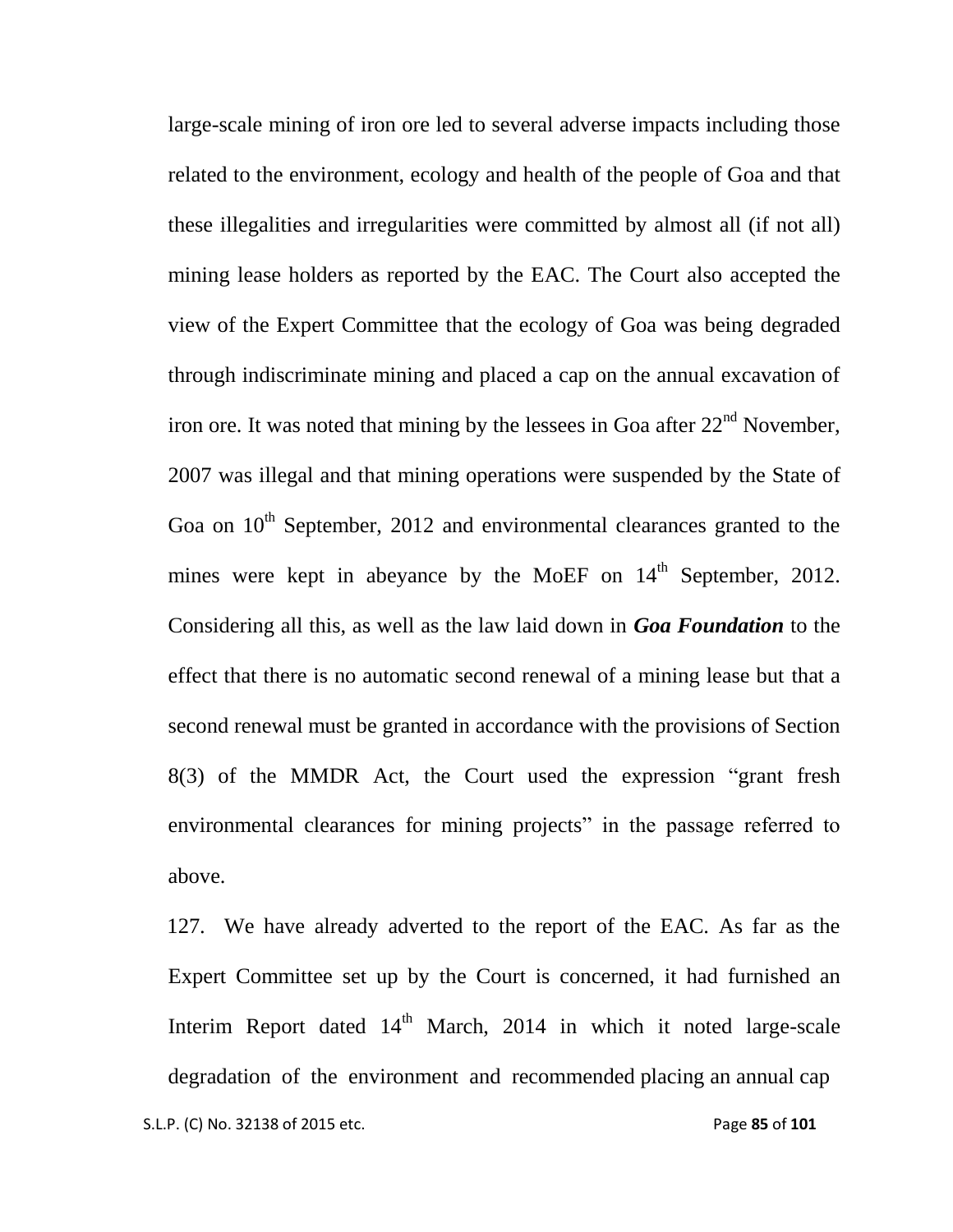large-scale mining of iron ore led to several adverse impacts including those related to the environment, ecology and health of the people of Goa and that these illegalities and irregularities were committed by almost all (if not all) mining lease holders as reported by the EAC. The Court also accepted the view of the Expert Committee that the ecology of Goa was being degraded through indiscriminate mining and placed a cap on the annual excavation of iron ore. It was noted that mining by the lessees in Goa after 22nd November, 2007 was illegal and that mining operations were suspended by the State of Goa on 10th September, 2012 and environmental clearances granted to the mines were kept in abeyance by the MoEF on 14th September, 2012. Considering all this, as well as the law laid down in ***Goa Foundation*** to the effect that there is no automatic second renewal of a mining lease but that a second renewal must be granted in accordance with the provisions of Section 8(3) of the MMDR Act, the Court used the expression "grant fresh environmental clearances for mining projects" in the passage referred to above.

127. We have already adverted to the report of the EAC. As far as the Expert Committee set up by the Court is concerned, it had furnished an Interim Report dated 14th March, 2014 in which it noted large-scale degradation of the environment and recommended placing an annual cap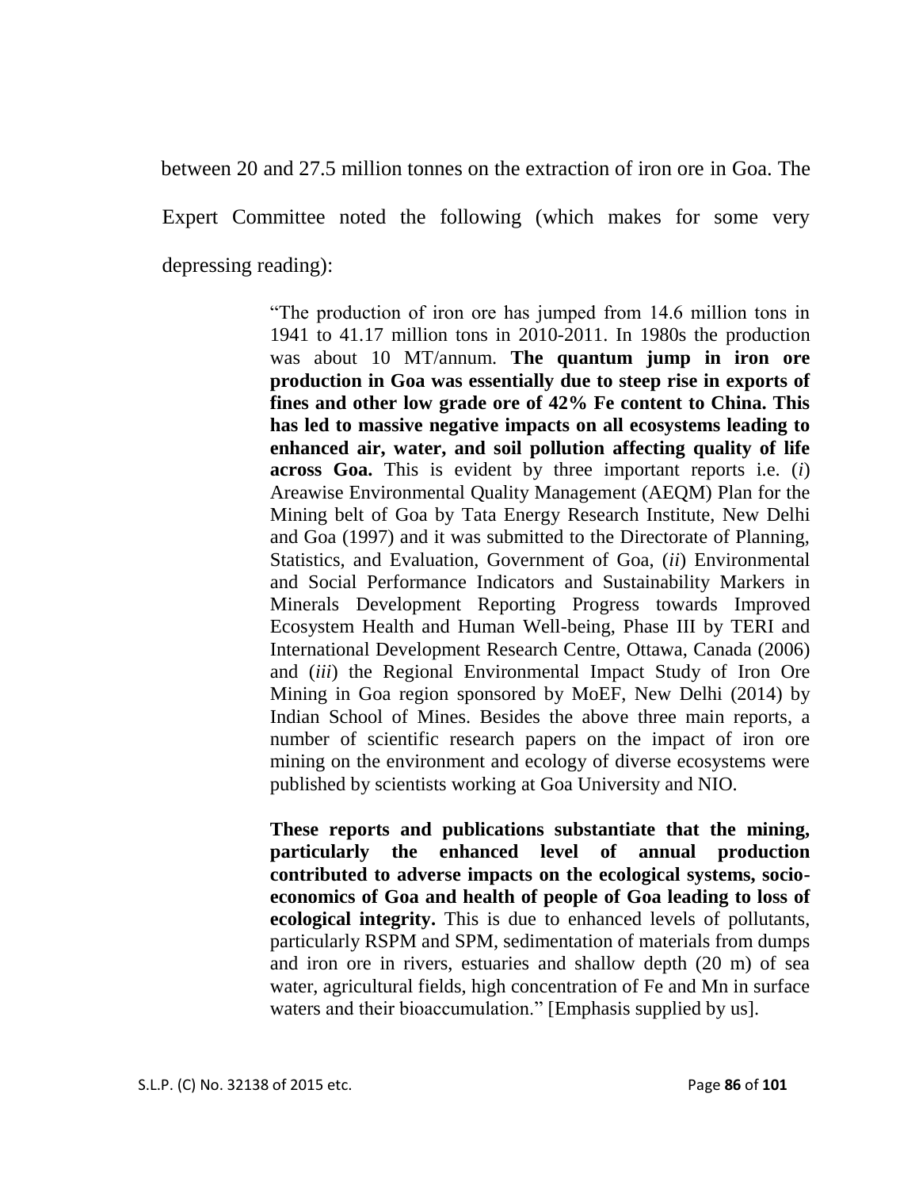between 20 and 27.5 million tonnes on the extraction of iron ore in Goa. The Expert Committee noted the following (which makes for some very depressing reading):

> "The production of iron ore has jumped from 14.6 million tons in 1941 to 41.17 million tons in 2010-2011. In 1980s the production was about 10 MT/annum. **The quantum jump in iron ore production in Goa was essentially due to steep rise in exports of fines and other low grade ore of 42% Fe content to China. This has led to massive negative impacts on all ecosystems leading to enhanced air, water, and soil pollution affecting quality of life across Goa.** This is evident by three important reports i.e. (*i*) Areawise Environmental Quality Management (AEQM) Plan for the Mining belt of Goa by Tata Energy Research Institute, New Delhi and Goa (1997) and it was submitted to the Directorate of Planning, Statistics, and Evaluation, Government of Goa, (*ii*) Environmental and Social Performance Indicators and Sustainability Markers in Minerals Development Reporting Progress towards Improved Ecosystem Health and Human Well-being, Phase III by TERI and International Development Research Centre, Ottawa, Canada (2006) and (*iii*) the Regional Environmental Impact Study of Iron Ore Mining in Goa region sponsored by MoEF, New Delhi (2014) by Indian School of Mines. Besides the above three main reports, a number of scientific research papers on the impact of iron ore mining on the environment and ecology of diverse ecosystems were published by scientists working at Goa University and NIO.
>
> **These reports and publications substantiate that the mining, particularly the enhanced level of annual production contributed to adverse impacts on the ecological systems, socio-economics of Goa and health of people of Goa leading to loss of ecological integrity.** This is due to enhanced levels of pollutants, particularly RSPM and SPM, sedimentation of materials from dumps and iron ore in rivers, estuaries and shallow depth (20 m) of sea water, agricultural fields, high concentration of Fe and Mn in surface waters and their bioaccumulation." [Emphasis supplied by us].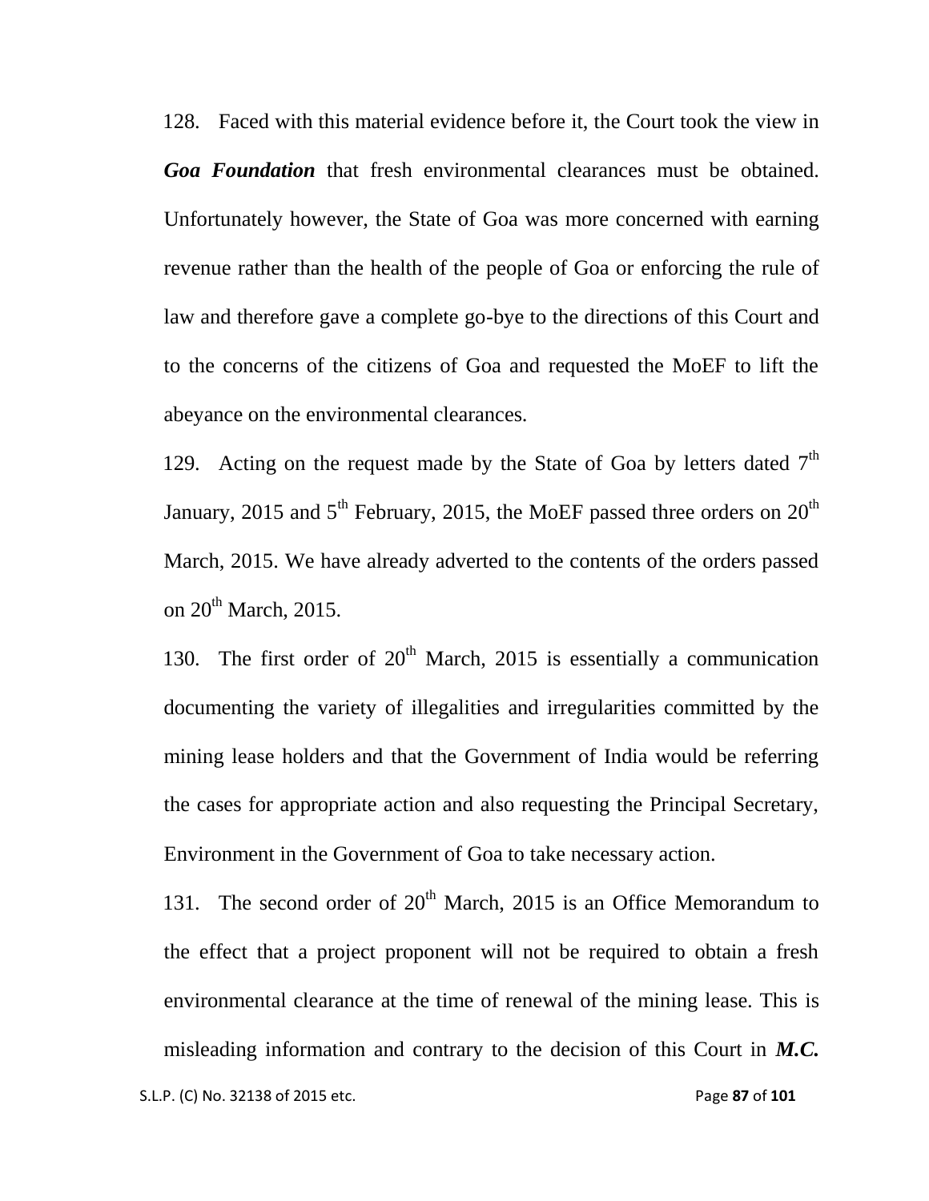128. Faced with this material evidence before it, the Court took the view in ***Goa Foundation*** that fresh environmental clearances must be obtained. Unfortunately however, the State of Goa was more concerned with earning revenue rather than the health of the people of Goa or enforcing the rule of law and therefore gave a complete go-bye to the directions of this Court and to the concerns of the citizens of Goa and requested the MoEF to lift the abeyance on the environmental clearances.

129. Acting on the request made by the State of Goa by letters dated 7th January, 2015 and 5th February, 2015, the MoEF passed three orders on 20th March, 2015. We have already adverted to the contents of the orders passed on 20th March, 2015.

130. The first order of 20th March, 2015 is essentially a communication documenting the variety of illegalities and irregularities committed by the mining lease holders and that the Government of India would be referring the cases for appropriate action and also requesting the Principal Secretary, Environment in the Government of Goa to take necessary action.

131. The second order of 20th March, 2015 is an Office Memorandum to the effect that a project proponent will not be required to obtain a fresh environmental clearance at the time of renewal of the mining lease. This is misleading information and contrary to the decision of this Court in ***M.C.***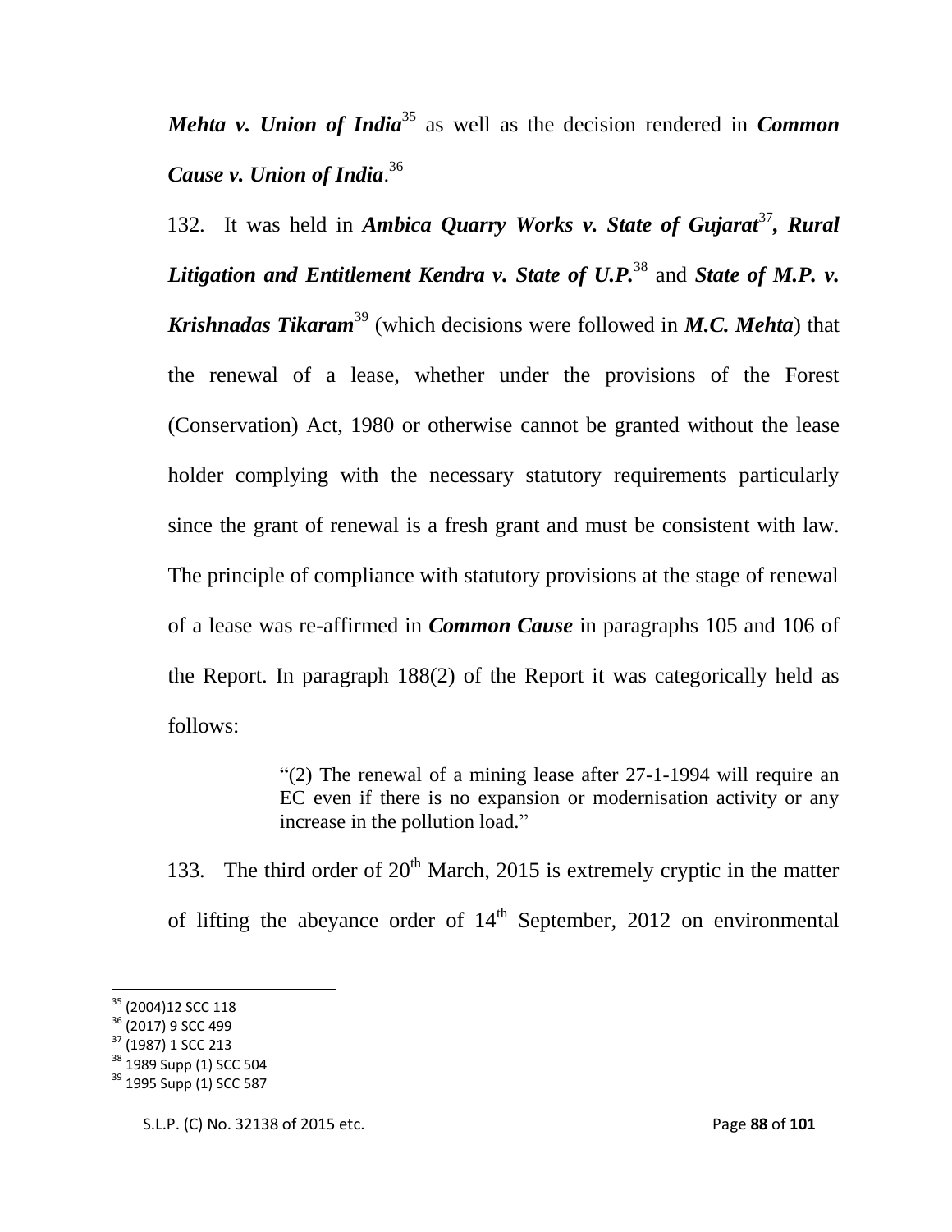***Mehta v. Union of India***[35] as well as the decision rendered in ***Common Cause v. Union of India***.[36]

132. It was held in ***Ambica Quarry Works v. State of Gujarat***[37]***, Rural Litigation and Entitlement Kendra v. State of U.P.***[38] and ***State of M.P. v. Krishnadas Tikaram***[39] (which decisions were followed in ***M.C. Mehta***) that the renewal of a lease, whether under the provisions of the Forest (Conservation) Act, 1980 or otherwise cannot be granted without the lease holder complying with the necessary statutory requirements particularly since the grant of renewal is a fresh grant and must be consistent with law. The principle of compliance with statutory provisions at the stage of renewal of a lease was re-affirmed in ***Common Cause*** in paragraphs 105 and 106 of the Report. In paragraph 188(2) of the Report it was categorically held as follows:

> "(2) The renewal of a mining lease after 27-1-1994 will require an EC even if there is no expansion or modernisation activity or any increase in the pollution load."

133. The third order of 20th March, 2015 is extremely cryptic in the matter of lifting the abeyance order of 14th September, 2012 on environmental

---

[35] (2004)12 SCC 118
[36] (2017) 9 SCC 499
[37] (1987) 1 SCC 213
[38] 1989 Supp (1) SCC 504
[39] 1995 Supp (1) SCC 587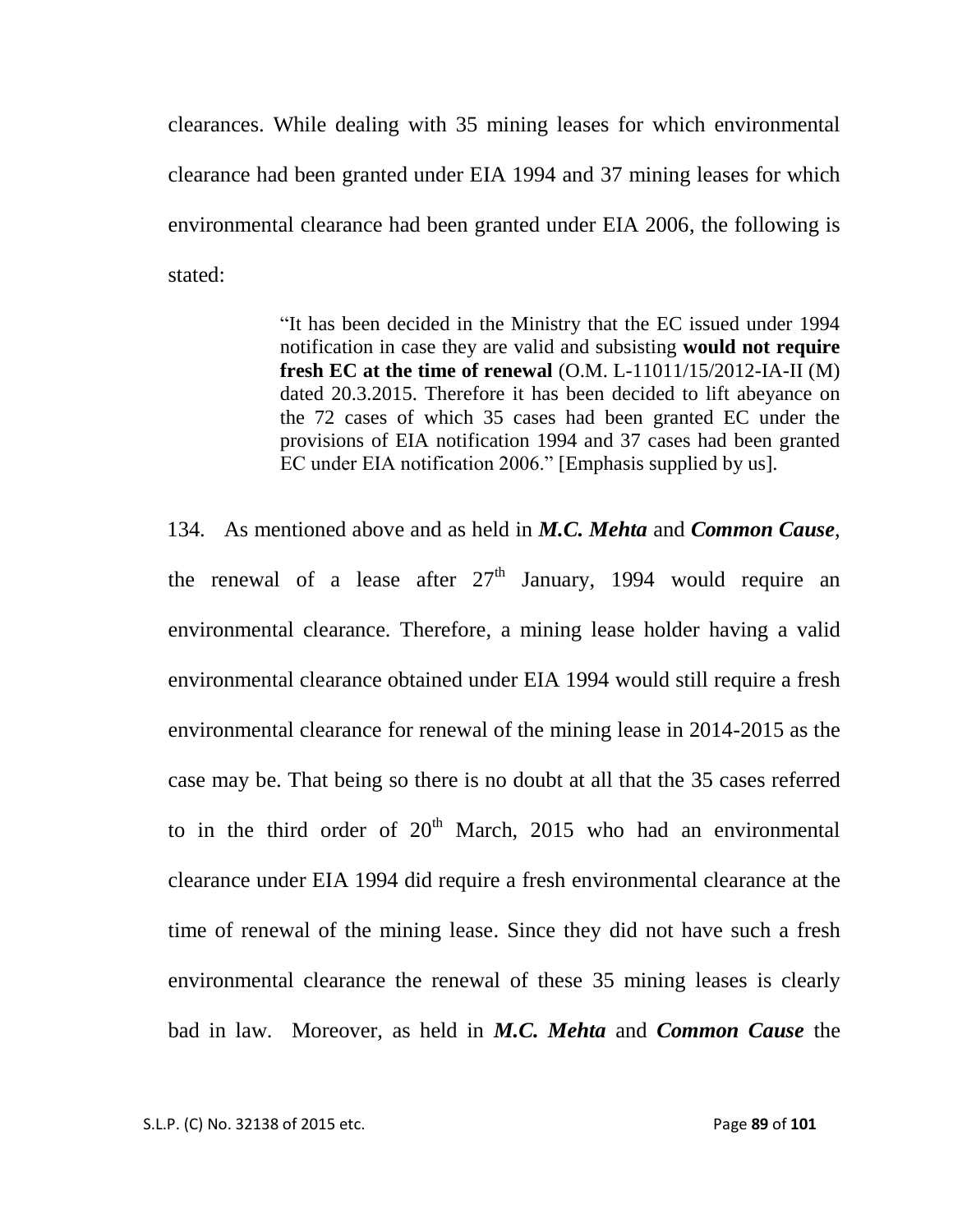clearances. While dealing with 35 mining leases for which environmental clearance had been granted under EIA 1994 and 37 mining leases for which environmental clearance had been granted under EIA 2006, the following is stated:

> "It has been decided in the Ministry that the EC issued under 1994 notification in case they are valid and subsisting **would not require fresh EC at the time of renewal** (O.M. L-11011/15/2012-IA-II (M) dated 20.3.2015. Therefore it has been decided to lift abeyance on the 72 cases of which 35 cases had been granted EC under the provisions of EIA notification 1994 and 37 cases had been granted EC under EIA notification 2006." [Emphasis supplied by us].

134. As mentioned above and as held in ***M.C. Mehta*** and ***Common Cause***, the renewal of a lease after 27th January, 1994 would require an environmental clearance. Therefore, a mining lease holder having a valid environmental clearance obtained under EIA 1994 would still require a fresh environmental clearance for renewal of the mining lease in 2014-2015 as the case may be. That being so there is no doubt at all that the 35 cases referred to in the third order of 20th March, 2015 who had an environmental clearance under EIA 1994 did require a fresh environmental clearance at the time of renewal of the mining lease. Since they did not have such a fresh environmental clearance the renewal of these 35 mining leases is clearly bad in law. Moreover, as held in ***M.C. Mehta*** and ***Common Cause*** the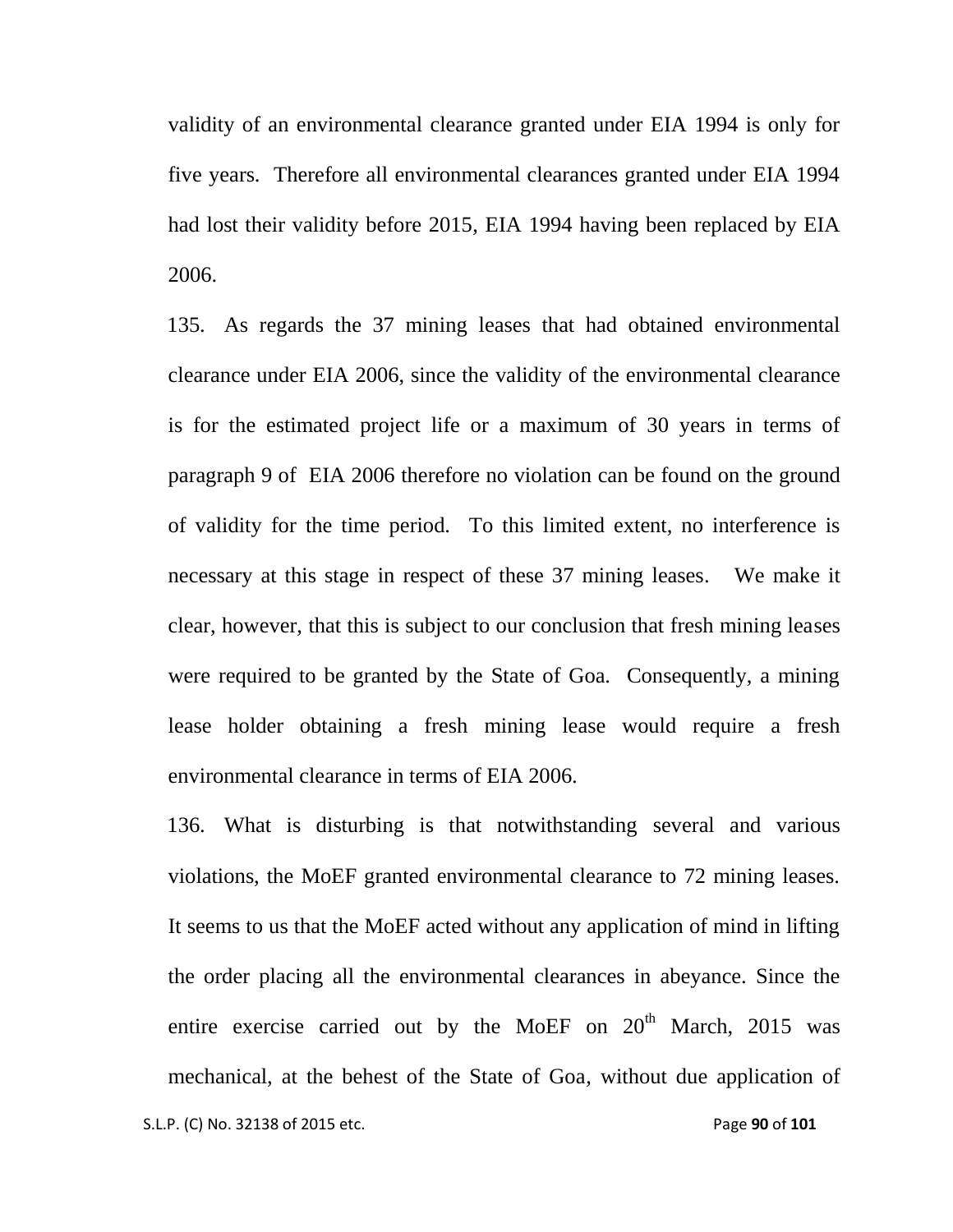validity of an environmental clearance granted under EIA 1994 is only for five years. Therefore all environmental clearances granted under EIA 1994 had lost their validity before 2015, EIA 1994 having been replaced by EIA 2006.

135. As regards the 37 mining leases that had obtained environmental clearance under EIA 2006, since the validity of the environmental clearance is for the estimated project life or a maximum of 30 years in terms of paragraph 9 of EIA 2006 therefore no violation can be found on the ground of validity for the time period. To this limited extent, no interference is necessary at this stage in respect of these 37 mining leases. We make it clear, however, that this is subject to our conclusion that fresh mining leases were required to be granted by the State of Goa. Consequently, a mining lease holder obtaining a fresh mining lease would require a fresh environmental clearance in terms of EIA 2006.

136. What is disturbing is that notwithstanding several and various violations, the MoEF granted environmental clearance to 72 mining leases. It seems to us that the MoEF acted without any application of mind in lifting the order placing all the environmental clearances in abeyance. Since the entire exercise carried out by the MoEF on 20th March, 2015 was mechanical, at the behest of the State of Goa, without due application of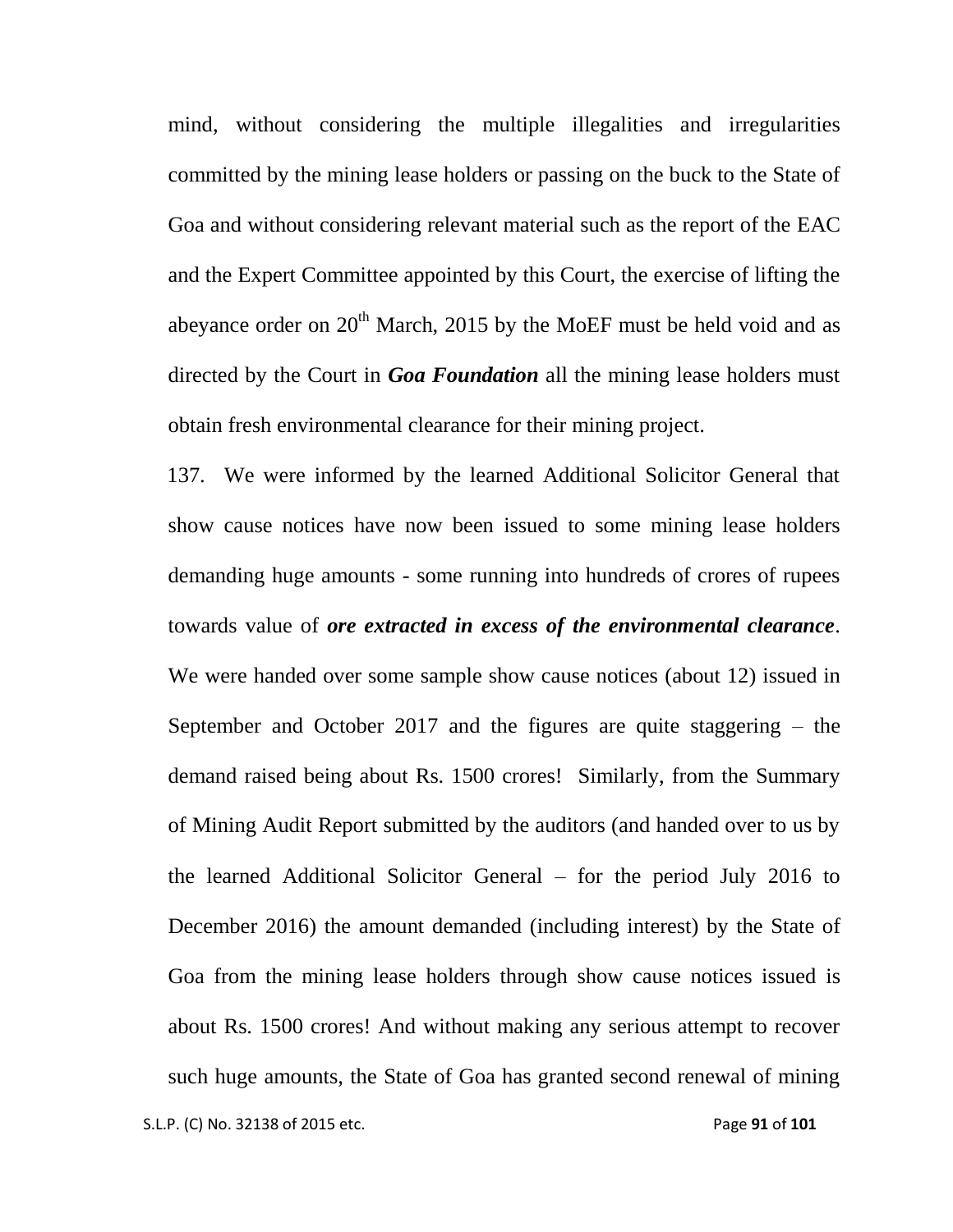mind, without considering the multiple illegalities and irregularities committed by the mining lease holders or passing on the buck to the State of Goa and without considering relevant material such as the report of the EAC and the Expert Committee appointed by this Court, the exercise of lifting the abeyance order on 20th March, 2015 by the MoEF must be held void and as directed by the Court in ***Goa Foundation*** all the mining lease holders must obtain fresh environmental clearance for their mining project.

137. We were informed by the learned Additional Solicitor General that show cause notices have now been issued to some mining lease holders demanding huge amounts - some running into hundreds of crores of rupees towards value of ***ore extracted in excess of the environmental clearance***. We were handed over some sample show cause notices (about 12) issued in September and October 2017 and the figures are quite staggering – the demand raised being about Rs. 1500 crores! Similarly, from the Summary of Mining Audit Report submitted by the auditors (and handed over to us by the learned Additional Solicitor General – for the period July 2016 to December 2016) the amount demanded (including interest) by the State of Goa from the mining lease holders through show cause notices issued is about Rs. 1500 crores! And without making any serious attempt to recover such huge amounts, the State of Goa has granted second renewal of mining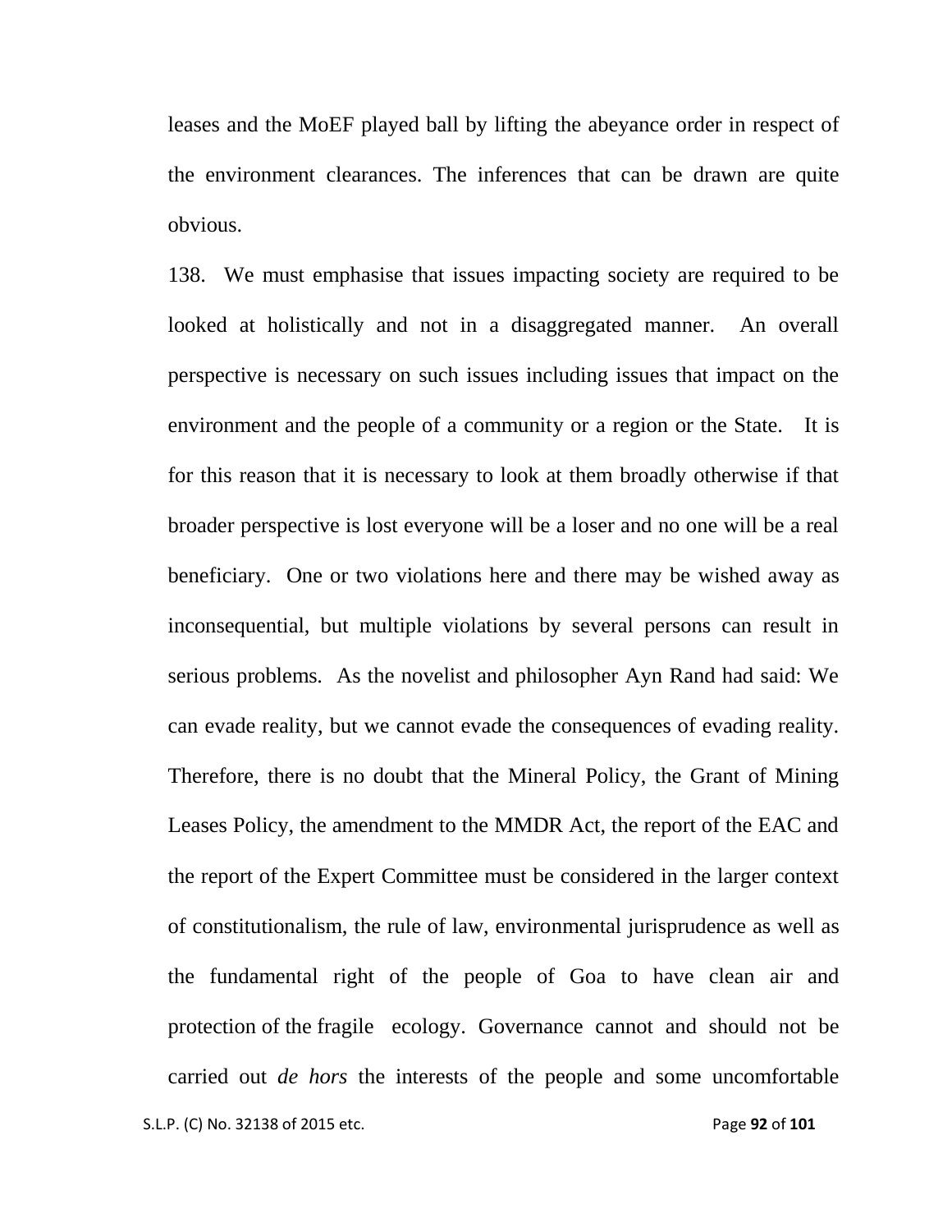leases and the MoEF played ball by lifting the abeyance order in respect of the environment clearances. The inferences that can be drawn are quite obvious.

138. We must emphasise that issues impacting society are required to be looked at holistically and not in a disaggregated manner. An overall perspective is necessary on such issues including issues that impact on the environment and the people of a community or a region or the State. It is for this reason that it is necessary to look at them broadly otherwise if that broader perspective is lost everyone will be a loser and no one will be a real beneficiary. One or two violations here and there may be wished away as inconsequential, but multiple violations by several persons can result in serious problems. As the novelist and philosopher Ayn Rand had said: We can evade reality, but we cannot evade the consequences of evading reality. Therefore, there is no doubt that the Mineral Policy, the Grant of Mining Leases Policy, the amendment to the MMDR Act, the report of the EAC and the report of the Expert Committee must be considered in the larger context of constitutionalism, the rule of law, environmental jurisprudence as well as the fundamental right of the people of Goa to have clean air and protection of the fragile ecology. Governance cannot and should not be carried out *de hors* the interests of the people and some uncomfortable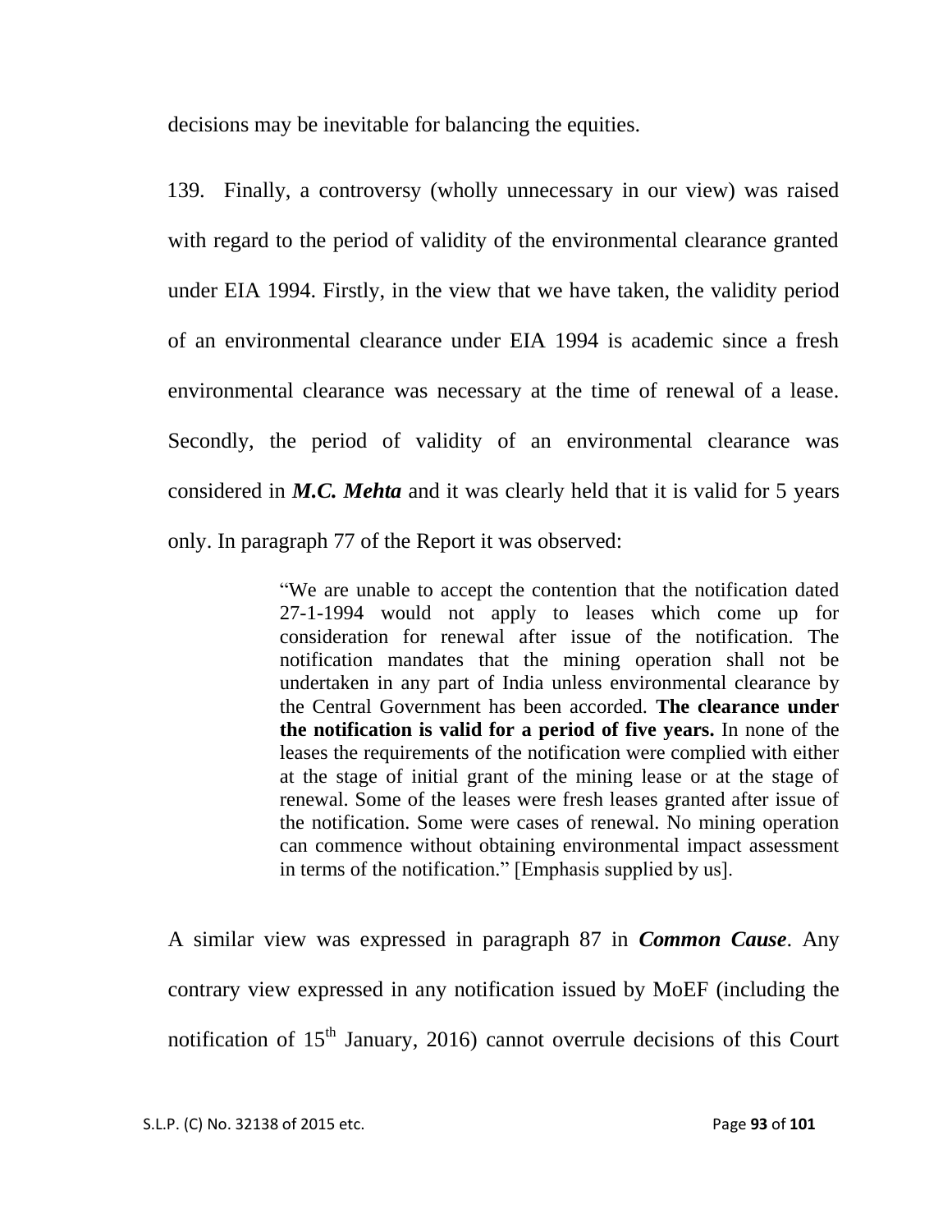decisions may be inevitable for balancing the equities.

139. Finally, a controversy (wholly unnecessary in our view) was raised with regard to the period of validity of the environmental clearance granted under EIA 1994. Firstly, in the view that we have taken, the validity period of an environmental clearance under EIA 1994 is academic since a fresh environmental clearance was necessary at the time of renewal of a lease. Secondly, the period of validity of an environmental clearance was considered in ***M.C. Mehta*** and it was clearly held that it is valid for 5 years only. In paragraph 77 of the Report it was observed:

> "We are unable to accept the contention that the notification dated 27-1-1994 would not apply to leases which come up for consideration for renewal after issue of the notification. The notification mandates that the mining operation shall not be undertaken in any part of India unless environmental clearance by the Central Government has been accorded. **The clearance under the notification is valid for a period of five years.** In none of the leases the requirements of the notification were complied with either at the stage of initial grant of the mining lease or at the stage of renewal. Some of the leases were fresh leases granted after issue of the notification. Some were cases of renewal. No mining operation can commence without obtaining environmental impact assessment in terms of the notification." [Emphasis supplied by us].

A similar view was expressed in paragraph 87 in ***Common Cause***. Any contrary view expressed in any notification issued by MoEF (including the notification of 15th January, 2016) cannot overrule decisions of this Court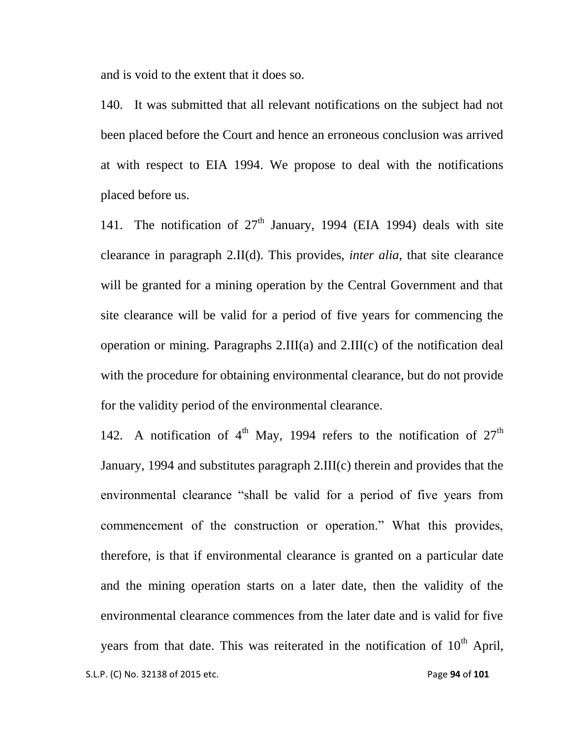and is void to the extent that it does so.

140. It was submitted that all relevant notifications on the subject had not been placed before the Court and hence an erroneous conclusion was arrived at with respect to EIA 1994. We propose to deal with the notifications placed before us.

141. The notification of 27th January, 1994 (EIA 1994) deals with site clearance in paragraph 2.II(d). This provides, *inter alia*, that site clearance will be granted for a mining operation by the Central Government and that site clearance will be valid for a period of five years for commencing the operation or mining. Paragraphs 2.III(a) and 2.III(c) of the notification deal with the procedure for obtaining environmental clearance, but do not provide for the validity period of the environmental clearance.

142. A notification of 4th May, 1994 refers to the notification of 27th January, 1994 and substitutes paragraph 2.III(c) therein and provides that the environmental clearance "shall be valid for a period of five years from commencement of the construction or operation." What this provides, therefore, is that if environmental clearance is granted on a particular date and the mining operation starts on a later date, then the validity of the environmental clearance commences from the later date and is valid for five years from that date. This was reiterated in the notification of 10th April,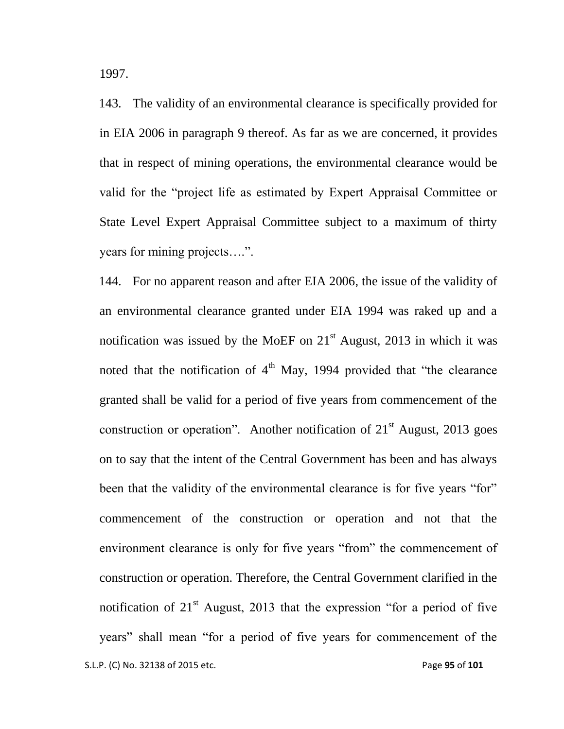1997.

143. The validity of an environmental clearance is specifically provided for in EIA 2006 in paragraph 9 thereof. As far as we are concerned, it provides that in respect of mining operations, the environmental clearance would be valid for the "project life as estimated by Expert Appraisal Committee or State Level Expert Appraisal Committee subject to a maximum of thirty years for mining projects….".

144. For no apparent reason and after EIA 2006, the issue of the validity of an environmental clearance granted under EIA 1994 was raked up and a notification was issued by the MoEF on 21st August, 2013 in which it was noted that the notification of 4th May, 1994 provided that "the clearance granted shall be valid for a period of five years from commencement of the construction or operation". Another notification of 21st August, 2013 goes on to say that the intent of the Central Government has been and has always been that the validity of the environmental clearance is for five years "for" commencement of the construction or operation and not that the environment clearance is only for five years "from" the commencement of construction or operation. Therefore, the Central Government clarified in the notification of 21st August, 2013 that the expression "for a period of five years" shall mean "for a period of five years for commencement of the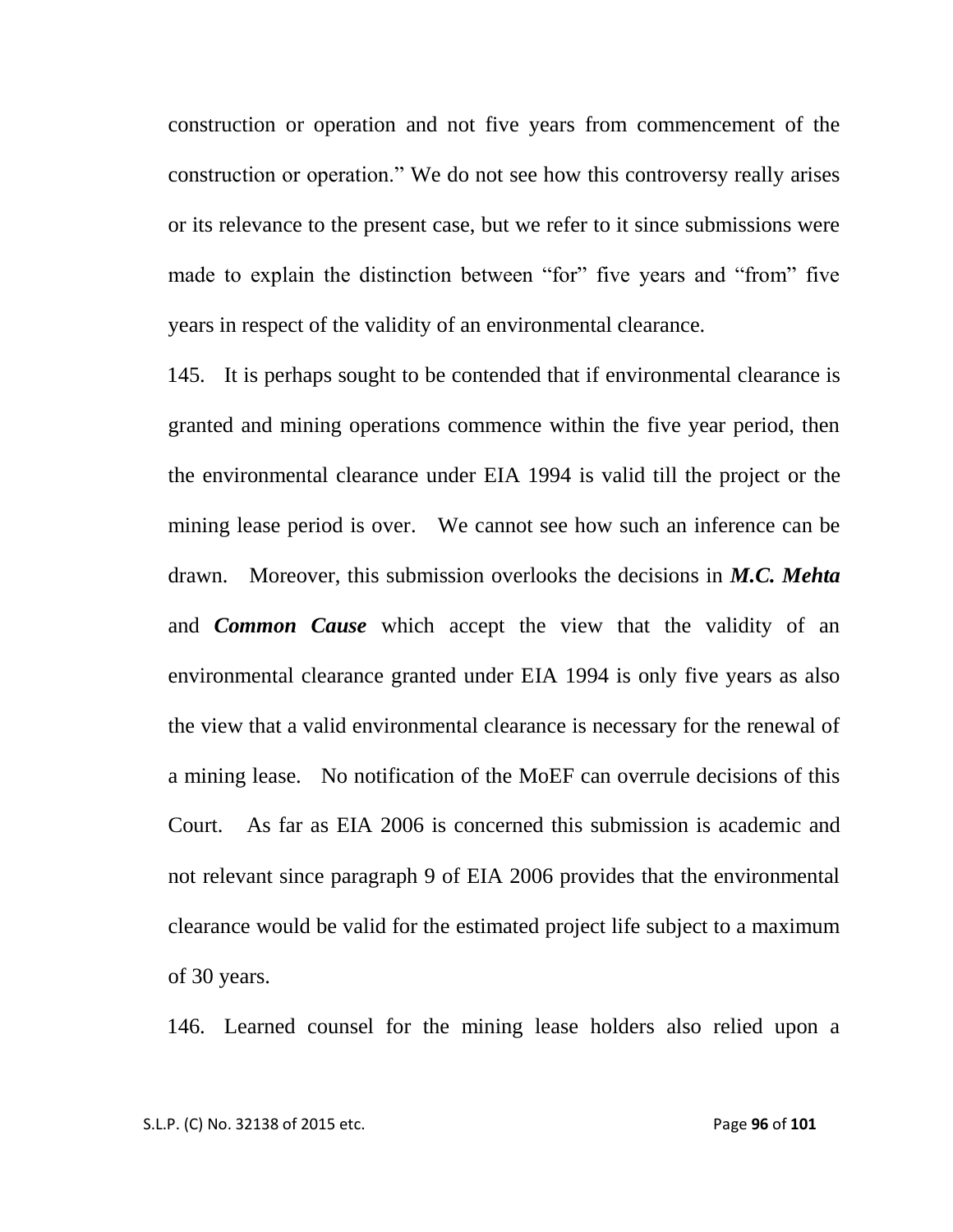construction or operation and not five years from commencement of the construction or operation." We do not see how this controversy really arises or its relevance to the present case, but we refer to it since submissions were made to explain the distinction between "for" five years and "from" five years in respect of the validity of an environmental clearance.

145. It is perhaps sought to be contended that if environmental clearance is granted and mining operations commence within the five year period, then the environmental clearance under EIA 1994 is valid till the project or the mining lease period is over. We cannot see how such an inference can be drawn. Moreover, this submission overlooks the decisions in ***M.C. Mehta*** and ***Common Cause*** which accept the view that the validity of an environmental clearance granted under EIA 1994 is only five years as also the view that a valid environmental clearance is necessary for the renewal of a mining lease. No notification of the MoEF can overrule decisions of this Court. As far as EIA 2006 is concerned this submission is academic and not relevant since paragraph 9 of EIA 2006 provides that the environmental clearance would be valid for the estimated project life subject to a maximum of 30 years.

146. Learned counsel for the mining lease holders also relied upon a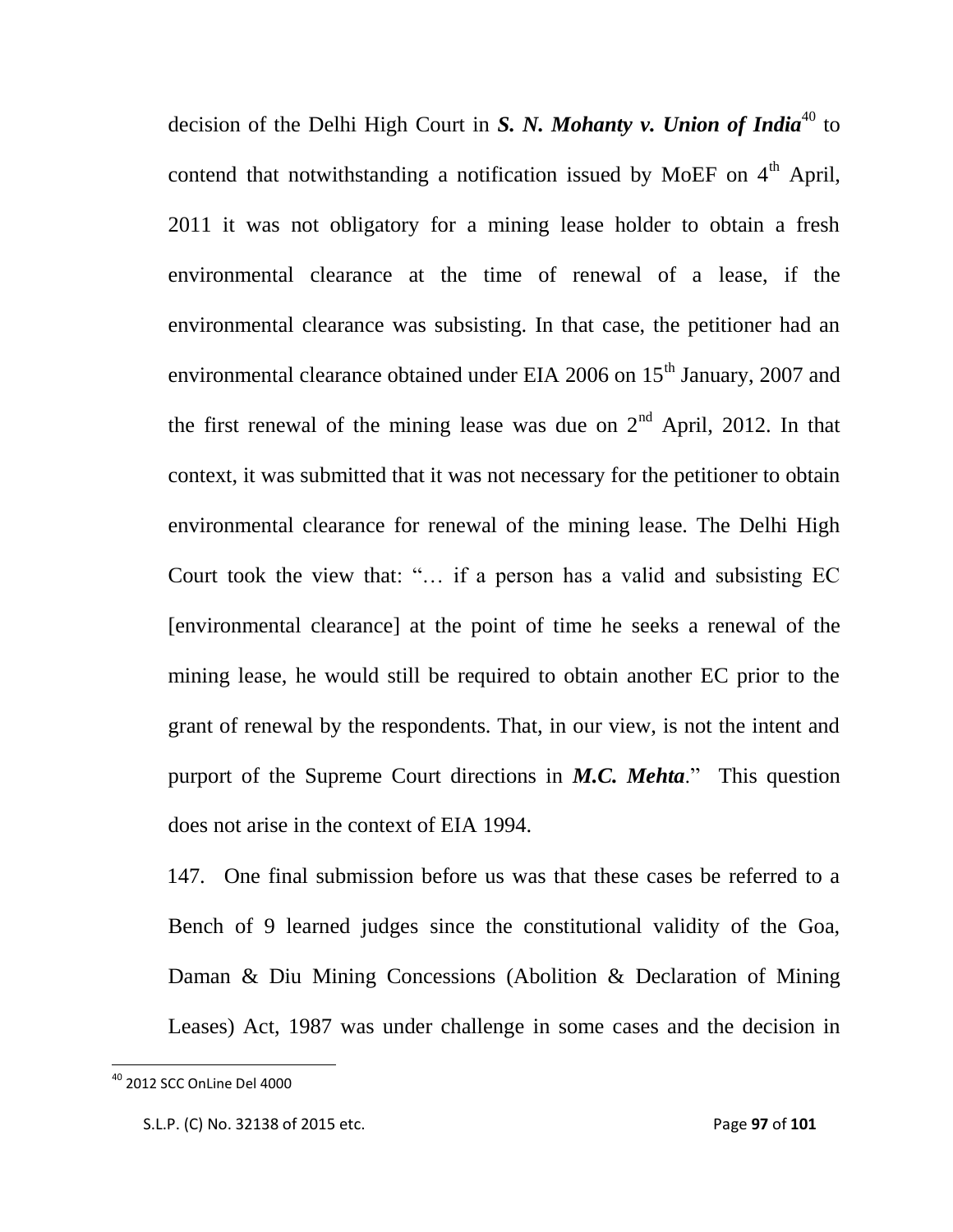decision of the Delhi High Court in ***S. N. Mohanty v. Union of India***[40] to contend that notwithstanding a notification issued by MoEF on 4th April, 2011 it was not obligatory for a mining lease holder to obtain a fresh environmental clearance at the time of renewal of a lease, if the environmental clearance was subsisting. In that case, the petitioner had an environmental clearance obtained under EIA 2006 on 15th January, 2007 and the first renewal of the mining lease was due on 2nd April, 2012. In that context, it was submitted that it was not necessary for the petitioner to obtain environmental clearance for renewal of the mining lease. The Delhi High Court took the view that: "… if a person has a valid and subsisting EC [environmental clearance] at the point of time he seeks a renewal of the mining lease, he would still be required to obtain another EC prior to the grant of renewal by the respondents. That, in our view, is not the intent and purport of the Supreme Court directions in ***M.C. Mehta***." This question does not arise in the context of EIA 1994.

147. One final submission before us was that these cases be referred to a Bench of 9 learned judges since the constitutional validity of the Goa, Daman & Diu Mining Concessions (Abolition & Declaration of Mining Leases) Act, 1987 was under challenge in some cases and the decision in

---

[40] 2012 SCC OnLine Del 4000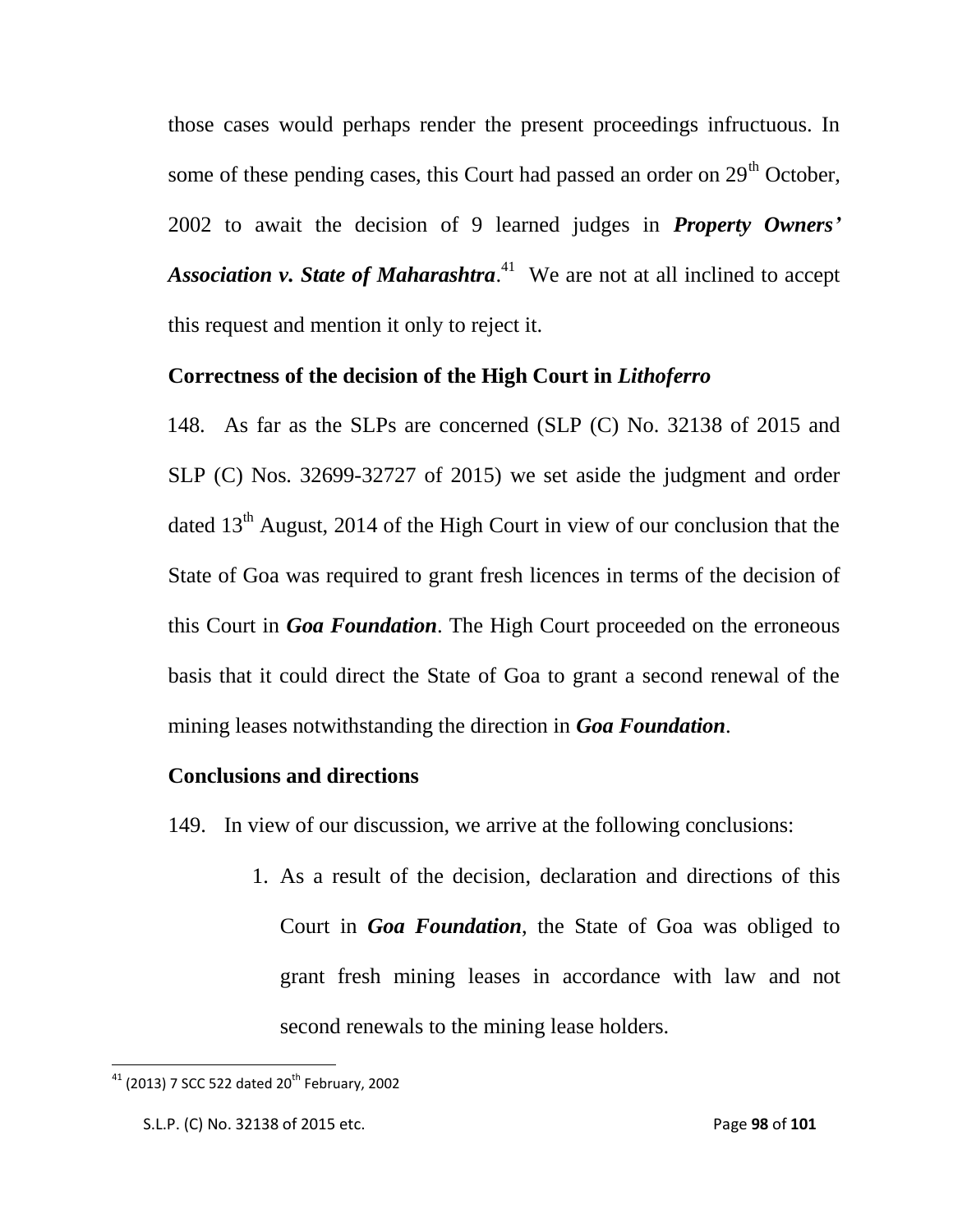those cases would perhaps render the present proceedings infructuous. In some of these pending cases, this Court had passed an order on 29th October, 2002 to await the decision of 9 learned judges in ***Property Owners' Association v. State of Maharashtra***.[41] We are not at all inclined to accept this request and mention it only to reject it.

**Correctness of the decision of the High Court in *Lithoferro***

148. As far as the SLPs are concerned (SLP (C) No. 32138 of 2015 and SLP (C) Nos. 32699-32727 of 2015) we set aside the judgment and order dated 13th August, 2014 of the High Court in view of our conclusion that the State of Goa was required to grant fresh licences in terms of the decision of this Court in ***Goa Foundation***. The High Court proceeded on the erroneous basis that it could direct the State of Goa to grant a second renewal of the mining leases notwithstanding the direction in ***Goa Foundation***.

**Conclusions and directions**

149. In view of our discussion, we arrive at the following conclusions:

1. As a result of the decision, declaration and directions of this Court in ***Goa Foundation***, the State of Goa was obliged to grant fresh mining leases in accordance with law and not second renewals to the mining lease holders.

---

[41] (2013) 7 SCC 522 dated 20th February, 2002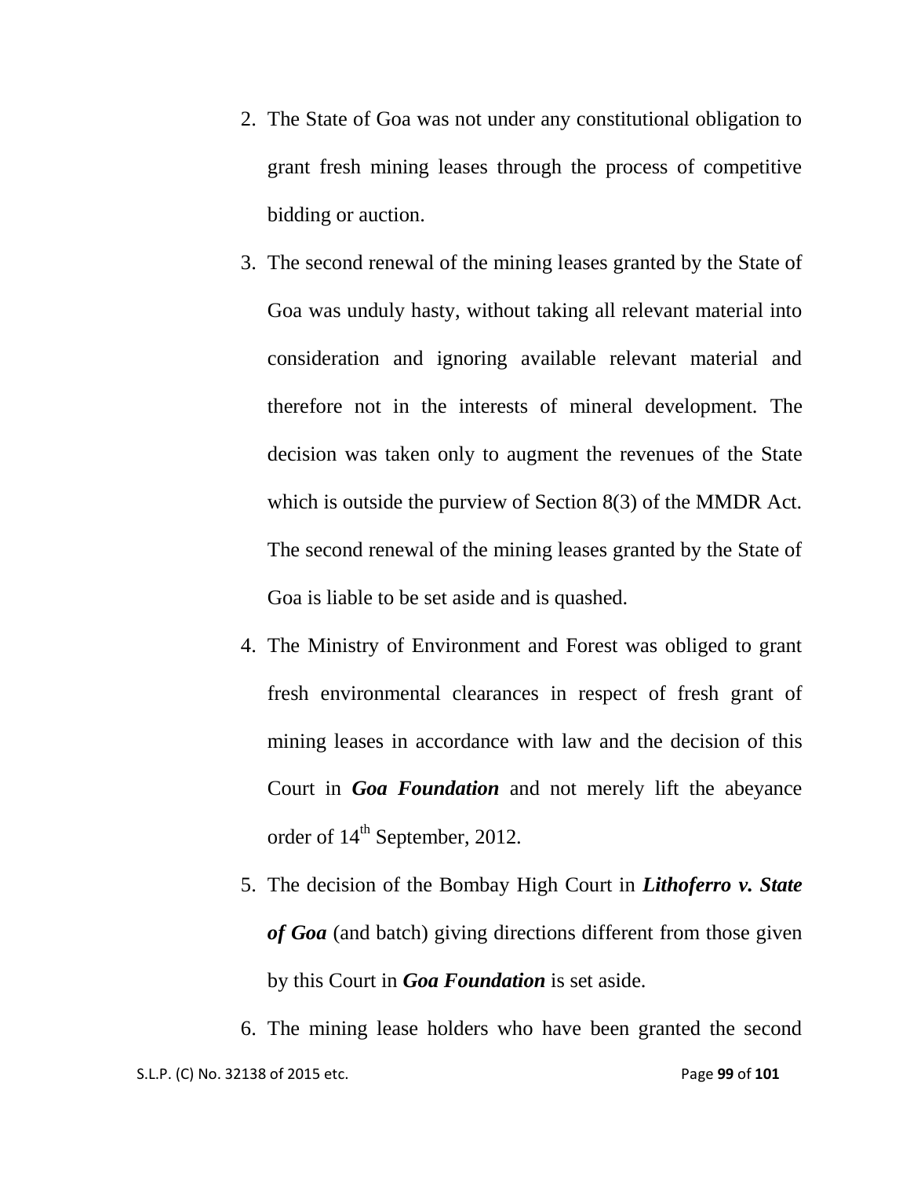2. The State of Goa was not under any constitutional obligation to grant fresh mining leases through the process of competitive bidding or auction.

3. The second renewal of the mining leases granted by the State of Goa was unduly hasty, without taking all relevant material into consideration and ignoring available relevant material and therefore not in the interests of mineral development. The decision was taken only to augment the revenues of the State which is outside the purview of Section 8(3) of the MMDR Act. The second renewal of the mining leases granted by the State of Goa is liable to be set aside and is quashed.

4. The Ministry of Environment and Forest was obliged to grant fresh environmental clearances in respect of fresh grant of mining leases in accordance with law and the decision of this Court in ***Goa Foundation*** and not merely lift the abeyance order of 14th September, 2012.

5. The decision of the Bombay High Court in ***Lithoferro v. State of Goa*** (and batch) giving directions different from those given by this Court in ***Goa Foundation*** is set aside.

6. The mining lease holders who have been granted the second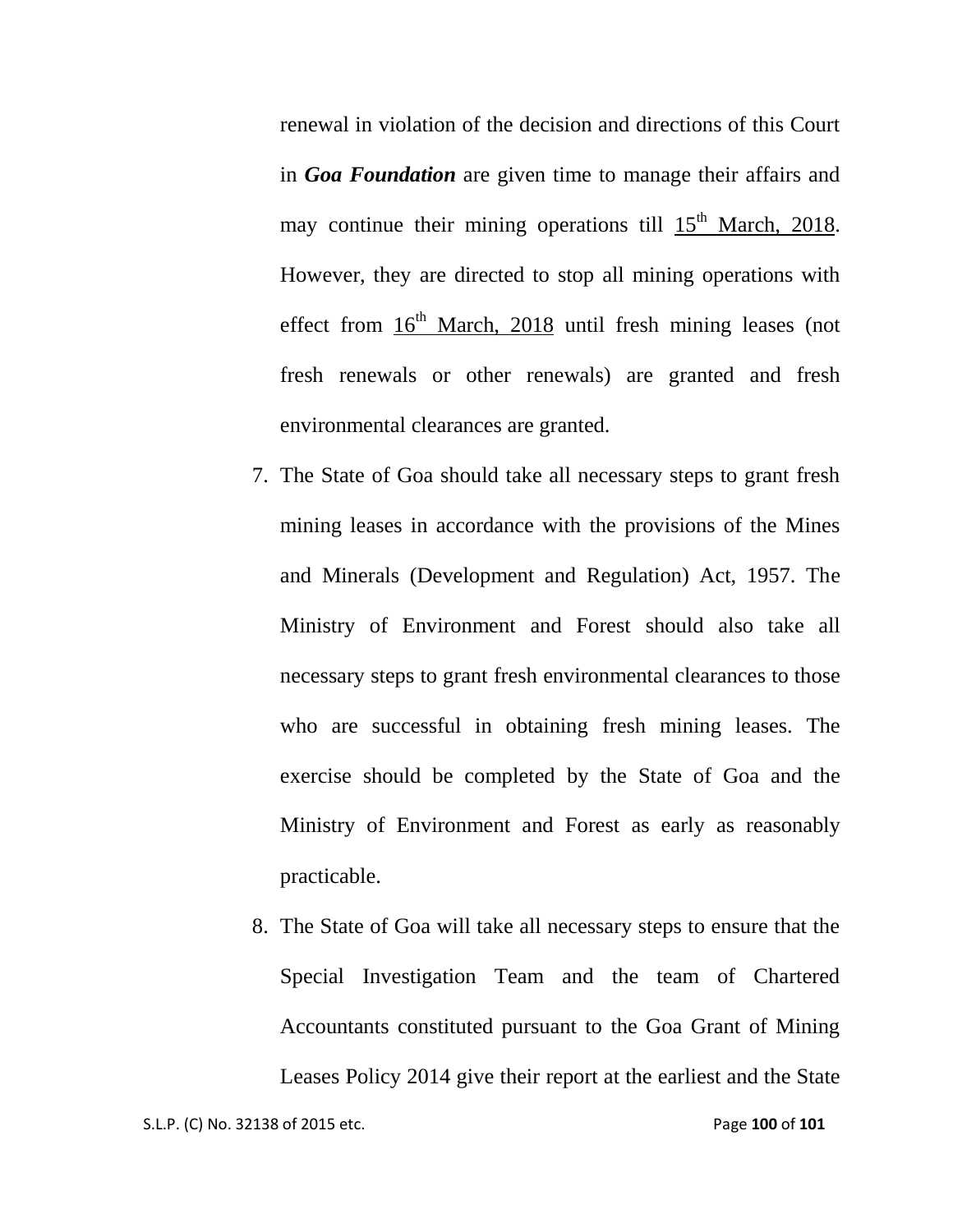renewal in violation of the decision and directions of this Court in ***Goa Foundation*** are given time to manage their affairs and may continue their mining operations till 15th March, 2018. However, they are directed to stop all mining operations with effect from 16th March, 2018 until fresh mining leases (not fresh renewals or other renewals) are granted and fresh environmental clearances are granted.

7. The State of Goa should take all necessary steps to grant fresh mining leases in accordance with the provisions of the Mines and Minerals (Development and Regulation) Act, 1957. The Ministry of Environment and Forest should also take all necessary steps to grant fresh environmental clearances to those who are successful in obtaining fresh mining leases. The exercise should be completed by the State of Goa and the Ministry of Environment and Forest as early as reasonably practicable.

8. The State of Goa will take all necessary steps to ensure that the Special Investigation Team and the team of Chartered Accountants constituted pursuant to the Goa Grant of Mining Leases Policy 2014 give their report at the earliest and the State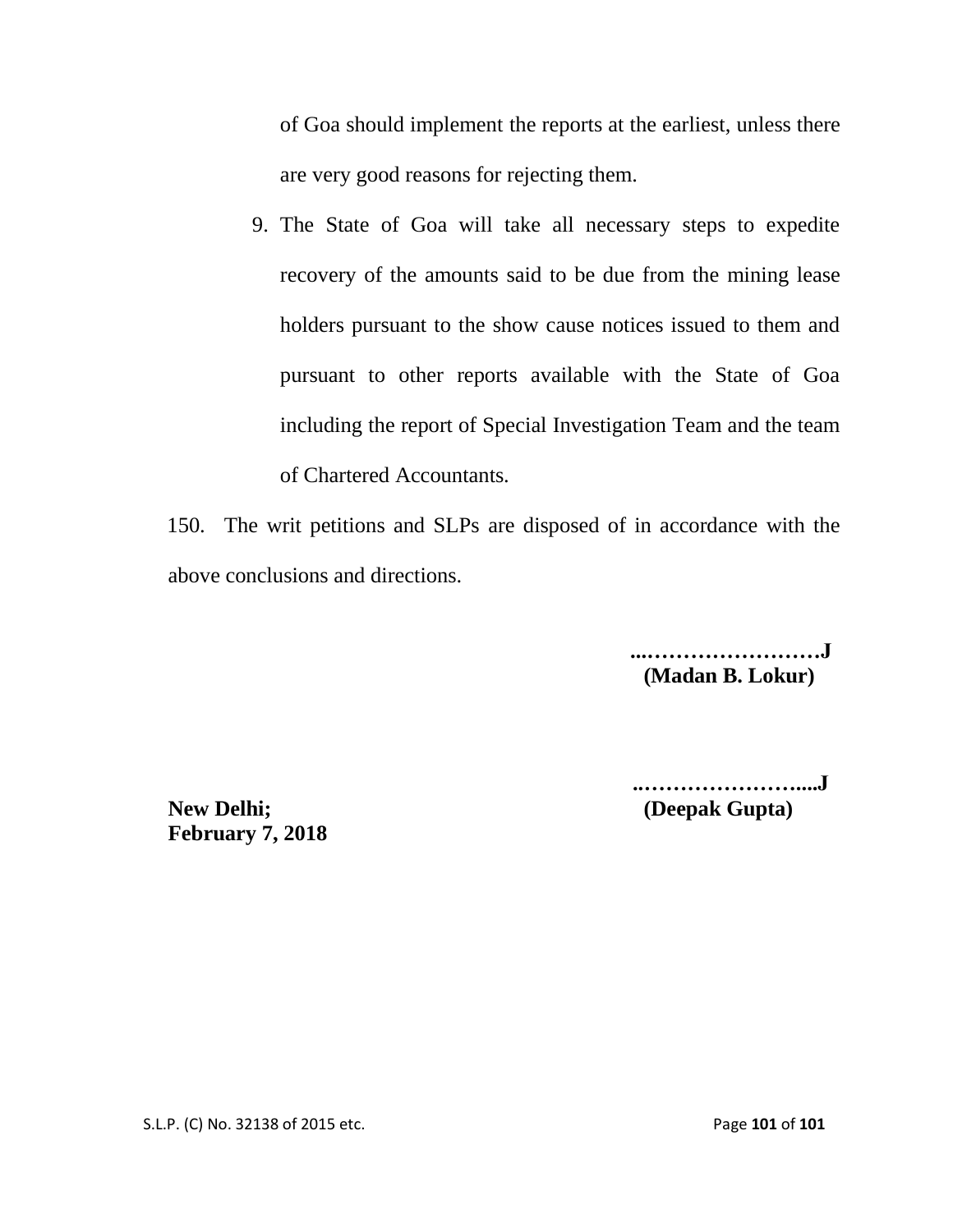of Goa should implement the reports at the earliest, unless there are very good reasons for rejecting them.

9. The State of Goa will take all necessary steps to expedite recovery of the amounts said to be due from the mining lease holders pursuant to the show cause notices issued to them and pursuant to other reports available with the State of Goa including the report of Special Investigation Team and the team of Chartered Accountants.

150. The writ petitions and SLPs are disposed of in accordance with the above conclusions and directions.

**...……………………J**
**(Madan B. Lokur)**

**..…………………....J**
**(Deepak Gupta)**

**New Delhi;**
**February 7, 2018**